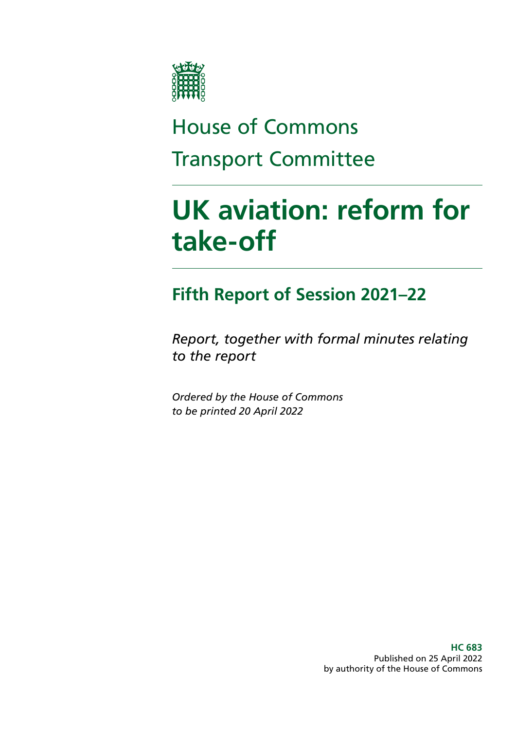House of Commons

Transport Committee

# UK aviation: reform for take-off

## Fifth Report of Session 2021–22

*Report, together with formal minutes relating to the report*

*Ordered by the House of Commons to be printed 20 April 2022*

**HC 683**
Published on 25 April 2022
by authority of the House of Commons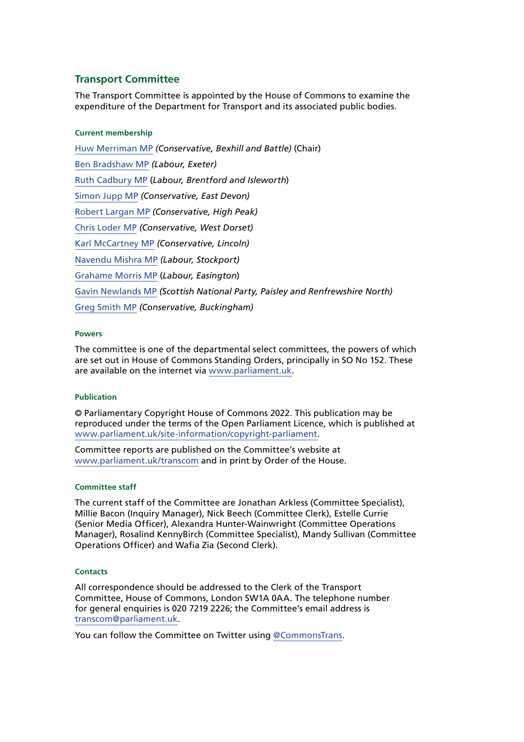## Transport Committee

The Transport Committee is appointed by the House of Commons to examine the expenditure of the Department for Transport and its associated public bodies.

#### Current membership

[Huw Merriman MP](#) *(Conservative, Bexhill and Battle)* (Chair)

[Ben Bradshaw MP](#) *(Labour, Exeter)*

[Ruth Cadbury MP](#) (*Labour, Brentford and Isleworth*)

[Simon Jupp MP](#) *(Conservative, East Devon)*

[Robert Largan MP](#) *(Conservative, High Peak)*

[Chris Loder MP](#) *(Conservative, West Dorset)*

[Karl McCartney MP](#) *(Conservative, Lincoln)*

[Navendu Mishra MP](#) *(Labour, Stockport)*

[Grahame Morris MP](#) (*Labour, Easington*)

[Gavin Newlands MP](#) *(Scottish National Party, Paisley and Renfrewshire North)*

[Greg Smith MP](#) *(Conservative, Buckingham)*

#### Powers

The committee is one of the departmental select committees, the powers of which are set out in House of Commons Standing Orders, principally in SO No 152. These are available on the internet via [www.parliament.uk](www.parliament.uk).

#### Publication

© Parliamentary Copyright House of Commons 2022. This publication may be reproduced under the terms of the Open Parliament Licence, which is published at [www.parliament.uk/site-information/copyright-parliament](www.parliament.uk/site-information/copyright-parliament).

Committee reports are published on the Committee's website at [www.parliament.uk/transcom](www.parliament.uk/transcom) and in print by Order of the House.

#### Committee staff

The current staff of the Committee are Jonathan Arkless (Committee Specialist), Millie Bacon (Inquiry Manager), Nick Beech (Committee Clerk), Estelle Currie (Senior Media Officer), Alexandra Hunter-Wainwright (Committee Operations Manager), Rosalind KennyBirch (Committee Specialist), Mandy Sullivan (Committee Operations Officer) and Wafia Zia (Second Clerk).

#### Contacts

All correspondence should be addressed to the Clerk of the Transport Committee, House of Commons, London SW1A 0AA. The telephone number for general enquiries is 020 7219 2226; the Committee's email address is [transcom@parliament.uk](mailto:transcom@parliament.uk).

You can follow the Committee on Twitter using [@CommonsTrans](#).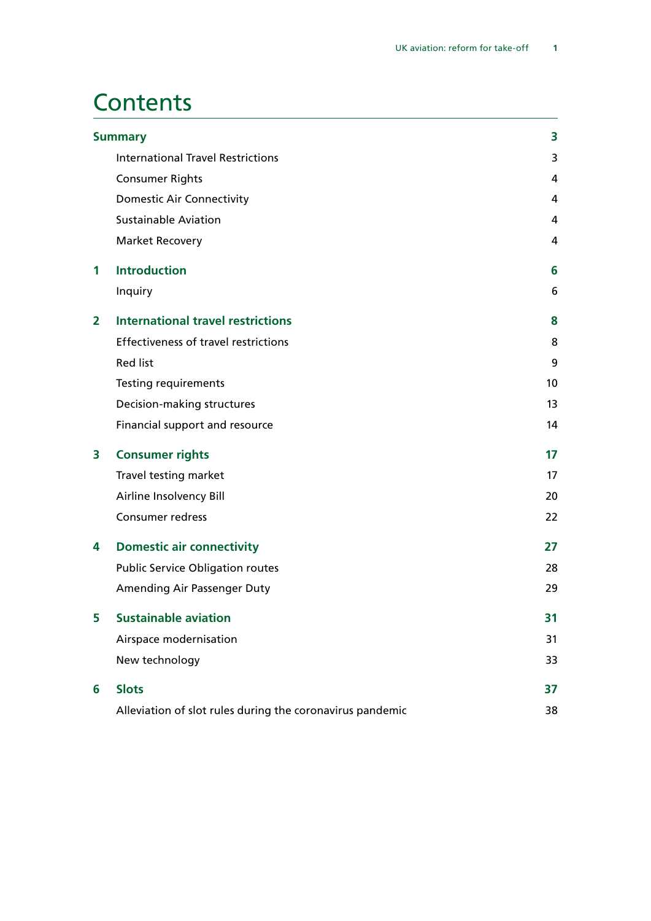# Contents

| | | |
|---|---|---|
| **Summary** | | **3** |
| | International Travel Restrictions | 3 |
| | Consumer Rights | 4 |
| | Domestic Air Connectivity | 4 |
| | Sustainable Aviation | 4 |
| | Market Recovery | 4 |
| **1** | **Introduction** | **6** |
| | Inquiry | 6 |
| **2** | **International travel restrictions** | **8** |
| | Effectiveness of travel restrictions | 8 |
| | Red list | 9 |
| | Testing requirements | 10 |
| | Decision-making structures | 13 |
| | Financial support and resource | 14 |
| **3** | **Consumer rights** | **17** |
| | Travel testing market | 17 |
| | Airline Insolvency Bill | 20 |
| | Consumer redress | 22 |
| **4** | **Domestic air connectivity** | **27** |
| | Public Service Obligation routes | 28 |
| | Amending Air Passenger Duty | 29 |
| **5** | **Sustainable aviation** | **31** |
| | Airspace modernisation | 31 |
| | New technology | 33 |
| **6** | **Slots** | **37** |
| | Alleviation of slot rules during the coronavirus pandemic | 38 |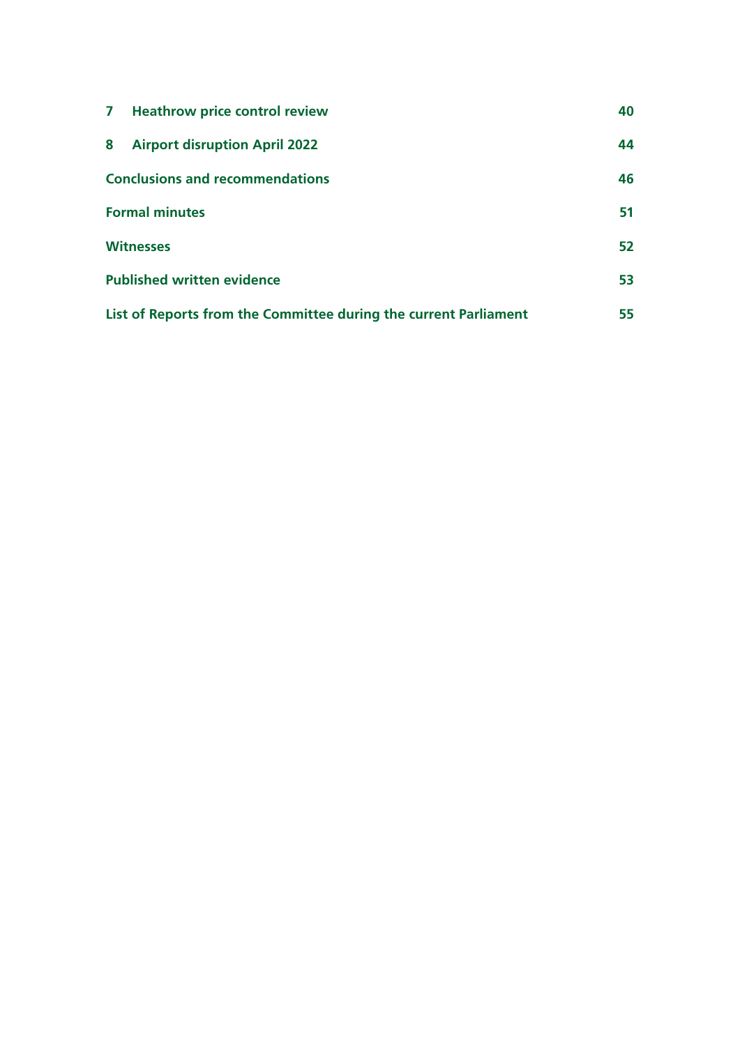| | |
|---|---|
| **7 Heathrow price control review** | **40** |
| **8 Airport disruption April 2022** | **44** |
| **Conclusions and recommendations** | **46** |
| **Formal minutes** | **51** |
| **Witnesses** | **52** |
| **Published written evidence** | **53** |
| **List of Reports from the Committee during the current Parliament** | **55** |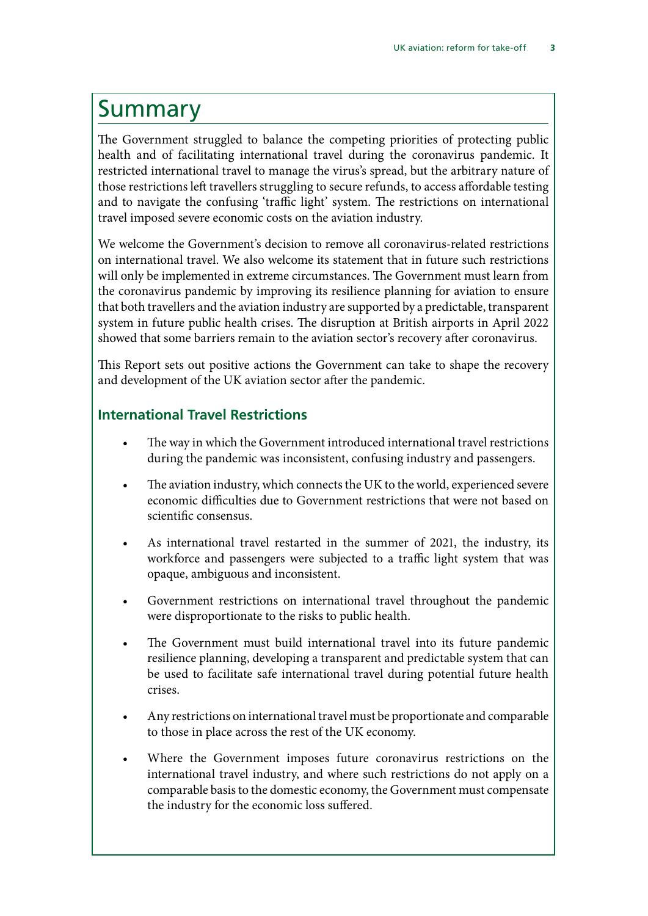# Summary

The Government struggled to balance the competing priorities of protecting public health and of facilitating international travel during the coronavirus pandemic. It restricted international travel to manage the virus's spread, but the arbitrary nature of those restrictions left travellers struggling to secure refunds, to access affordable testing and to navigate the confusing 'traffic light' system. The restrictions on international travel imposed severe economic costs on the aviation industry.

We welcome the Government's decision to remove all coronavirus-related restrictions on international travel. We also welcome its statement that in future such restrictions will only be implemented in extreme circumstances. The Government must learn from the coronavirus pandemic by improving its resilience planning for aviation to ensure that both travellers and the aviation industry are supported by a predictable, transparent system in future public health crises. The disruption at British airports in April 2022 showed that some barriers remain to the aviation sector's recovery after coronavirus.

This Report sets out positive actions the Government can take to shape the recovery and development of the UK aviation sector after the pandemic.

### International Travel Restrictions

- The way in which the Government introduced international travel restrictions during the pandemic was inconsistent, confusing industry and passengers.
- The aviation industry, which connects the UK to the world, experienced severe economic difficulties due to Government restrictions that were not based on scientific consensus.
- As international travel restarted in the summer of 2021, the industry, its workforce and passengers were subjected to a traffic light system that was opaque, ambiguous and inconsistent.
- Government restrictions on international travel throughout the pandemic were disproportionate to the risks to public health.
- The Government must build international travel into its future pandemic resilience planning, developing a transparent and predictable system that can be used to facilitate safe international travel during potential future health crises.
- Any restrictions on international travel must be proportionate and comparable to those in place across the rest of the UK economy.
- Where the Government imposes future coronavirus restrictions on the international travel industry, and where such restrictions do not apply on a comparable basis to the domestic economy, the Government must compensate the industry for the economic loss suffered.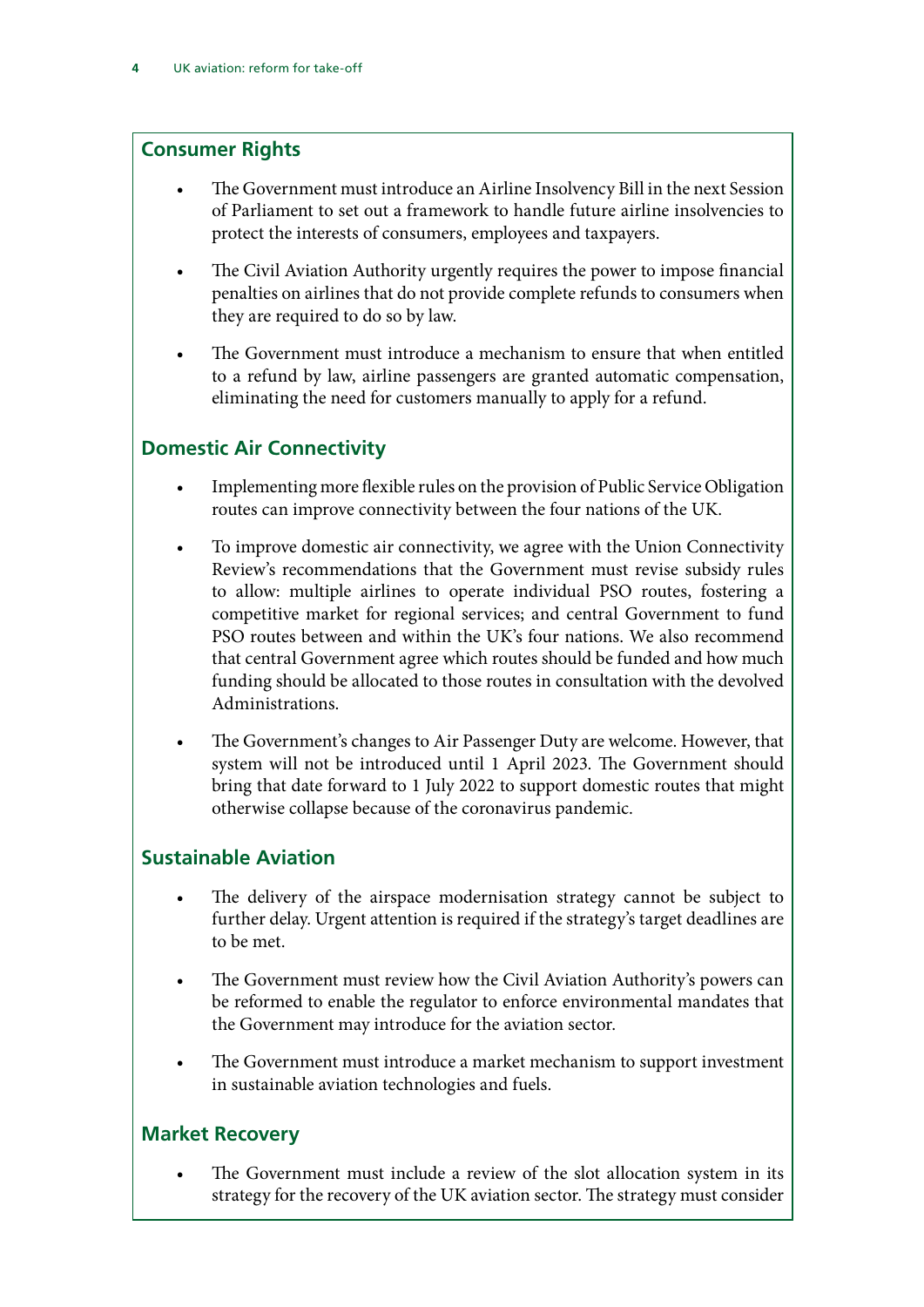### Consumer Rights

- The Government must introduce an Airline Insolvency Bill in the next Session of Parliament to set out a framework to handle future airline insolvencies to protect the interests of consumers, employees and taxpayers.
- The Civil Aviation Authority urgently requires the power to impose financial penalties on airlines that do not provide complete refunds to consumers when they are required to do so by law.
- The Government must introduce a mechanism to ensure that when entitled to a refund by law, airline passengers are granted automatic compensation, eliminating the need for customers manually to apply for a refund.

### Domestic Air Connectivity

- Implementing more flexible rules on the provision of Public Service Obligation routes can improve connectivity between the four nations of the UK.
- To improve domestic air connectivity, we agree with the Union Connectivity Review's recommendations that the Government must revise subsidy rules to allow: multiple airlines to operate individual PSO routes, fostering a competitive market for regional services; and central Government to fund PSO routes between and within the UK's four nations. We also recommend that central Government agree which routes should be funded and how much funding should be allocated to those routes in consultation with the devolved Administrations.
- The Government's changes to Air Passenger Duty are welcome. However, that system will not be introduced until 1 April 2023. The Government should bring that date forward to 1 July 2022 to support domestic routes that might otherwise collapse because of the coronavirus pandemic.

### Sustainable Aviation

- The delivery of the airspace modernisation strategy cannot be subject to further delay. Urgent attention is required if the strategy's target deadlines are to be met.
- The Government must review how the Civil Aviation Authority's powers can be reformed to enable the regulator to enforce environmental mandates that the Government may introduce for the aviation sector.
- The Government must introduce a market mechanism to support investment in sustainable aviation technologies and fuels.

### Market Recovery

- The Government must include a review of the slot allocation system in its strategy for the recovery of the UK aviation sector. The strategy must consider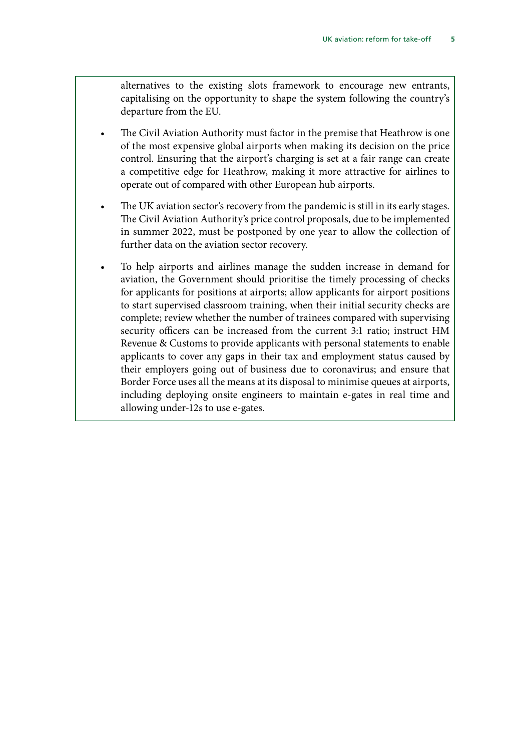alternatives to the existing slots framework to encourage new entrants, capitalising on the opportunity to shape the system following the country's departure from the EU.

- The Civil Aviation Authority must factor in the premise that Heathrow is one of the most expensive global airports when making its decision on the price control. Ensuring that the airport's charging is set at a fair range can create a competitive edge for Heathrow, making it more attractive for airlines to operate out of compared with other European hub airports.

- The UK aviation sector's recovery from the pandemic is still in its early stages. The Civil Aviation Authority's price control proposals, due to be implemented in summer 2022, must be postponed by one year to allow the collection of further data on the aviation sector recovery.

- To help airports and airlines manage the sudden increase in demand for aviation, the Government should prioritise the timely processing of checks for applicants for positions at airports; allow applicants for airport positions to start supervised classroom training, when their initial security checks are complete; review whether the number of trainees compared with supervising security officers can be increased from the current 3:1 ratio; instruct HM Revenue & Customs to provide applicants with personal statements to enable applicants to cover any gaps in their tax and employment status caused by their employers going out of business due to coronavirus; and ensure that Border Force uses all the means at its disposal to minimise queues at airports, including deploying onsite engineers to maintain e-gates in real time and allowing under-12s to use e-gates.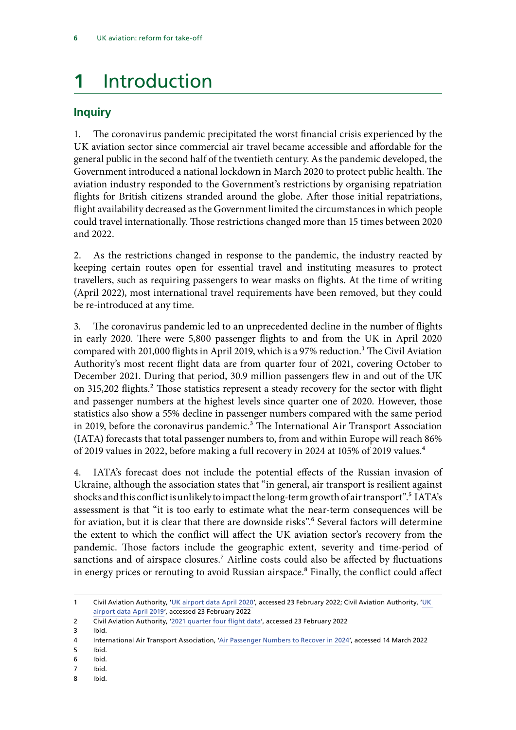# 1 Introduction

## Inquiry

1. The coronavirus pandemic precipitated the worst financial crisis experienced by the UK aviation sector since commercial air travel became accessible and affordable for the general public in the second half of the twentieth century. As the pandemic developed, the Government introduced a national lockdown in March 2020 to protect public health. The aviation industry responded to the Government's restrictions by organising repatriation flights for British citizens stranded around the globe. After those initial repatriations, flight availability decreased as the Government limited the circumstances in which people could travel internationally. Those restrictions changed more than 15 times between 2020 and 2022.

2. As the restrictions changed in response to the pandemic, the industry reacted by keeping certain routes open for essential travel and instituting measures to protect travellers, such as requiring passengers to wear masks on flights. At the time of writing (April 2022), most international travel requirements have been removed, but they could be re-introduced at any time.

3. The coronavirus pandemic led to an unprecedented decline in the number of flights in early 2020. There were 5,800 passenger flights to and from the UK in April 2020 compared with 201,000 flights in April 2019, which is a 97% reduction.[1] The Civil Aviation Authority's most recent flight data are from quarter four of 2021, covering October to December 2021. During that period, 30.9 million passengers flew in and out of the UK on 315,202 flights.[2] Those statistics represent a steady recovery for the sector with flight and passenger numbers at the highest levels since quarter one of 2020. However, those statistics also show a 55% decline in passenger numbers compared with the same period in 2019, before the coronavirus pandemic.[3] The International Air Transport Association (IATA) forecasts that total passenger numbers to, from and within Europe will reach 86% of 2019 values in 2022, before making a full recovery in 2024 at 105% of 2019 values.[4]

4. IATA's forecast does not include the potential effects of the Russian invasion of Ukraine, although the association states that "in general, air transport is resilient against shocks and this conflict is unlikely to impact the long-term growth of air transport".[5] IATA's assessment is that "it is too early to estimate what the near-term consequences will be for aviation, but it is clear that there are downside risks".[6] Several factors will determine the extent to which the conflict will affect the UK aviation sector's recovery from the pandemic. Those factors include the geographic extent, severity and time-period of sanctions and of airspace closures.[7] Airline costs could also be affected by fluctuations in energy prices or rerouting to avoid Russian airspace.[8] Finally, the conflict could affect

---

1 Civil Aviation Authority, 'UK airport data April 2020', accessed 23 February 2022; Civil Aviation Authority, 'UK airport data April 2019', accessed 23 February 2022

2 Civil Aviation Authority, '2021 quarter four flight data', accessed 23 February 2022

3 Ibid.

4 International Air Transport Association, 'Air Passenger Numbers to Recover in 2024', accessed 14 March 2022

5 Ibid.

6 Ibid.

7 Ibid.

8 Ibid.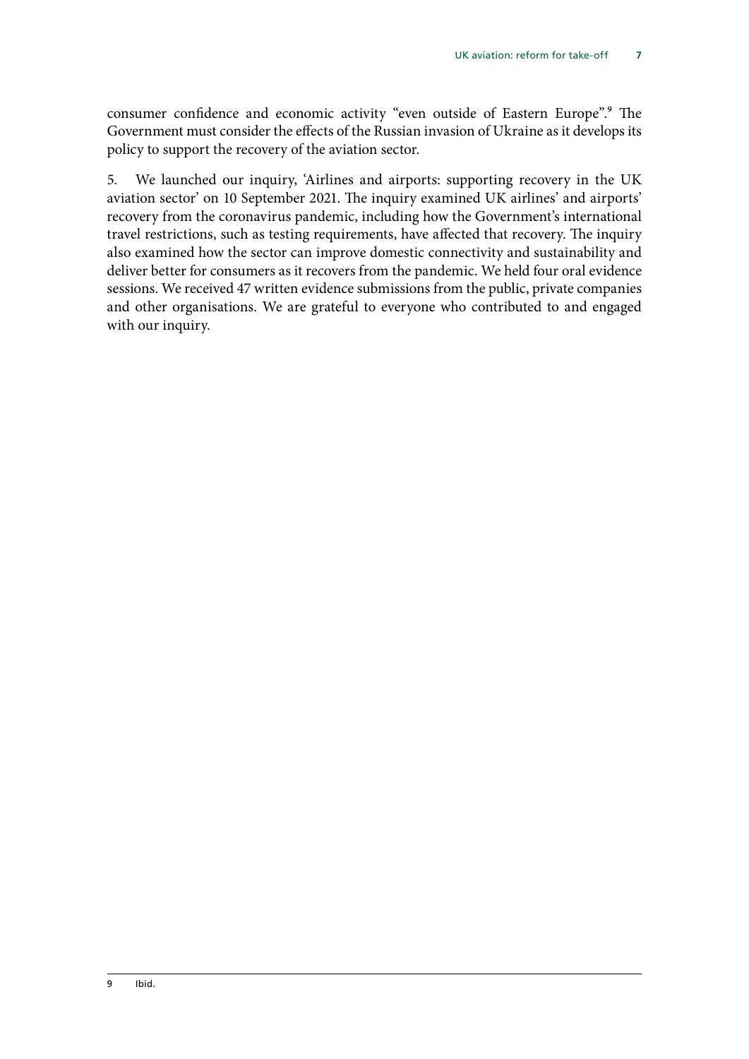consumer confidence and economic activity "even outside of Eastern Europe".[9] The Government must consider the effects of the Russian invasion of Ukraine as it develops its policy to support the recovery of the aviation sector.

5. We launched our inquiry, 'Airlines and airports: supporting recovery in the UK aviation sector' on 10 September 2021. The inquiry examined UK airlines' and airports' recovery from the coronavirus pandemic, including how the Government's international travel restrictions, such as testing requirements, have affected that recovery. The inquiry also examined how the sector can improve domestic connectivity and sustainability and deliver better for consumers as it recovers from the pandemic. We held four oral evidence sessions. We received 47 written evidence submissions from the public, private companies and other organisations. We are grateful to everyone who contributed to and engaged with our inquiry.

9 Ibid.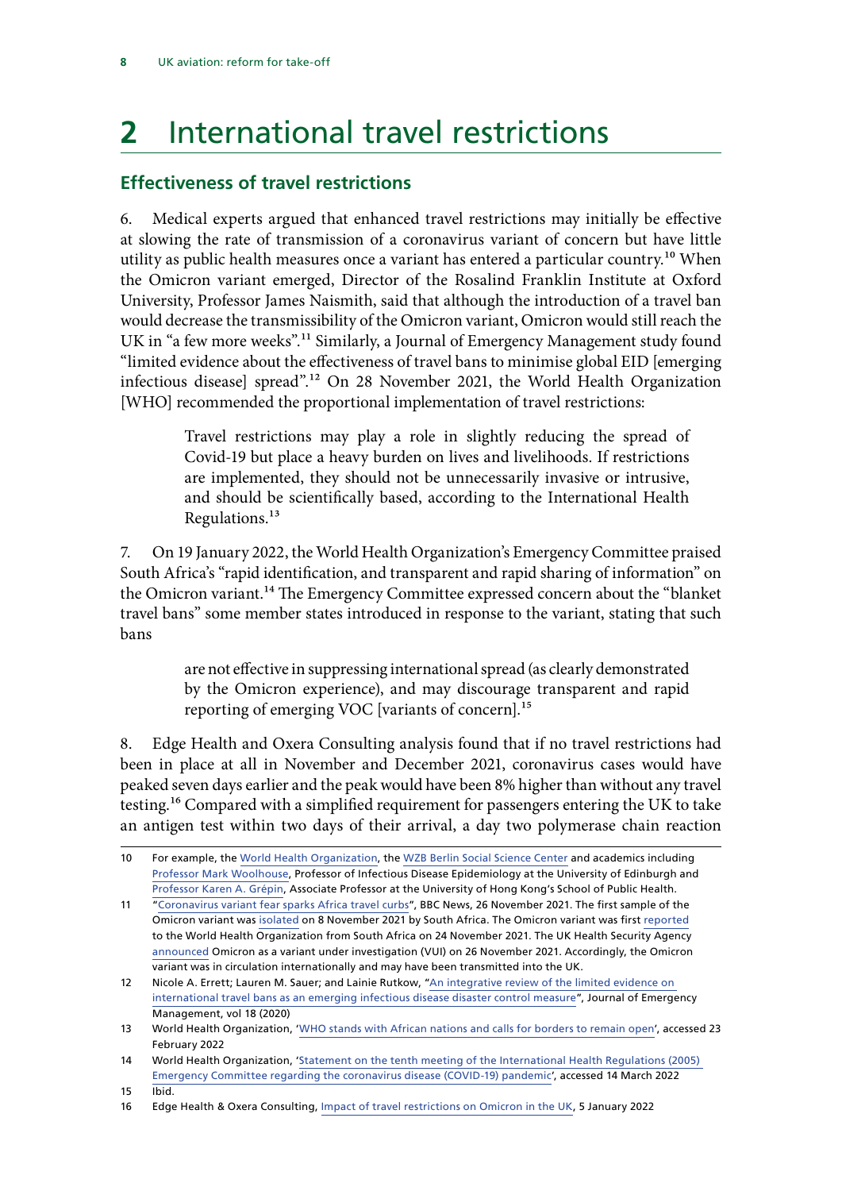# 2 International travel restrictions

## Effectiveness of travel restrictions

6. Medical experts argued that enhanced travel restrictions may initially be effective at slowing the rate of transmission of a coronavirus variant of concern but have little utility as public health measures once a variant has entered a particular country.[10] When the Omicron variant emerged, Director of the Rosalind Franklin Institute at Oxford University, Professor James Naismith, said that although the introduction of a travel ban would decrease the transmissibility of the Omicron variant, Omicron would still reach the UK in "a few more weeks".[11] Similarly, a Journal of Emergency Management study found "limited evidence about the effectiveness of travel bans to minimise global EID [emerging infectious disease] spread".[12] On 28 November 2021, the World Health Organization [WHO] recommended the proportional implementation of travel restrictions:

> Travel restrictions may play a role in slightly reducing the spread of Covid-19 but place a heavy burden on lives and livelihoods. If restrictions are implemented, they should not be unnecessarily invasive or intrusive, and should be scientifically based, according to the International Health Regulations.[13]

7. On 19 January 2022, the World Health Organization's Emergency Committee praised South Africa's "rapid identification, and transparent and rapid sharing of information" on the Omicron variant.[14] The Emergency Committee expressed concern about the "blanket travel bans" some member states introduced in response to the variant, stating that such bans

> are not effective in suppressing international spread (as clearly demonstrated by the Omicron experience), and may discourage transparent and rapid reporting of emerging VOC [variants of concern].[15]

8. Edge Health and Oxera Consulting analysis found that if no travel restrictions had been in place at all in November and December 2021, coronavirus cases would have peaked seven days earlier and the peak would have been 8% higher than without any travel testing.[16] Compared with a simplified requirement for passengers entering the UK to take an antigen test within two days of their arrival, a day two polymerase chain reaction

---

10 For example, the World Health Organization, the WZB Berlin Social Science Center and academics including Professor Mark Woolhouse, Professor of Infectious Disease Epidemiology at the University of Edinburgh and Professor Karen A. Grépin, Associate Professor at the University of Hong Kong's School of Public Health.

11 "Coronavirus variant fear sparks Africa travel curbs", BBC News, 26 November 2021. The first sample of the Omicron variant was isolated on 8 November 2021 by South Africa. The Omicron variant was first reported to the World Health Organization from South Africa on 24 November 2021. The UK Health Security Agency announced Omicron as a variant under investigation (VUI) on 26 November 2021. Accordingly, the Omicron variant was in circulation internationally and may have been transmitted into the UK.

12 Nicole A. Errett; Lauren M. Sauer; and Lainie Rutkow, "An integrative review of the limited evidence on international travel bans as an emerging infectious disease disaster control measure", Journal of Emergency Management, vol 18 (2020)

13 World Health Organization, 'WHO stands with African nations and calls for borders to remain open', accessed 23 February 2022

14 World Health Organization, 'Statement on the tenth meeting of the International Health Regulations (2005) Emergency Committee regarding the coronavirus disease (COVID-19) pandemic', accessed 14 March 2022

15 Ibid.

16 Edge Health & Oxera Consulting, Impact of travel restrictions on Omicron in the UK, 5 January 2022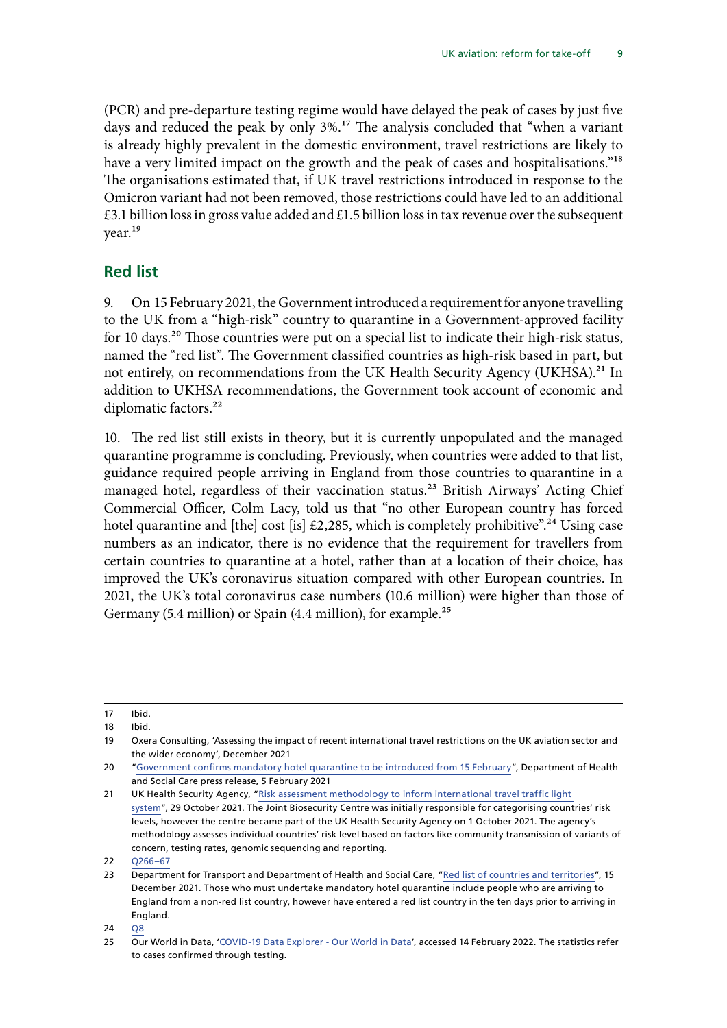(PCR) and pre-departure testing regime would have delayed the peak of cases by just five days and reduced the peak by only 3%.[17] The analysis concluded that "when a variant is already highly prevalent in the domestic environment, travel restrictions are likely to have a very limited impact on the growth and the peak of cases and hospitalisations."[18] The organisations estimated that, if UK travel restrictions introduced in response to the Omicron variant had not been removed, those restrictions could have led to an additional £3.1 billion loss in gross value added and £1.5 billion loss in tax revenue over the subsequent year.[19]

## Red list

9. On 15 February 2021, the Government introduced a requirement for anyone travelling to the UK from a "high-risk" country to quarantine in a Government-approved facility for 10 days.[20] Those countries were put on a special list to indicate their high-risk status, named the "red list". The Government classified countries as high-risk based in part, but not entirely, on recommendations from the UK Health Security Agency (UKHSA).[21] In addition to UKHSA recommendations, the Government took account of economic and diplomatic factors.[22]

10. The red list still exists in theory, but it is currently unpopulated and the managed quarantine programme is concluding. Previously, when countries were added to that list, guidance required people arriving in England from those countries to quarantine in a managed hotel, regardless of their vaccination status.[23] British Airways' Acting Chief Commercial Officer, Colm Lacy, told us that "no other European country has forced hotel quarantine and [the] cost [is] £2,285, which is completely prohibitive".[24] Using case numbers as an indicator, there is no evidence that the requirement for travellers from certain countries to quarantine at a hotel, rather than at a location of their choice, has improved the UK's coronavirus situation compared with other European countries. In 2021, the UK's total coronavirus case numbers (10.6 million) were higher than those of Germany (5.4 million) or Spain (4.4 million), for example.[25]

---

17 Ibid.

18 Ibid.

19 Oxera Consulting, 'Assessing the impact of recent international travel restrictions on the UK aviation sector and the wider economy', December 2021

20 "Government confirms mandatory hotel quarantine to be introduced from 15 February", Department of Health and Social Care press release, 5 February 2021

21 UK Health Security Agency, "Risk assessment methodology to inform international travel traffic light system", 29 October 2021. The Joint Biosecurity Centre was initially responsible for categorising countries' risk levels, however the centre became part of the UK Health Security Agency on 1 October 2021. The agency's methodology assesses individual countries' risk level based on factors like community transmission of variants of concern, testing rates, genomic sequencing and reporting.

22 Q266–67

23 Department for Transport and Department of Health and Social Care, "Red list of countries and territories", 15 December 2021. Those who must undertake mandatory hotel quarantine include people who are arriving to England from a non-red list country, however have entered a red list country in the ten days prior to arriving in England.

24 Q8

25 Our World in Data, 'COVID-19 Data Explorer - Our World in Data', accessed 14 February 2022. The statistics refer to cases confirmed through testing.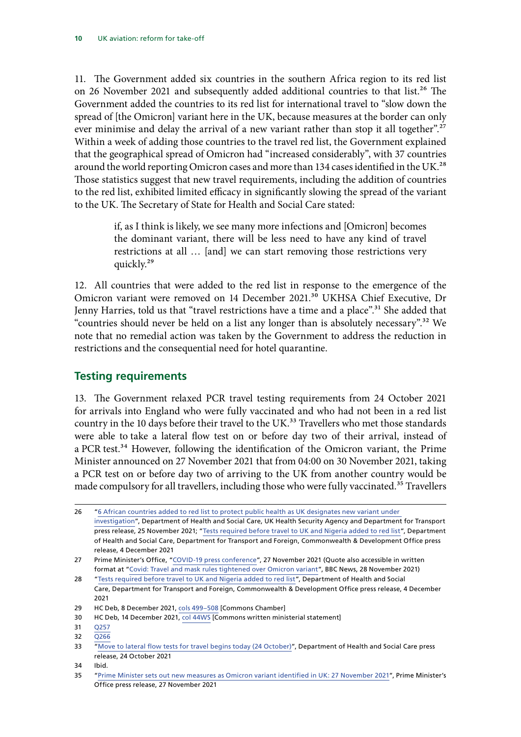11. The Government added six countries in the southern Africa region to its red list on 26 November 2021 and subsequently added additional countries to that list.[26] The Government added the countries to its red list for international travel to "slow down the spread of [the Omicron] variant here in the UK, because measures at the border can only ever minimise and delay the arrival of a new variant rather than stop it all together".[27] Within a week of adding those countries to the travel red list, the Government explained that the geographical spread of Omicron had "increased considerably", with 37 countries around the world reporting Omicron cases and more than 134 cases identified in the UK.[28] Those statistics suggest that new travel requirements, including the addition of countries to the red list, exhibited limited efficacy in significantly slowing the spread of the variant to the UK. The Secretary of State for Health and Social Care stated:

> if, as I think is likely, we see many more infections and [Omicron] becomes the dominant variant, there will be less need to have any kind of travel restrictions at all … [and] we can start removing those restrictions very quickly.[29]

12. All countries that were added to the red list in response to the emergence of the Omicron variant were removed on 14 December 2021.[30] UKHSA Chief Executive, Dr Jenny Harries, told us that "travel restrictions have a time and a place".[31] She added that "countries should never be held on a list any longer than is absolutely necessary".[32] We note that no remedial action was taken by the Government to address the reduction in restrictions and the consequential need for hotel quarantine.

## Testing requirements

13. The Government relaxed PCR travel testing requirements from 24 October 2021 for arrivals into England who were fully vaccinated and who had not been in a red list country in the 10 days before their travel to the UK.[33] Travellers who met those standards were able to take a lateral flow test on or before day two of their arrival, instead of a PCR test.[34] However, following the identification of the Omicron variant, the Prime Minister announced on 27 November 2021 that from 04:00 on 30 November 2021, taking a PCR test on or before day two of arriving to the UK from another country would be made compulsory for all travellers, including those who were fully vaccinated.[35] Travellers

---

26 "6 African countries added to red list to protect public health as UK designates new variant under investigation", Department of Health and Social Care, UK Health Security Agency and Department for Transport press release, 25 November 2021; "Tests required before travel to UK and Nigeria added to red list", Department of Health and Social Care, Department for Transport and Foreign, Commonwealth & Development Office press release, 4 December 2021

27 Prime Minister's Office, "COVID-19 press conference", 27 November 2021 (Quote also accessible in written format at "Covid: Travel and mask rules tightened over Omicron variant", BBC News, 28 November 2021)

28 "Tests required before travel to UK and Nigeria added to red list", Department of Health and Social Care, Department for Transport and Foreign, Commonwealth & Development Office press release, 4 December 2021

29 HC Deb, 8 December 2021, cols 499–508 [Commons Chamber]

30 HC Deb, 14 December 2021, col 44WS [Commons written ministerial statement]

31 Q257

32 Q266

33 "Move to lateral flow tests for travel begins today (24 October)", Department of Health and Social Care press release, 24 October 2021

34 Ibid.

35 "Prime Minister sets out new measures as Omicron variant identified in UK: 27 November 2021", Prime Minister's Office press release, 27 November 2021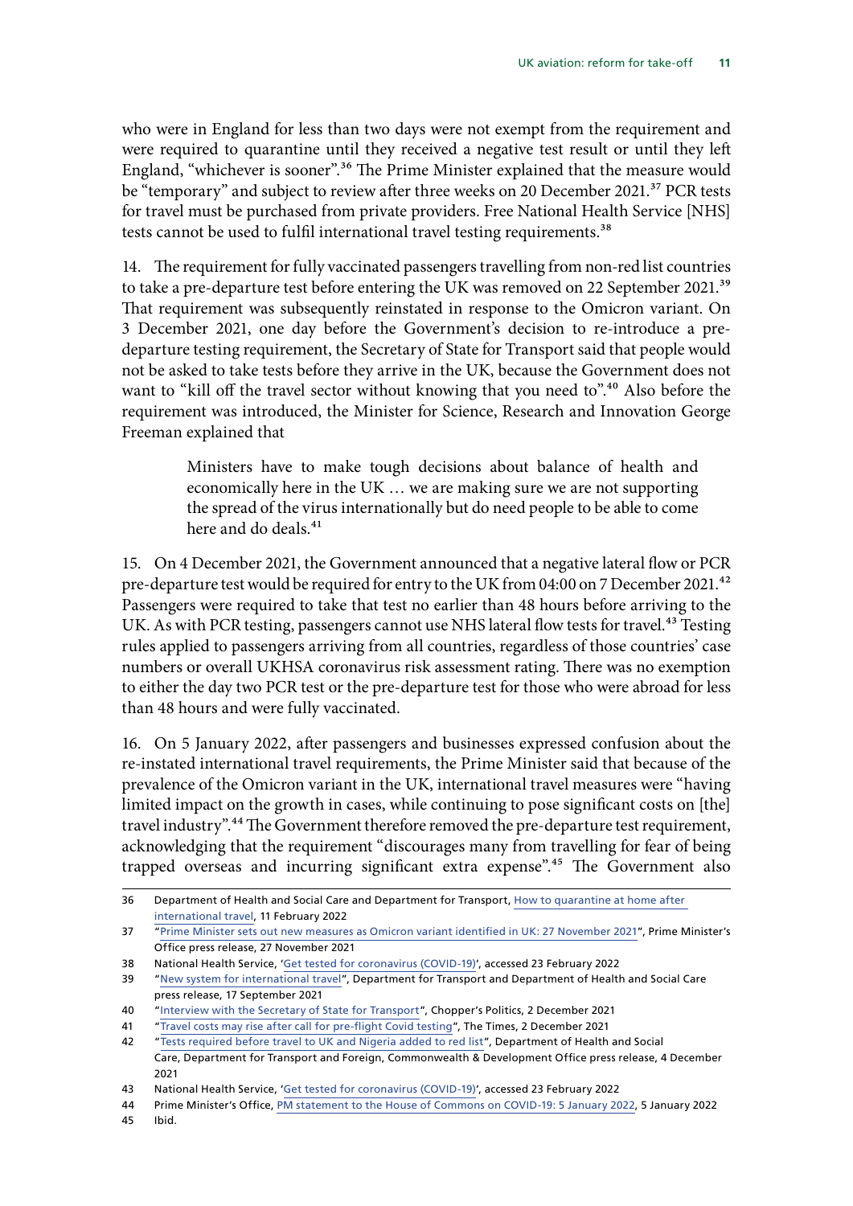who were in England for less than two days were not exempt from the requirement and were required to quarantine until they received a negative test result or until they left England, "whichever is sooner".[36] The Prime Minister explained that the measure would be "temporary" and subject to review after three weeks on 20 December 2021.[37] PCR tests for travel must be purchased from private providers. Free National Health Service [NHS] tests cannot be used to fulfil international travel testing requirements.[38]

14. The requirement for fully vaccinated passengers travelling from non-red list countries to take a pre-departure test before entering the UK was removed on 22 September 2021.[39] That requirement was subsequently reinstated in response to the Omicron variant. On 3 December 2021, one day before the Government's decision to re-introduce a pre-departure testing requirement, the Secretary of State for Transport said that people would not be asked to take tests before they arrive in the UK, because the Government does not want to "kill off the travel sector without knowing that you need to".[40] Also before the requirement was introduced, the Minister for Science, Research and Innovation George Freeman explained that

> Ministers have to make tough decisions about balance of health and economically here in the UK … we are making sure we are not supporting the spread of the virus internationally but do need people to be able to come here and do deals.[41]

15. On 4 December 2021, the Government announced that a negative lateral flow or PCR pre-departure test would be required for entry to the UK from 04:00 on 7 December 2021.[42] Passengers were required to take that test no earlier than 48 hours before arriving to the UK. As with PCR testing, passengers cannot use NHS lateral flow tests for travel.[43] Testing rules applied to passengers arriving from all countries, regardless of those countries' case numbers or overall UKHSA coronavirus risk assessment rating. There was no exemption to either the day two PCR test or the pre-departure test for those who were abroad for less than 48 hours and were fully vaccinated.

16. On 5 January 2022, after passengers and businesses expressed confusion about the re-instated international travel requirements, the Prime Minister said that because of the prevalence of the Omicron variant in the UK, international travel measures were "having limited impact on the growth in cases, while continuing to pose significant costs on [the] travel industry".[44] The Government therefore removed the pre-departure test requirement, acknowledging that the requirement "discourages many from travelling for fear of being trapped overseas and incurring significant extra expense".[45] The Government also

---

36 Department of Health and Social Care and Department for Transport, How to quarantine at home after international travel, 11 February 2022

37 "Prime Minister sets out new measures as Omicron variant identified in UK: 27 November 2021", Prime Minister's Office press release, 27 November 2021

38 National Health Service, 'Get tested for coronavirus (COVID-19)', accessed 23 February 2022

39 "New system for international travel", Department for Transport and Department of Health and Social Care press release, 17 September 2021

40 "Interview with the Secretary of State for Transport", Chopper's Politics, 2 December 2021

41 "Travel costs may rise after call for pre-flight Covid testing", The Times, 2 December 2021

42 "Tests required before travel to UK and Nigeria added to red list", Department of Health and Social Care, Department for Transport and Foreign, Commonwealth & Development Office press release, 4 December 2021

43 National Health Service, 'Get tested for coronavirus (COVID-19)', accessed 23 February 2022

44 Prime Minister's Office, PM statement to the House of Commons on COVID-19: 5 January 2022, 5 January 2022

45 Ibid.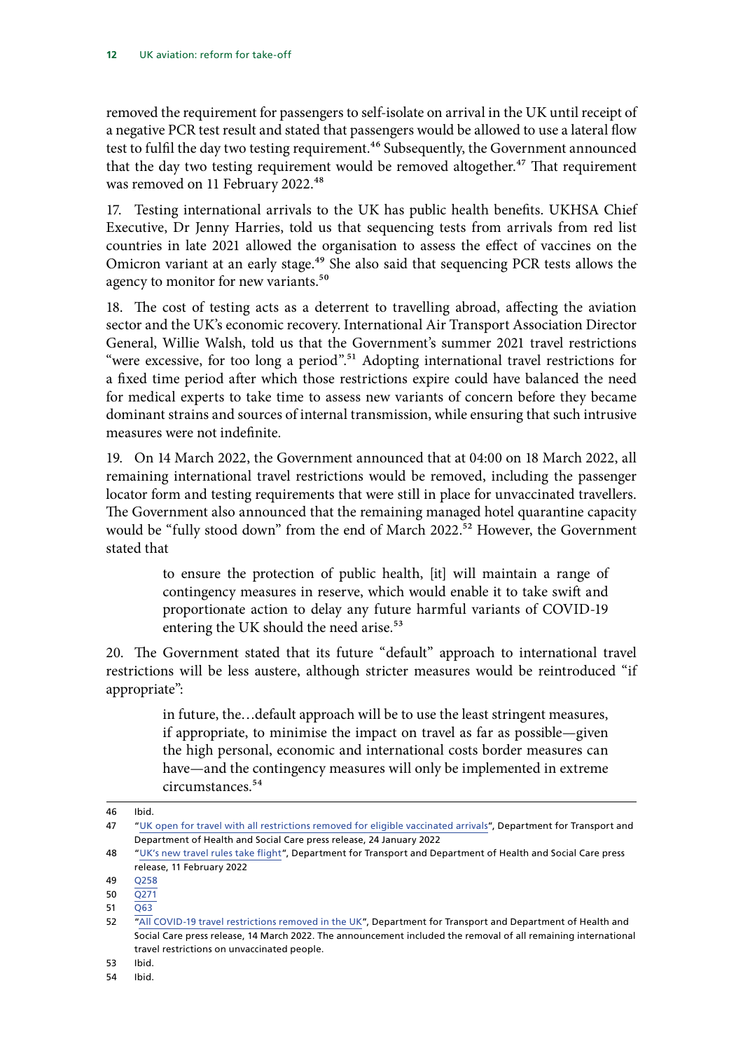removed the requirement for passengers to self-isolate on arrival in the UK until receipt of a negative PCR test result and stated that passengers would be allowed to use a lateral flow test to fulfil the day two testing requirement.[46] Subsequently, the Government announced that the day two testing requirement would be removed altogether.[47] That requirement was removed on 11 February 2022.[48]

17. Testing international arrivals to the UK has public health benefits. UKHSA Chief Executive, Dr Jenny Harries, told us that sequencing tests from arrivals from red list countries in late 2021 allowed the organisation to assess the effect of vaccines on the Omicron variant at an early stage.[49] She also said that sequencing PCR tests allows the agency to monitor for new variants.[50]

18. The cost of testing acts as a deterrent to travelling abroad, affecting the aviation sector and the UK's economic recovery. International Air Transport Association Director General, Willie Walsh, told us that the Government's summer 2021 travel restrictions "were excessive, for too long a period".[51] Adopting international travel restrictions for a fixed time period after which those restrictions expire could have balanced the need for medical experts to take time to assess new variants of concern before they became dominant strains and sources of internal transmission, while ensuring that such intrusive measures were not indefinite.

19. On 14 March 2022, the Government announced that at 04:00 on 18 March 2022, all remaining international travel restrictions would be removed, including the passenger locator form and testing requirements that were still in place for unvaccinated travellers. The Government also announced that the remaining managed hotel quarantine capacity would be "fully stood down" from the end of March 2022.[52] However, the Government stated that

> to ensure the protection of public health, [it] will maintain a range of contingency measures in reserve, which would enable it to take swift and proportionate action to delay any future harmful variants of COVID-19 entering the UK should the need arise.[53]

20. The Government stated that its future "default" approach to international travel restrictions will be less austere, although stricter measures would be reintroduced "if appropriate":

> in future, the…default approach will be to use the least stringent measures, if appropriate, to minimise the impact on travel as far as possible—given the high personal, economic and international costs border measures can have—and the contingency measures will only be implemented in extreme circumstances.[54]

---

46 Ibid.

47 "UK open for travel with all restrictions removed for eligible vaccinated arrivals", Department for Transport and Department of Health and Social Care press release, 24 January 2022

48 "UK's new travel rules take flight", Department for Transport and Department of Health and Social Care press release, 11 February 2022

49 Q258

50 Q271

51 Q63

52 "All COVID-19 travel restrictions removed in the UK", Department for Transport and Department of Health and Social Care press release, 14 March 2022. The announcement included the removal of all remaining international travel restrictions on unvaccinated people.

53 Ibid.

54 Ibid.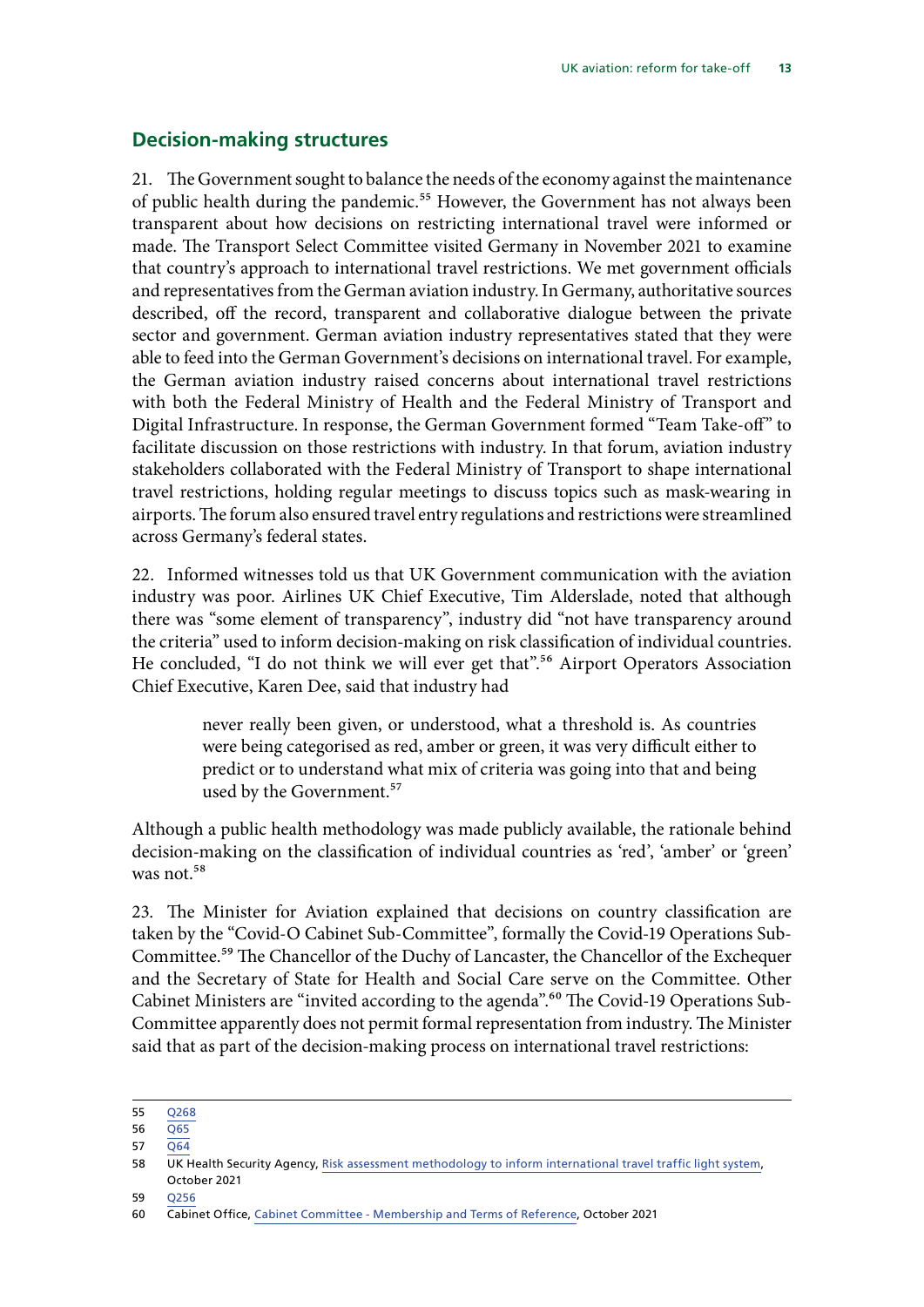## Decision-making structures

21. The Government sought to balance the needs of the economy against the maintenance of public health during the pandemic.[55] However, the Government has not always been transparent about how decisions on restricting international travel were informed or made. The Transport Select Committee visited Germany in November 2021 to examine that country's approach to international travel restrictions. We met government officials and representatives from the German aviation industry. In Germany, authoritative sources described, off the record, transparent and collaborative dialogue between the private sector and government. German aviation industry representatives stated that they were able to feed into the German Government's decisions on international travel. For example, the German aviation industry raised concerns about international travel restrictions with both the Federal Ministry of Health and the Federal Ministry of Transport and Digital Infrastructure. In response, the German Government formed "Team Take-off" to facilitate discussion on those restrictions with industry. In that forum, aviation industry stakeholders collaborated with the Federal Ministry of Transport to shape international travel restrictions, holding regular meetings to discuss topics such as mask-wearing in airports. The forum also ensured travel entry regulations and restrictions were streamlined across Germany's federal states.

22. Informed witnesses told us that UK Government communication with the aviation industry was poor. Airlines UK Chief Executive, Tim Alderslade, noted that although there was "some element of transparency", industry did "not have transparency around the criteria" used to inform decision-making on risk classification of individual countries. He concluded, "I do not think we will ever get that".[56] Airport Operators Association Chief Executive, Karen Dee, said that industry had

> never really been given, or understood, what a threshold is. As countries were being categorised as red, amber or green, it was very difficult either to predict or to understand what mix of criteria was going into that and being used by the Government.[57]

Although a public health methodology was made publicly available, the rationale behind decision-making on the classification of individual countries as 'red', 'amber' or 'green' was not.[58]

23. The Minister for Aviation explained that decisions on country classification are taken by the "Covid-O Cabinet Sub-Committee", formally the Covid-19 Operations Sub-Committee.[59] The Chancellor of the Duchy of Lancaster, the Chancellor of the Exchequer and the Secretary of State for Health and Social Care serve on the Committee. Other Cabinet Ministers are "invited according to the agenda".[60] The Covid-19 Operations Sub-Committee apparently does not permit formal representation from industry. The Minister said that as part of the decision-making process on international travel restrictions:

---

55 Q268

56 Q65

57 Q64

58 UK Health Security Agency, Risk assessment methodology to inform international travel traffic light system, October 2021

59 Q256

60 Cabinet Office, Cabinet Committee - Membership and Terms of Reference, October 2021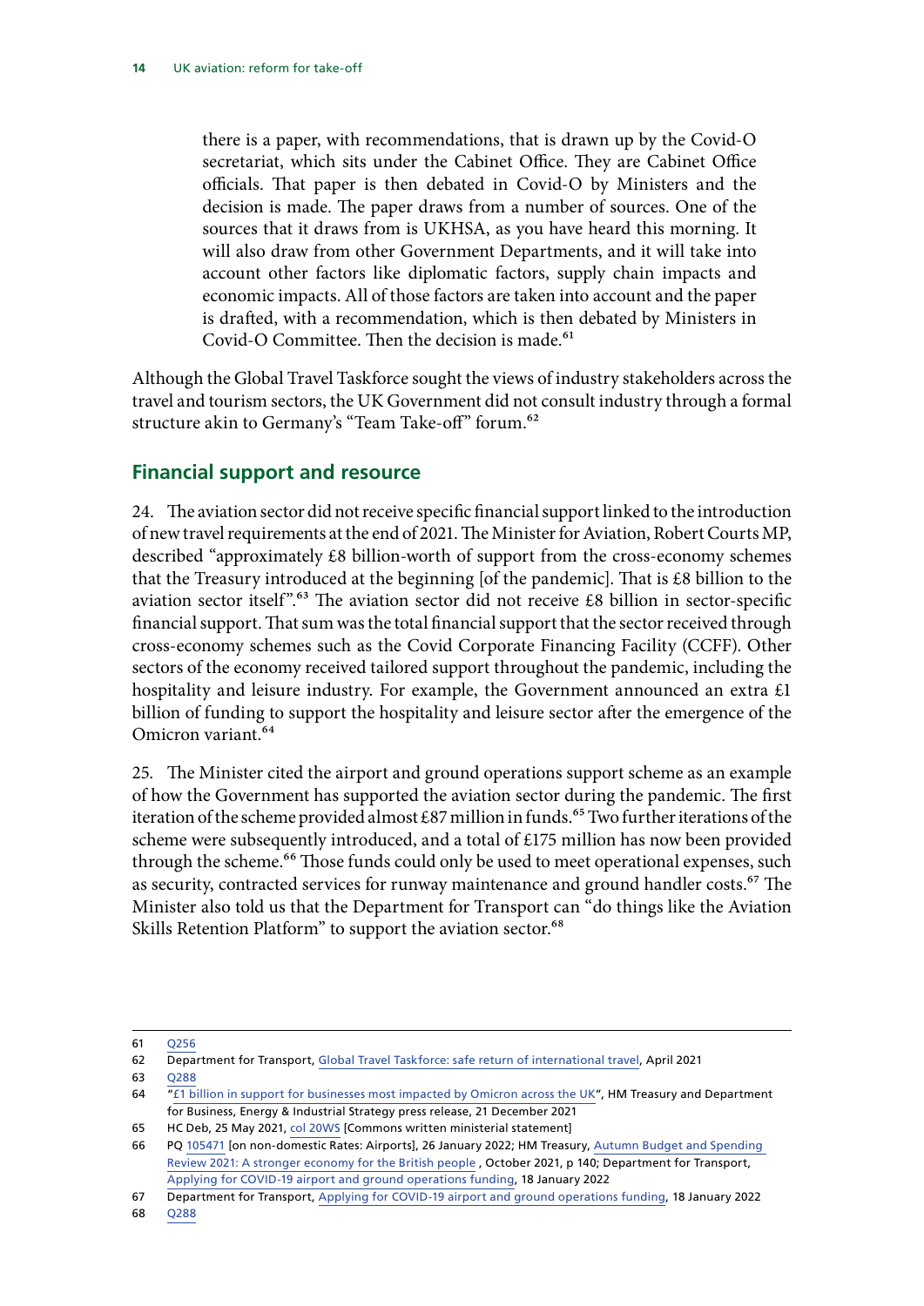> there is a paper, with recommendations, that is drawn up by the Covid-O secretariat, which sits under the Cabinet Office. They are Cabinet Office officials. That paper is then debated in Covid-O by Ministers and the decision is made. The paper draws from a number of sources. One of the sources that it draws from is UKHSA, as you have heard this morning. It will also draw from other Government Departments, and it will take into account other factors like diplomatic factors, supply chain impacts and economic impacts. All of those factors are taken into account and the paper is drafted, with a recommendation, which is then debated by Ministers in Covid-O Committee. Then the decision is made.[61]

Although the Global Travel Taskforce sought the views of industry stakeholders across the travel and tourism sectors, the UK Government did not consult industry through a formal structure akin to Germany's "Team Take-off" forum.[62]

## Financial support and resource

24. The aviation sector did not receive specific financial support linked to the introduction of new travel requirements at the end of 2021. The Minister for Aviation, Robert Courts MP, described "approximately £8 billion-worth of support from the cross-economy schemes that the Treasury introduced at the beginning [of the pandemic]. That is £8 billion to the aviation sector itself".[63] The aviation sector did not receive £8 billion in sector-specific financial support. That sum was the total financial support that the sector received through cross-economy schemes such as the Covid Corporate Financing Facility (CCFF). Other sectors of the economy received tailored support throughout the pandemic, including the hospitality and leisure industry. For example, the Government announced an extra £1 billion of funding to support the hospitality and leisure sector after the emergence of the Omicron variant.[64]

25. The Minister cited the airport and ground operations support scheme as an example of how the Government has supported the aviation sector during the pandemic. The first iteration of the scheme provided almost £87 million in funds.[65] Two further iterations of the scheme were subsequently introduced, and a total of £175 million has now been provided through the scheme.[66] Those funds could only be used to meet operational expenses, such as security, contracted services for runway maintenance and ground handler costs.[67] The Minister also told us that the Department for Transport can "do things like the Aviation Skills Retention Platform" to support the aviation sector.[68]

---

61 Q256

62 Department for Transport, Global Travel Taskforce: safe return of international travel, April 2021

63 Q288

64 "£1 billion in support for businesses most impacted by Omicron across the UK", HM Treasury and Department for Business, Energy & Industrial Strategy press release, 21 December 2021

65 HC Deb, 25 May 2021, col 20WS [Commons written ministerial statement]

66 PQ 105471 [on non-domestic Rates: Airports], 26 January 2022; HM Treasury, Autumn Budget and Spending Review 2021: A stronger economy for the British people , October 2021, p 140; Department for Transport, Applying for COVID-19 airport and ground operations funding, 18 January 2022

67 Department for Transport, Applying for COVID-19 airport and ground operations funding, 18 January 2022

68 Q288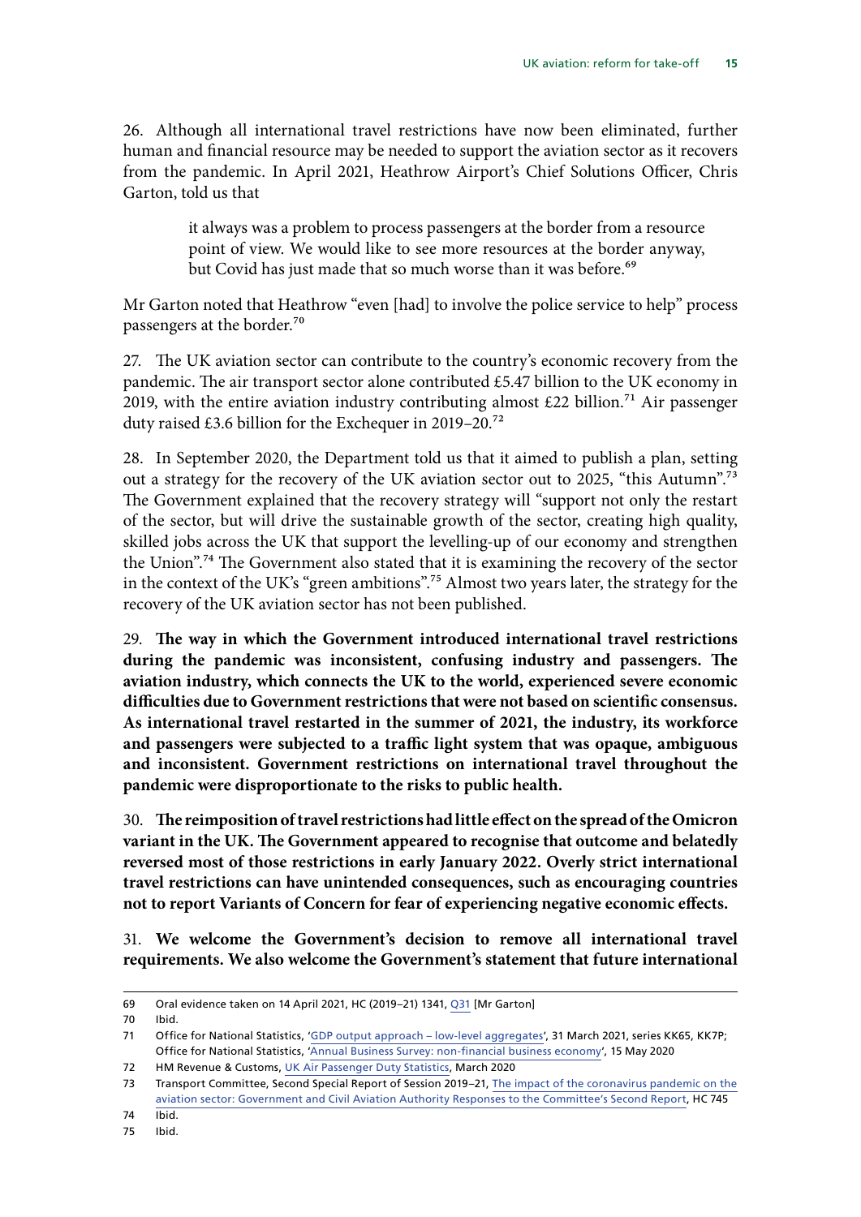26. Although all international travel restrictions have now been eliminated, further human and financial resource may be needed to support the aviation sector as it recovers from the pandemic. In April 2021, Heathrow Airport's Chief Solutions Officer, Chris Garton, told us that

> it always was a problem to process passengers at the border from a resource point of view. We would like to see more resources at the border anyway, but Covid has just made that so much worse than it was before.[69]

Mr Garton noted that Heathrow "even [had] to involve the police service to help" process passengers at the border.[70]

27. The UK aviation sector can contribute to the country's economic recovery from the pandemic. The air transport sector alone contributed £5.47 billion to the UK economy in 2019, with the entire aviation industry contributing almost £22 billion.[71] Air passenger duty raised £3.6 billion for the Exchequer in 2019–20.[72]

28. In September 2020, the Department told us that it aimed to publish a plan, setting out a strategy for the recovery of the UK aviation sector out to 2025, "this Autumn".[73] The Government explained that the recovery strategy will "support not only the restart of the sector, but will drive the sustainable growth of the sector, creating high quality, skilled jobs across the UK that support the levelling-up of our economy and strengthen the Union".[74] The Government also stated that it is examining the recovery of the sector in the context of the UK's "green ambitions".[75] Almost two years later, the strategy for the recovery of the UK aviation sector has not been published.

29. **The way in which the Government introduced international travel restrictions during the pandemic was inconsistent, confusing industry and passengers. The aviation industry, which connects the UK to the world, experienced severe economic difficulties due to Government restrictions that were not based on scientific consensus. As international travel restarted in the summer of 2021, the industry, its workforce and passengers were subjected to a traffic light system that was opaque, ambiguous and inconsistent. Government restrictions on international travel throughout the pandemic were disproportionate to the risks to public health.**

30. **The reimposition of travel restrictions had little effect on the spread of the Omicron variant in the UK. The Government appeared to recognise that outcome and belatedly reversed most of those restrictions in early January 2022. Overly strict international travel restrictions can have unintended consequences, such as encouraging countries not to report Variants of Concern for fear of experiencing negative economic effects.**

31. **We welcome the Government's decision to remove all international travel requirements. We also welcome the Government's statement that future international**

---

69 Oral evidence taken on 14 April 2021, HC (2019–21) 1341, Q31 [Mr Garton]

70 Ibid.

71 Office for National Statistics, 'GDP output approach – low-level aggregates', 31 March 2021, series KK65, KK7P; Office for National Statistics, 'Annual Business Survey: non-financial business economy', 15 May 2020

72 HM Revenue & Customs, UK Air Passenger Duty Statistics, March 2020

73 Transport Committee, Second Special Report of Session 2019–21, The impact of the coronavirus pandemic on the aviation sector: Government and Civil Aviation Authority Responses to the Committee's Second Report, HC 745

74 Ibid.

75 Ibid.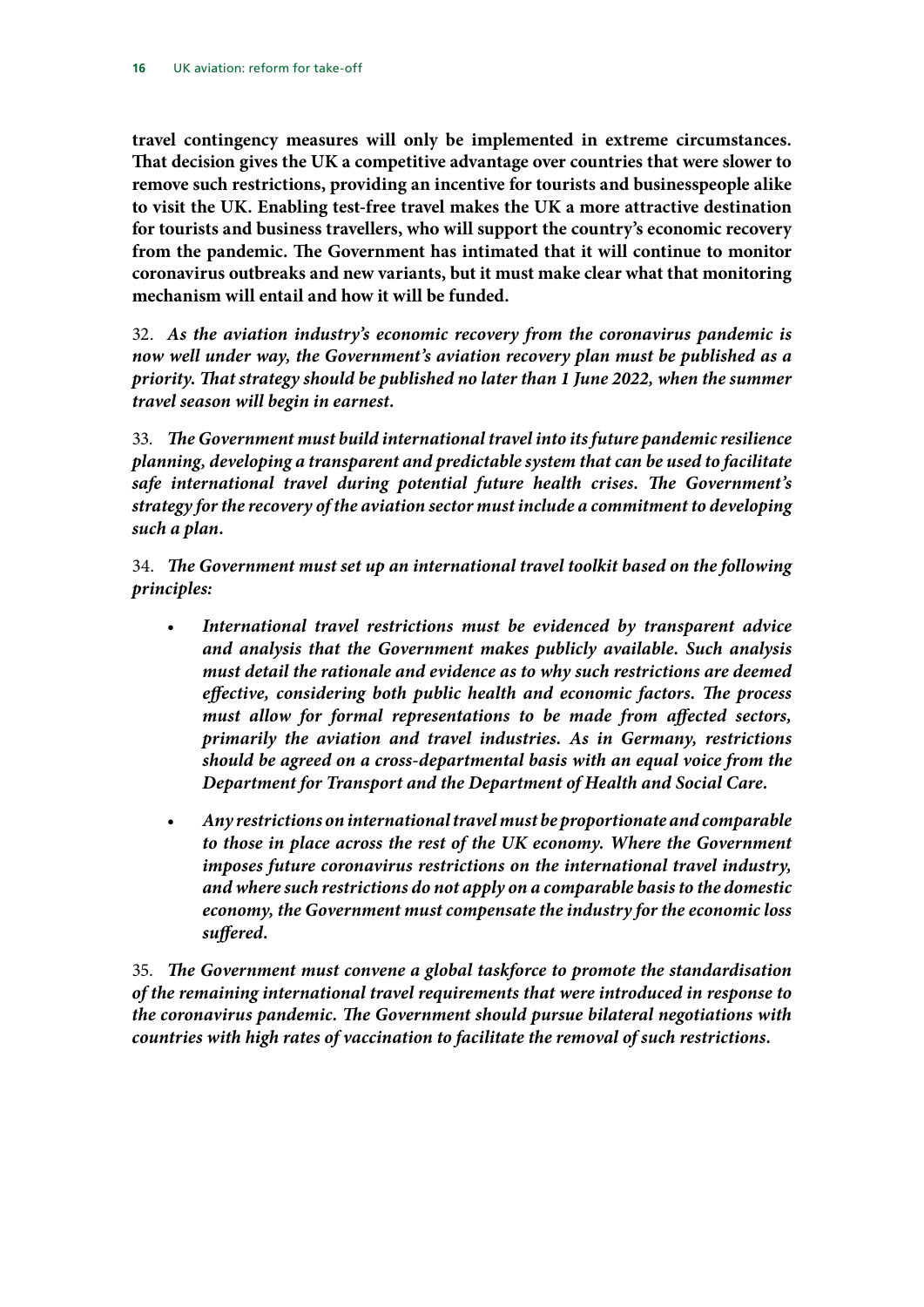**travel contingency measures will only be implemented in extreme circumstances. That decision gives the UK a competitive advantage over countries that were slower to remove such restrictions, providing an incentive for tourists and businesspeople alike to visit the UK. Enabling test-free travel makes the UK a more attractive destination for tourists and business travellers, who will support the country's economic recovery from the pandemic. The Government has intimated that it will continue to monitor coronavirus outbreaks and new variants, but it must make clear what that monitoring mechanism will entail and how it will be funded.**

32. ***As the aviation industry's economic recovery from the coronavirus pandemic is now well under way, the Government's aviation recovery plan must be published as a priority. That strategy should be published no later than 1 June 2022, when the summer travel season will begin in earnest.***

33. ***The Government must build international travel into its future pandemic resilience planning, developing a transparent and predictable system that can be used to facilitate safe international travel during potential future health crises. The Government's strategy for the recovery of the aviation sector must include a commitment to developing such a plan.***

34. ***The Government must set up an international travel toolkit based on the following principles:***

- ***International travel restrictions must be evidenced by transparent advice and analysis that the Government makes publicly available. Such analysis must detail the rationale and evidence as to why such restrictions are deemed effective, considering both public health and economic factors. The process must allow for formal representations to be made from affected sectors, primarily the aviation and travel industries. As in Germany, restrictions should be agreed on a cross-departmental basis with an equal voice from the Department for Transport and the Department of Health and Social Care.***

- ***Any restrictions on international travel must be proportionate and comparable to those in place across the rest of the UK economy. Where the Government imposes future coronavirus restrictions on the international travel industry, and where such restrictions do not apply on a comparable basis to the domestic economy, the Government must compensate the industry for the economic loss suffered.***

35. ***The Government must convene a global taskforce to promote the standardisation of the remaining international travel requirements that were introduced in response to the coronavirus pandemic. The Government should pursue bilateral negotiations with countries with high rates of vaccination to facilitate the removal of such restrictions.***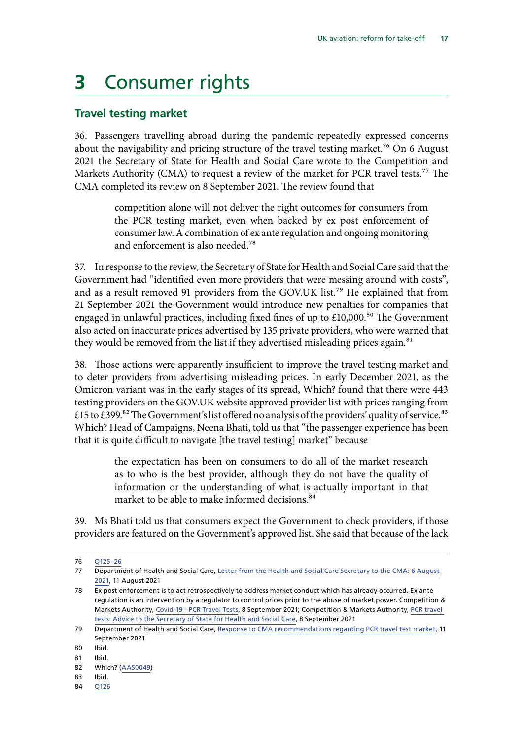# 3 Consumer rights

## Travel testing market

36. Passengers travelling abroad during the pandemic repeatedly expressed concerns about the navigability and pricing structure of the travel testing market.[76] On 6 August 2021 the Secretary of State for Health and Social Care wrote to the Competition and Markets Authority (CMA) to request a review of the market for PCR travel tests.[77] The CMA completed its review on 8 September 2021. The review found that

> competition alone will not deliver the right outcomes for consumers from the PCR testing market, even when backed by ex post enforcement of consumer law. A combination of ex ante regulation and ongoing monitoring and enforcement is also needed.[78]

37. In response to the review, the Secretary of State for Health and Social Care said that the Government had "identified even more providers that were messing around with costs", and as a result removed 91 providers from the GOV.UK list.[79] He explained that from 21 September 2021 the Government would introduce new penalties for companies that engaged in unlawful practices, including fixed fines of up to £10,000.[80] The Government also acted on inaccurate prices advertised by 135 private providers, who were warned that they would be removed from the list if they advertised misleading prices again.[81]

38. Those actions were apparently insufficient to improve the travel testing market and to deter providers from advertising misleading prices. In early December 2021, as the Omicron variant was in the early stages of its spread, Which? found that there were 443 testing providers on the GOV.UK website approved provider list with prices ranging from £15 to £399.[82] The Government's list offered no analysis of the providers' quality of service.[83] Which? Head of Campaigns, Neena Bhati, told us that "the passenger experience has been that it is quite difficult to navigate [the travel testing] market" because

> the expectation has been on consumers to do all of the market research as to who is the best provider, although they do not have the quality of information or the understanding of what is actually important in that market to be able to make informed decisions.[84]

39. Ms Bhati told us that consumers expect the Government to check providers, if those providers are featured on the Government's approved list. She said that because of the lack

---

76 Q125–26

77 Department of Health and Social Care, Letter from the Health and Social Care Secretary to the CMA: 6 August 2021, 11 August 2021

78 Ex post enforcement is to act retrospectively to address market conduct which has already occurred. Ex ante regulation is an intervention by a regulator to control prices prior to the abuse of market power. Competition & Markets Authority, Covid-19 - PCR Travel Tests, 8 September 2021; Competition & Markets Authority, PCR travel tests: Advice to the Secretary of State for Health and Social Care, 8 September 2021

79 Department of Health and Social Care, Response to CMA recommendations regarding PCR travel test market, 11 September 2021

80 Ibid.

81 Ibid.

82 Which? (AAS0049)

83 Ibid.

84 Q126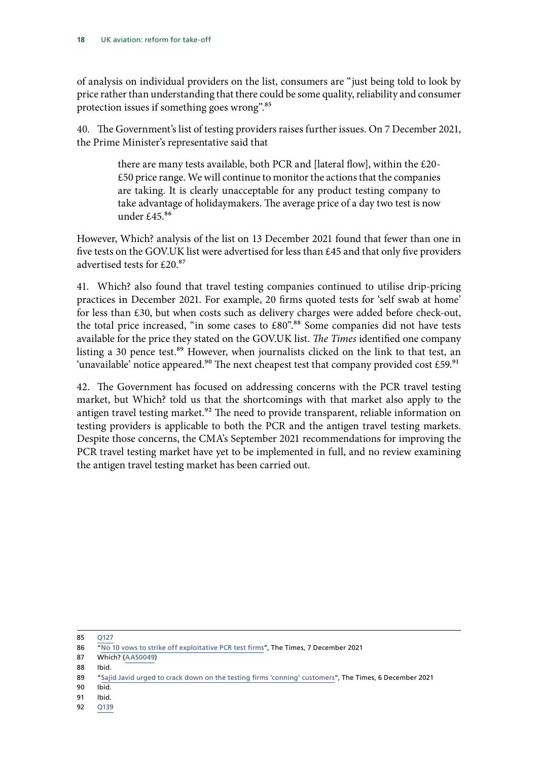of analysis on individual providers on the list, consumers are "just being told to look by price rather than understanding that there could be some quality, reliability and consumer protection issues if something goes wrong".[85]

40. The Government's list of testing providers raises further issues. On 7 December 2021, the Prime Minister's representative said that

> there are many tests available, both PCR and [lateral flow], within the £20-£50 price range. We will continue to monitor the actions that the companies are taking. It is clearly unacceptable for any product testing company to take advantage of holidaymakers. The average price of a day two test is now under £45.[86]

However, Which? analysis of the list on 13 December 2021 found that fewer than one in five tests on the GOV.UK list were advertised for less than £45 and that only five providers advertised tests for £20.[87]

41. Which? also found that travel testing companies continued to utilise drip-pricing practices in December 2021. For example, 20 firms quoted tests for 'self swab at home' for less than £30, but when costs such as delivery charges were added before check-out, the total price increased, "in some cases to £80".[88] Some companies did not have tests available for the price they stated on the GOV.UK list. *The Times* identified one company listing a 30 pence test.[89] However, when journalists clicked on the link to that test, an 'unavailable' notice appeared.[90] The next cheapest test that company provided cost £59.[91]

42. The Government has focused on addressing concerns with the PCR travel testing market, but Which? told us that the shortcomings with that market also apply to the antigen travel testing market.[92] The need to provide transparent, reliable information on testing providers is applicable to both the PCR and the antigen travel testing markets. Despite those concerns, the CMA's September 2021 recommendations for improving the PCR travel testing market have yet to be implemented in full, and no review examining the antigen travel testing market has been carried out.

---

85 Q127

86 "No 10 vows to strike off exploitative PCR test firms", The Times, 7 December 2021

87 Which? (AAS0049)

88 Ibid.

89 "Sajid Javid urged to crack down on the testing firms 'conning' customers", The Times, 6 December 2021

90 Ibid.

91 Ibid.

92 Q139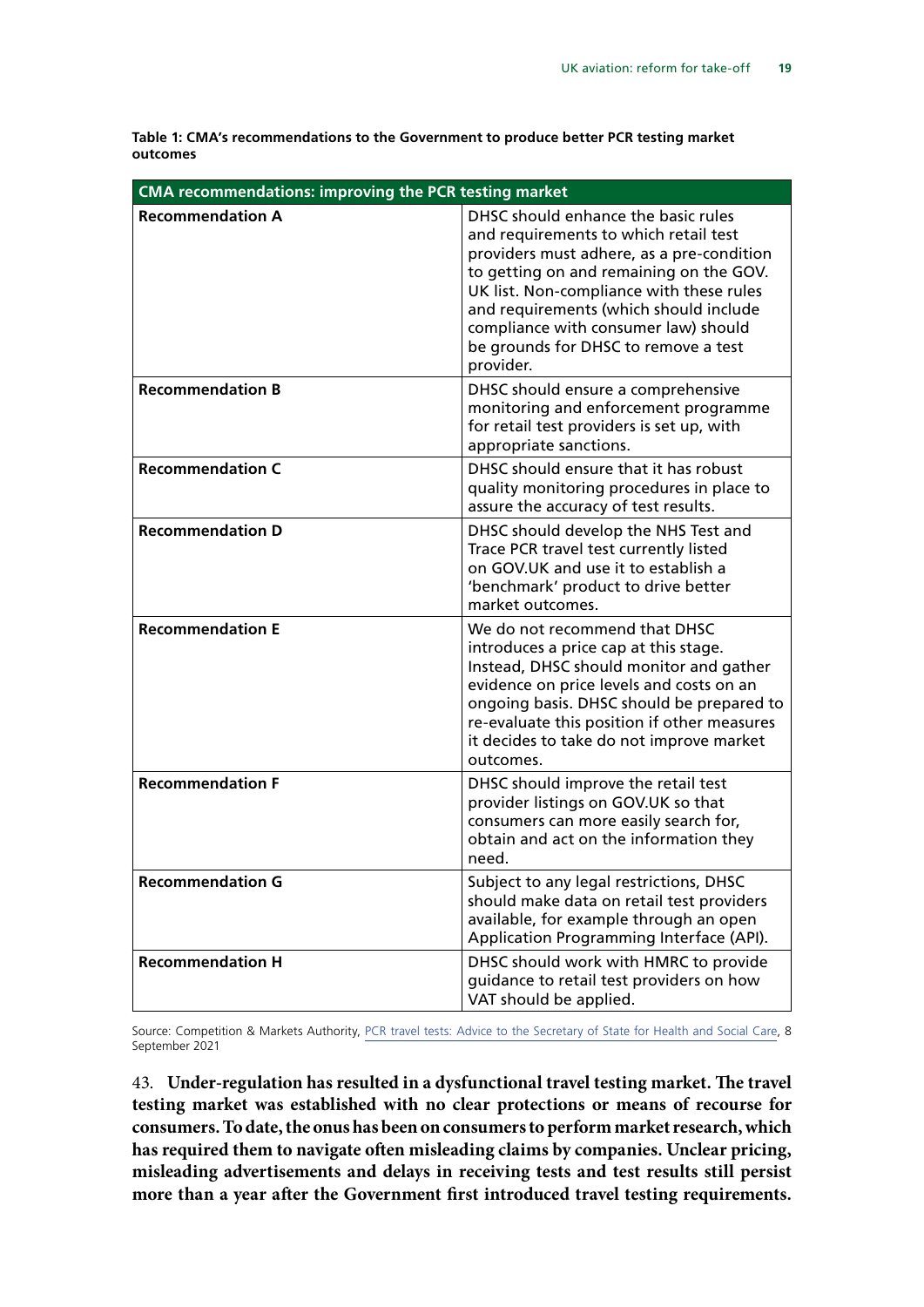**Table 1: CMA's recommendations to the Government to produce better PCR testing market outcomes**

| CMA recommendations: improving the PCR testing market | |
|---|---|
| **Recommendation A** | DHSC should enhance the basic rules and requirements to which retail test providers must adhere, as a pre-condition to getting on and remaining on the GOV.UK list. Non-compliance with these rules and requirements (which should include compliance with consumer law) should be grounds for DHSC to remove a test provider. |
| **Recommendation B** | DHSC should ensure a comprehensive monitoring and enforcement programme for retail test providers is set up, with appropriate sanctions. |
| **Recommendation C** | DHSC should ensure that it has robust quality monitoring procedures in place to assure the accuracy of test results. |
| **Recommendation D** | DHSC should develop the NHS Test and Trace PCR travel test currently listed on GOV.UK and use it to establish a 'benchmark' product to drive better market outcomes. |
| **Recommendation E** | We do not recommend that DHSC introduces a price cap at this stage. Instead, DHSC should monitor and gather evidence on price levels and costs on an ongoing basis. DHSC should be prepared to re-evaluate this position if other measures it decides to take do not improve market outcomes. |
| **Recommendation F** | DHSC should improve the retail test provider listings on GOV.UK so that consumers can more easily search for, obtain and act on the information they need. |
| **Recommendation G** | Subject to any legal restrictions, DHSC should make data on retail test providers available, for example through an open Application Programming Interface (API). |
| **Recommendation H** | DHSC should work with HMRC to provide guidance to retail test providers on how VAT should be applied. |

Source: Competition & Markets Authority, PCR travel tests: Advice to the Secretary of State for Health and Social Care, 8 September 2021

43. **Under-regulation has resulted in a dysfunctional travel testing market. The travel testing market was established with no clear protections or means of recourse for consumers. To date, the onus has been on consumers to perform market research, which has required them to navigate often misleading claims by companies. Unclear pricing, misleading advertisements and delays in receiving tests and test results still persist more than a year after the Government first introduced travel testing requirements.**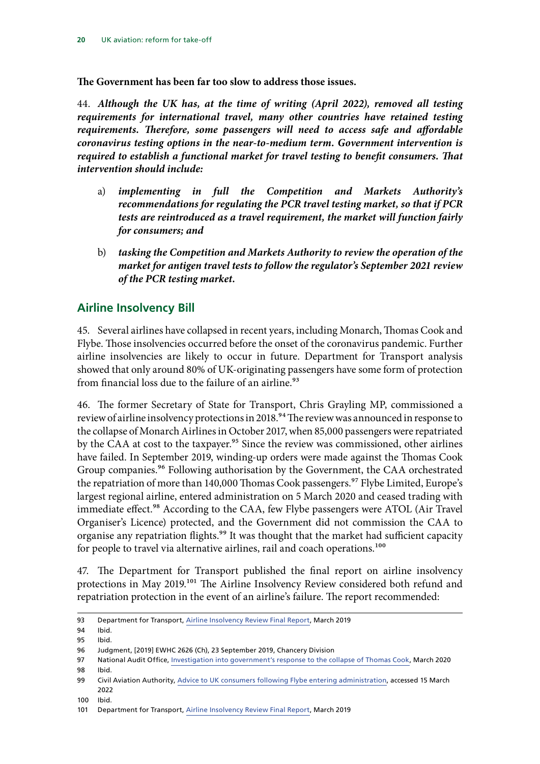**The Government has been far too slow to address those issues.**

44. ***Although the UK has, at the time of writing (April 2022), removed all testing requirements for international travel, many other countries have retained testing requirements. Therefore, some passengers will need to access safe and affordable coronavirus testing options in the near-to-medium term. Government intervention is required to establish a functional market for travel testing to benefit consumers. That intervention should include:***

a) ***implementing in full the Competition and Markets Authority's recommendations for regulating the PCR travel testing market, so that if PCR tests are reintroduced as a travel requirement, the market will function fairly for consumers; and***

b) ***tasking the Competition and Markets Authority to review the operation of the market for antigen travel tests to follow the regulator's September 2021 review of the PCR testing market.***

## Airline Insolvency Bill

45. Several airlines have collapsed in recent years, including Monarch, Thomas Cook and Flybe. Those insolvencies occurred before the onset of the coronavirus pandemic. Further airline insolvencies are likely to occur in future. Department for Transport analysis showed that only around 80% of UK-originating passengers have some form of protection from financial loss due to the failure of an airline.[93]

46. The former Secretary of State for Transport, Chris Grayling MP, commissioned a review of airline insolvency protections in 2018.[94] The review was announced in response to the collapse of Monarch Airlines in October 2017, when 85,000 passengers were repatriated by the CAA at cost to the taxpayer.[95] Since the review was commissioned, other airlines have failed. In September 2019, winding-up orders were made against the Thomas Cook Group companies.[96] Following authorisation by the Government, the CAA orchestrated the repatriation of more than 140,000 Thomas Cook passengers.[97] Flybe Limited, Europe's largest regional airline, entered administration on 5 March 2020 and ceased trading with immediate effect.[98] According to the CAA, few Flybe passengers were ATOL (Air Travel Organiser's Licence) protected, and the Government did not commission the CAA to organise any repatriation flights.[99] It was thought that the market had sufficient capacity for people to travel via alternative airlines, rail and coach operations.[100]

47. The Department for Transport published the final report on airline insolvency protections in May 2019.[101] The Airline Insolvency Review considered both refund and repatriation protection in the event of an airline's failure. The report recommended:

---

93 Department for Transport, Airline Insolvency Review Final Report, March 2019

94 Ibid.

95 Ibid.

96 Judgment, [2019] EWHC 2626 (Ch), 23 September 2019, Chancery Division

97 National Audit Office, Investigation into government's response to the collapse of Thomas Cook, March 2020

98 Ibid.

99 Civil Aviation Authority, Advice to UK consumers following Flybe entering administration, accessed 15 March 2022

100 Ibid.

101 Department for Transport, Airline Insolvency Review Final Report, March 2019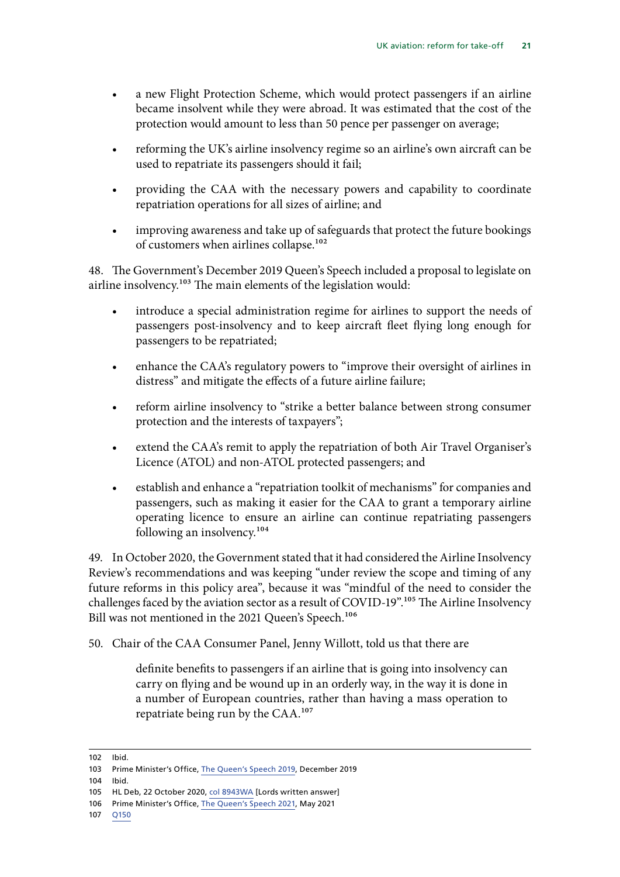- a new Flight Protection Scheme, which would protect passengers if an airline became insolvent while they were abroad. It was estimated that the cost of the protection would amount to less than 50 pence per passenger on average;
- reforming the UK's airline insolvency regime so an airline's own aircraft can be used to repatriate its passengers should it fail;
- providing the CAA with the necessary powers and capability to coordinate repatriation operations for all sizes of airline; and
- improving awareness and take up of safeguards that protect the future bookings of customers when airlines collapse.[102]

48. The Government's December 2019 Queen's Speech included a proposal to legislate on airline insolvency.[103] The main elements of the legislation would:

- introduce a special administration regime for airlines to support the needs of passengers post-insolvency and to keep aircraft fleet flying long enough for passengers to be repatriated;
- enhance the CAA's regulatory powers to "improve their oversight of airlines in distress" and mitigate the effects of a future airline failure;
- reform airline insolvency to "strike a better balance between strong consumer protection and the interests of taxpayers";
- extend the CAA's remit to apply the repatriation of both Air Travel Organiser's Licence (ATOL) and non-ATOL protected passengers; and
- establish and enhance a "repatriation toolkit of mechanisms" for companies and passengers, such as making it easier for the CAA to grant a temporary airline operating licence to ensure an airline can continue repatriating passengers following an insolvency.[104]

49. In October 2020, the Government stated that it had considered the Airline Insolvency Review's recommendations and was keeping "under review the scope and timing of any future reforms in this policy area", because it was "mindful of the need to consider the challenges faced by the aviation sector as a result of COVID-19".[105] The Airline Insolvency Bill was not mentioned in the 2021 Queen's Speech.[106]

50. Chair of the CAA Consumer Panel, Jenny Willott, told us that there are

> definite benefits to passengers if an airline that is going into insolvency can carry on flying and be wound up in an orderly way, in the way it is done in a number of European countries, rather than having a mass operation to repatriate being run by the CAA.[107]

---

102 Ibid.

103 Prime Minister's Office, The Queen's Speech 2019, December 2019

104 Ibid.

105 HL Deb, 22 October 2020, col 8943WA [Lords written answer]

106 Prime Minister's Office, The Queen's Speech 2021, May 2021

107 Q150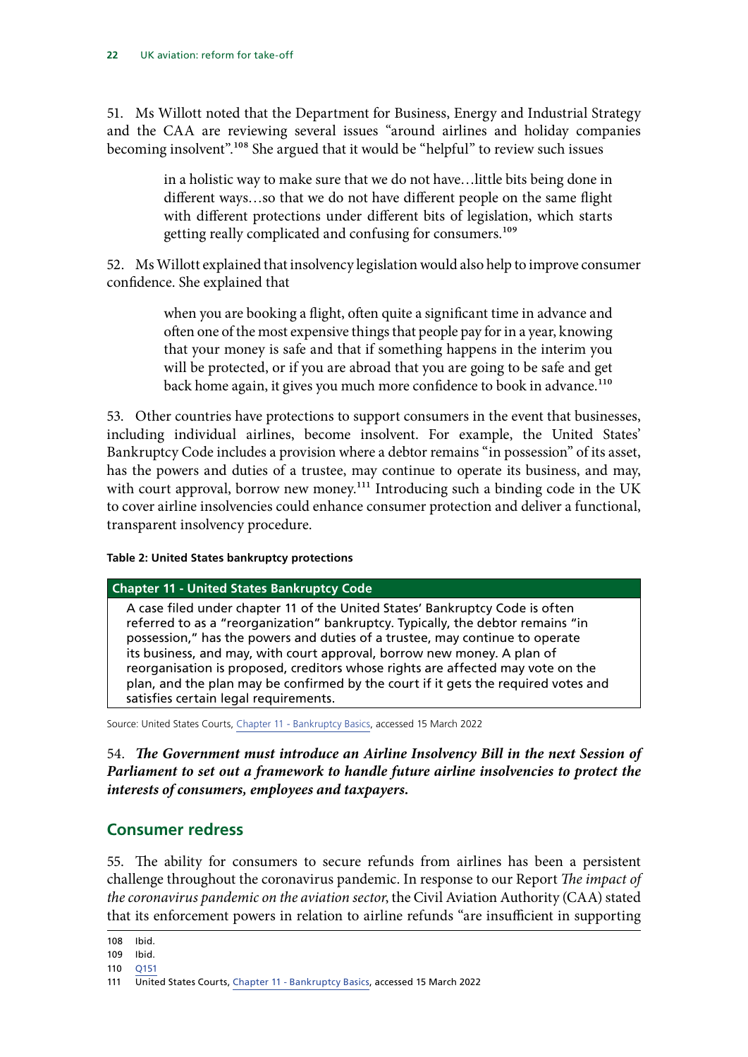51. Ms Willott noted that the Department for Business, Energy and Industrial Strategy and the CAA are reviewing several issues "around airlines and holiday companies becoming insolvent".[108] She argued that it would be "helpful" to review such issues

> in a holistic way to make sure that we do not have…little bits being done in different ways…so that we do not have different people on the same flight with different protections under different bits of legislation, which starts getting really complicated and confusing for consumers.[109]

52. Ms Willott explained that insolvency legislation would also help to improve consumer confidence. She explained that

> when you are booking a flight, often quite a significant time in advance and often one of the most expensive things that people pay for in a year, knowing that your money is safe and that if something happens in the interim you will be protected, or if you are abroad that you are going to be safe and get back home again, it gives you much more confidence to book in advance.[110]

53. Other countries have protections to support consumers in the event that businesses, including individual airlines, become insolvent. For example, the United States' Bankruptcy Code includes a provision where a debtor remains "in possession" of its asset, has the powers and duties of a trustee, may continue to operate its business, and may, with court approval, borrow new money.[111] Introducing such a binding code in the UK to cover airline insolvencies could enhance consumer protection and deliver a functional, transparent insolvency procedure.

**Table 2: United States bankruptcy protections**

| Chapter 11 - United States Bankruptcy Code |
| --- |
| A case filed under chapter 11 of the United States' Bankruptcy Code is often referred to as a "reorganization" bankruptcy. Typically, the debtor remains "in possession," has the powers and duties of a trustee, may continue to operate its business, and may, with court approval, borrow new money. A plan of reorganisation is proposed, creditors whose rights are affected may vote on the plan, and the plan may be confirmed by the court if it gets the required votes and satisfies certain legal requirements. |

Source: United States Courts, Chapter 11 - Bankruptcy Basics, accessed 15 March 2022

54. ***The Government must introduce an Airline Insolvency Bill in the next Session of Parliament to set out a framework to handle future airline insolvencies to protect the interests of consumers, employees and taxpayers.***

## Consumer redress

55. The ability for consumers to secure refunds from airlines has been a persistent challenge throughout the coronavirus pandemic. In response to our Report *The impact of the coronavirus pandemic on the aviation sector*, the Civil Aviation Authority (CAA) stated that its enforcement powers in relation to airline refunds "are insufficient in supporting

108 Ibid.
109 Ibid.
110 Q151
111 United States Courts, Chapter 11 - Bankruptcy Basics, accessed 15 March 2022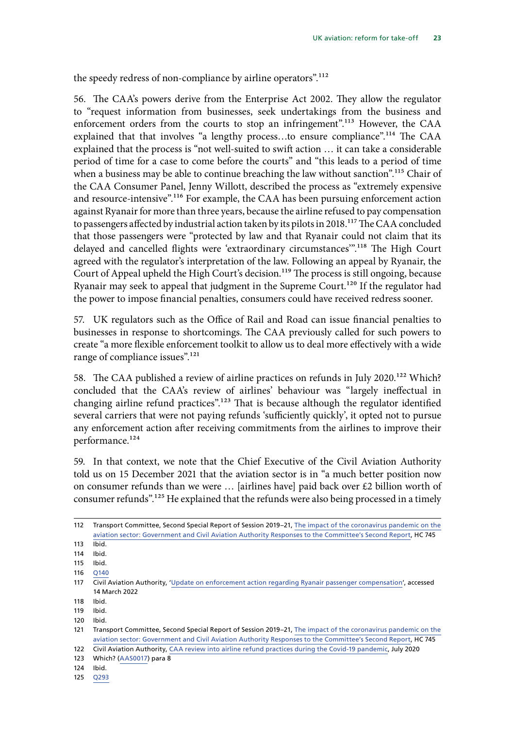the speedy redress of non-compliance by airline operators”.[112]

56. The CAA’s powers derive from the Enterprise Act 2002. They allow the regulator to “request information from businesses, seek undertakings from the business and enforcement orders from the courts to stop an infringement”.[113] However, the CAA explained that that involves “a lengthy process…to ensure compliance”.[114] The CAA explained that the process is “not well-suited to swift action … it can take a considerable period of time for a case to come before the courts” and “this leads to a period of time when a business may be able to continue breaching the law without sanction”.[115] Chair of the CAA Consumer Panel, Jenny Willott, described the process as “extremely expensive and resource-intensive”.[116] For example, the CAA has been pursuing enforcement action against Ryanair for more than three years, because the airline refused to pay compensation to passengers affected by industrial action taken by its pilots in 2018.[117] The CAA concluded that those passengers were “protected by law and that Ryanair could not claim that its delayed and cancelled flights were ‘extraordinary circumstances’”.[118] The High Court agreed with the regulator’s interpretation of the law. Following an appeal by Ryanair, the Court of Appeal upheld the High Court’s decision.[119] The process is still ongoing, because Ryanair may seek to appeal that judgment in the Supreme Court.[120] If the regulator had the power to impose financial penalties, consumers could have received redress sooner.

57. UK regulators such as the Office of Rail and Road can issue financial penalties to businesses in response to shortcomings. The CAA previously called for such powers to create “a more flexible enforcement toolkit to allow us to deal more effectively with a wide range of compliance issues”.[121]

58. The CAA published a review of airline practices on refunds in July 2020.[122] Which? concluded that the CAA’s review of airlines’ behaviour was “largely ineffectual in changing airline refund practices”.[123] That is because although the regulator identified several carriers that were not paying refunds ‘sufficiently quickly’, it opted not to pursue any enforcement action after receiving commitments from the airlines to improve their performance.[124]

59. In that context, we note that the Chief Executive of the Civil Aviation Authority told us on 15 December 2021 that the aviation sector is in “a much better position now on consumer refunds than we were … [airlines have] paid back over £2 billion worth of consumer refunds”.[125] He explained that the refunds were also being processed in a timely

---

112 Transport Committee, Second Special Report of Session 2019–21, The impact of the coronavirus pandemic on the aviation sector: Government and Civil Aviation Authority Responses to the Committee’s Second Report, HC 745
113 Ibid.
114 Ibid.
115 Ibid.
116 Q140
117 Civil Aviation Authority, ‘Update on enforcement action regarding Ryanair passenger compensation’, accessed 14 March 2022
118 Ibid.
119 Ibid.
120 Ibid.
121 Transport Committee, Second Special Report of Session 2019–21, The impact of the coronavirus pandemic on the aviation sector: Government and Civil Aviation Authority Responses to the Committee’s Second Report, HC 745
122 Civil Aviation Authority, CAA review into airline refund practices during the Covid-19 pandemic, July 2020
123 Which? (AAS0017) para 8
124 Ibid.
125 Q293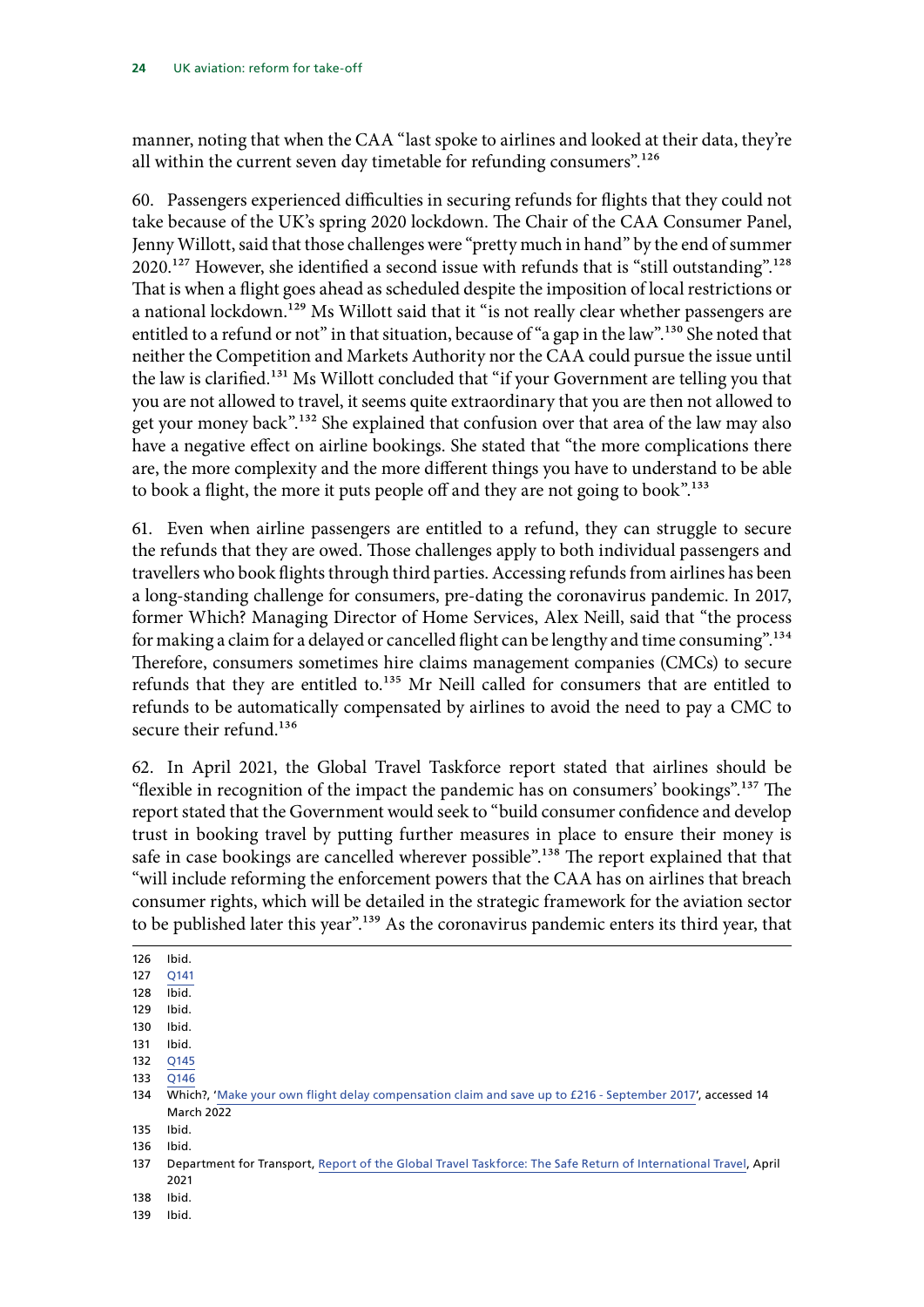manner, noting that when the CAA "last spoke to airlines and looked at their data, they're all within the current seven day timetable for refunding consumers".[126]

60. Passengers experienced difficulties in securing refunds for flights that they could not take because of the UK's spring 2020 lockdown. The Chair of the CAA Consumer Panel, Jenny Willott, said that those challenges were "pretty much in hand" by the end of summer 2020.[127] However, she identified a second issue with refunds that is "still outstanding".[128] That is when a flight goes ahead as scheduled despite the imposition of local restrictions or a national lockdown.[129] Ms Willott said that it "is not really clear whether passengers are entitled to a refund or not" in that situation, because of "a gap in the law".[130] She noted that neither the Competition and Markets Authority nor the CAA could pursue the issue until the law is clarified.[131] Ms Willott concluded that "if your Government are telling you that you are not allowed to travel, it seems quite extraordinary that you are then not allowed to get your money back".[132] She explained that confusion over that area of the law may also have a negative effect on airline bookings. She stated that "the more complications there are, the more complexity and the more different things you have to understand to be able to book a flight, the more it puts people off and they are not going to book".[133]

61. Even when airline passengers are entitled to a refund, they can struggle to secure the refunds that they are owed. Those challenges apply to both individual passengers and travellers who book flights through third parties. Accessing refunds from airlines has been a long-standing challenge for consumers, pre-dating the coronavirus pandemic. In 2017, former Which? Managing Director of Home Services, Alex Neill, said that "the process for making a claim for a delayed or cancelled flight can be lengthy and time consuming".[134] Therefore, consumers sometimes hire claims management companies (CMCs) to secure refunds that they are entitled to.[135] Mr Neill called for consumers that are entitled to refunds to be automatically compensated by airlines to avoid the need to pay a CMC to secure their refund.[136]

62. In April 2021, the Global Travel Taskforce report stated that airlines should be "flexible in recognition of the impact the pandemic has on consumers' bookings".[137] The report stated that the Government would seek to "build consumer confidence and develop trust in booking travel by putting further measures in place to ensure their money is safe in case bookings are cancelled wherever possible".[138] The report explained that that "will include reforming the enforcement powers that the CAA has on airlines that breach consumer rights, which will be detailed in the strategic framework for the aviation sector to be published later this year".[139] As the coronavirus pandemic enters its third year, that

---

126 Ibid.
127 Q141
128 Ibid.
129 Ibid.
130 Ibid.
131 Ibid.
132 Q145
133 Q146
134 Which?, 'Make your own flight delay compensation claim and save up to £216 - September 2017', accessed 14 March 2022
135 Ibid.
136 Ibid.
137 Department for Transport, Report of the Global Travel Taskforce: The Safe Return of International Travel, April 2021
138 Ibid.
139 Ibid.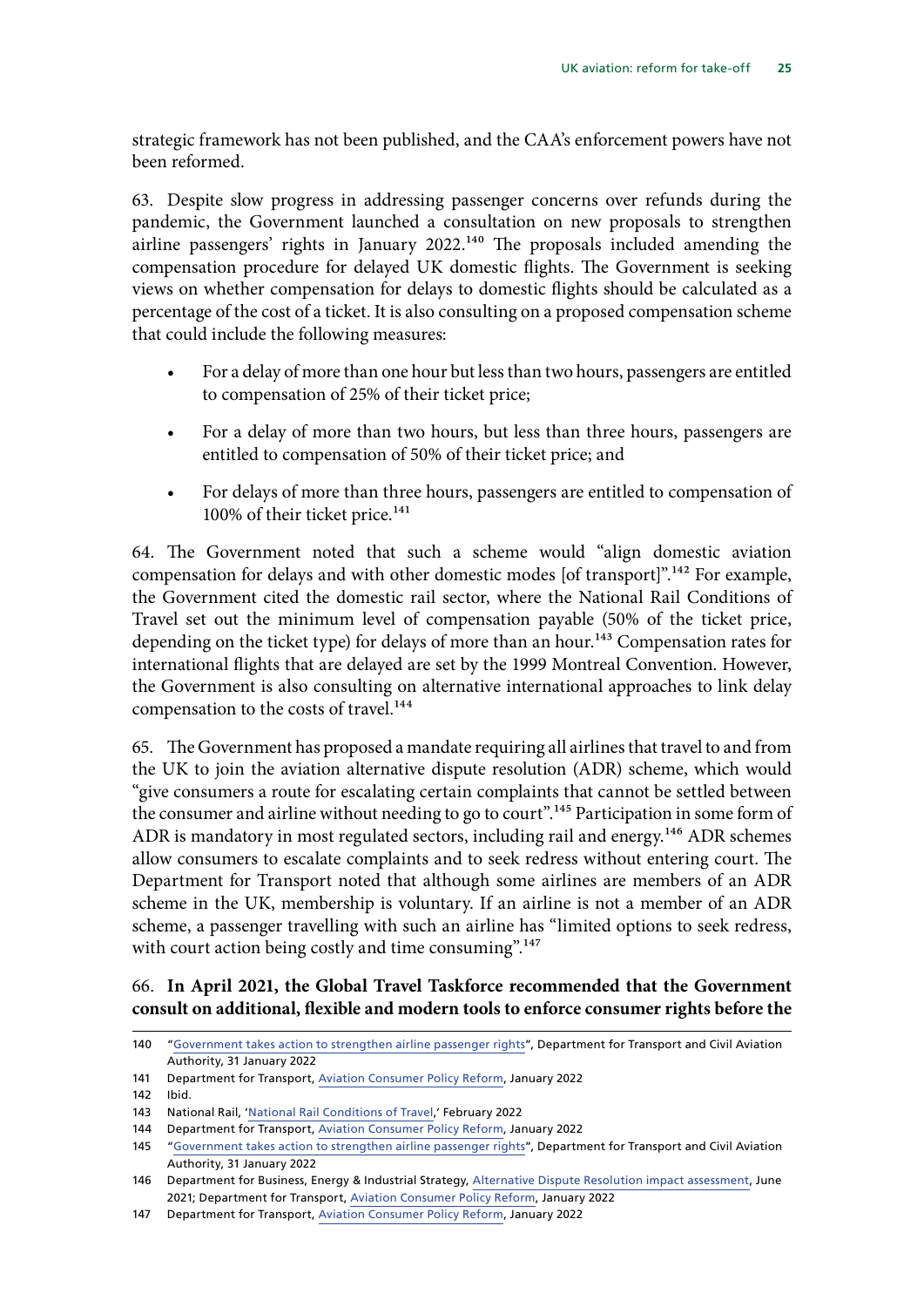strategic framework has not been published, and the CAA's enforcement powers have not been reformed.

63. Despite slow progress in addressing passenger concerns over refunds during the pandemic, the Government launched a consultation on new proposals to strengthen airline passengers' rights in January 2022.[140] The proposals included amending the compensation procedure for delayed UK domestic flights. The Government is seeking views on whether compensation for delays to domestic flights should be calculated as a percentage of the cost of a ticket. It is also consulting on a proposed compensation scheme that could include the following measures:

- For a delay of more than one hour but less than two hours, passengers are entitled to compensation of 25% of their ticket price;
- For a delay of more than two hours, but less than three hours, passengers are entitled to compensation of 50% of their ticket price; and
- For delays of more than three hours, passengers are entitled to compensation of 100% of their ticket price.[141]

64. The Government noted that such a scheme would "align domestic aviation compensation for delays and with other domestic modes [of transport]".[142] For example, the Government cited the domestic rail sector, where the National Rail Conditions of Travel set out the minimum level of compensation payable (50% of the ticket price, depending on the ticket type) for delays of more than an hour.[143] Compensation rates for international flights that are delayed are set by the 1999 Montreal Convention. However, the Government is also consulting on alternative international approaches to link delay compensation to the costs of travel.[144]

65. The Government has proposed a mandate requiring all airlines that travel to and from the UK to join the aviation alternative dispute resolution (ADR) scheme, which would "give consumers a route for escalating certain complaints that cannot be settled between the consumer and airline without needing to go to court".[145] Participation in some form of ADR is mandatory in most regulated sectors, including rail and energy.[146] ADR schemes allow consumers to escalate complaints and to seek redress without entering court. The Department for Transport noted that although some airlines are members of an ADR scheme in the UK, membership is voluntary. If an airline is not a member of an ADR scheme, a passenger travelling with such an airline has "limited options to seek redress, with court action being costly and time consuming".[147]

66. **In April 2021, the Global Travel Taskforce recommended that the Government consult on additional, flexible and modern tools to enforce consumer rights before the**

---

140 "Government takes action to strengthen airline passenger rights", Department for Transport and Civil Aviation Authority, 31 January 2022

141 Department for Transport, Aviation Consumer Policy Reform, January 2022

142 Ibid.

143 National Rail, 'National Rail Conditions of Travel,' February 2022

144 Department for Transport, Aviation Consumer Policy Reform, January 2022

145 "Government takes action to strengthen airline passenger rights", Department for Transport and Civil Aviation Authority, 31 January 2022

146 Department for Business, Energy & Industrial Strategy, Alternative Dispute Resolution impact assessment, June 2021; Department for Transport, Aviation Consumer Policy Reform, January 2022

147 Department for Transport, Aviation Consumer Policy Reform, January 2022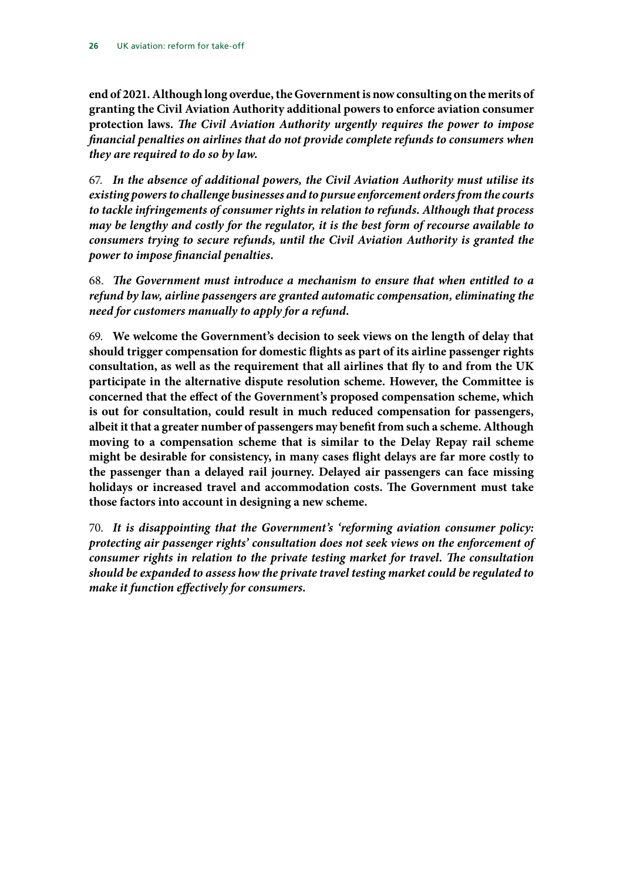**end of 2021. Although long overdue, the Government is now consulting on the merits of granting the Civil Aviation Authority additional powers to enforce aviation consumer protection laws.** ***The Civil Aviation Authority urgently requires the power to impose financial penalties on airlines that do not provide complete refunds to consumers when they are required to do so by law.***

67. ***In the absence of additional powers, the Civil Aviation Authority must utilise its existing powers to challenge businesses and to pursue enforcement orders from the courts to tackle infringements of consumer rights in relation to refunds. Although that process may be lengthy and costly for the regulator, it is the best form of recourse available to consumers trying to secure refunds, until the Civil Aviation Authority is granted the power to impose financial penalties.***

68. ***The Government must introduce a mechanism to ensure that when entitled to a refund by law, airline passengers are granted automatic compensation, eliminating the need for customers manually to apply for a refund.***

69. **We welcome the Government's decision to seek views on the length of delay that should trigger compensation for domestic flights as part of its airline passenger rights consultation, as well as the requirement that all airlines that fly to and from the UK participate in the alternative dispute resolution scheme. However, the Committee is concerned that the effect of the Government's proposed compensation scheme, which is out for consultation, could result in much reduced compensation for passengers, albeit it that a greater number of passengers may benefit from such a scheme. Although moving to a compensation scheme that is similar to the Delay Repay rail scheme might be desirable for consistency, in many cases flight delays are far more costly to the passenger than a delayed rail journey. Delayed air passengers can face missing holidays or increased travel and accommodation costs. The Government must take those factors into account in designing a new scheme.**

70. ***It is disappointing that the Government's 'reforming aviation consumer policy: protecting air passenger rights' consultation does not seek views on the enforcement of consumer rights in relation to the private testing market for travel. The consultation should be expanded to assess how the private travel testing market could be regulated to make it function effectively for consumers.***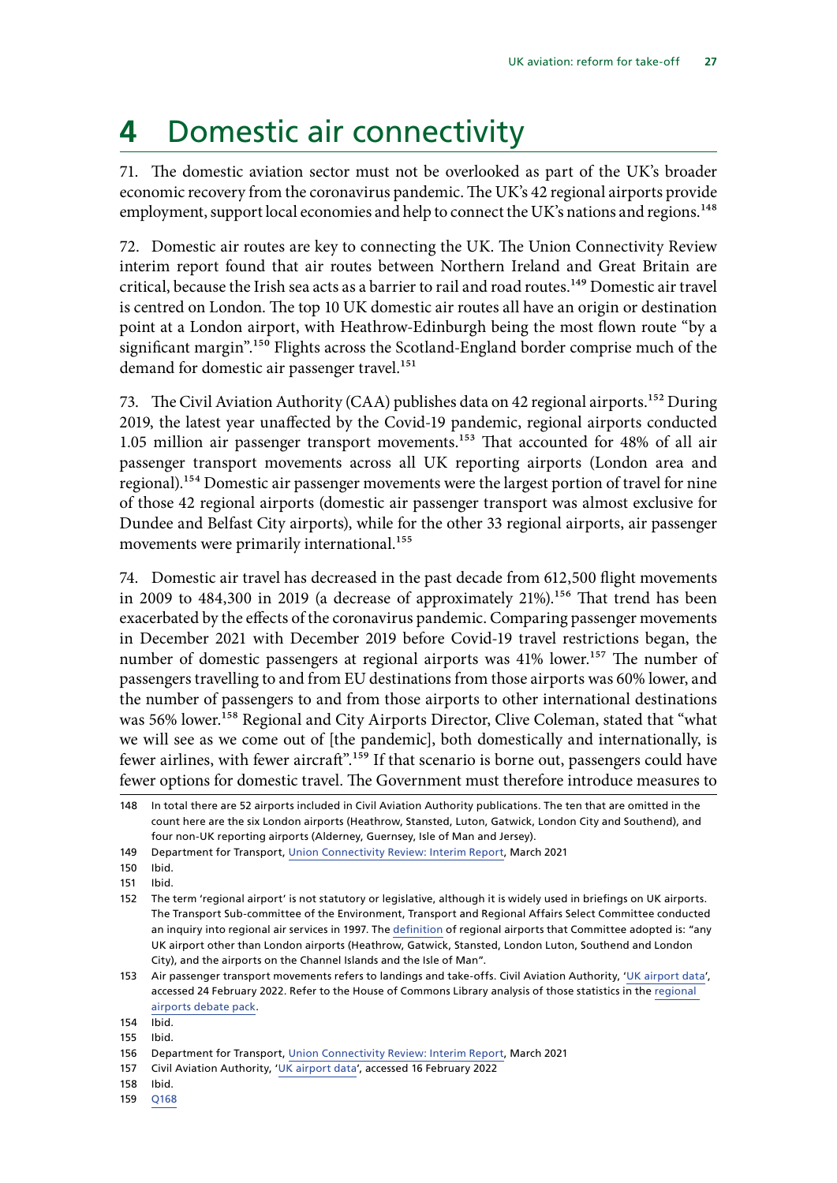# 4 Domestic air connectivity

71. The domestic aviation sector must not be overlooked as part of the UK's broader economic recovery from the coronavirus pandemic. The UK's 42 regional airports provide employment, support local economies and help to connect the UK's nations and regions.[148]

72. Domestic air routes are key to connecting the UK. The Union Connectivity Review interim report found that air routes between Northern Ireland and Great Britain are critical, because the Irish sea acts as a barrier to rail and road routes.[149] Domestic air travel is centred on London. The top 10 UK domestic air routes all have an origin or destination point at a London airport, with Heathrow-Edinburgh being the most flown route "by a significant margin".[150] Flights across the Scotland-England border comprise much of the demand for domestic air passenger travel.[151]

73. The Civil Aviation Authority (CAA) publishes data on 42 regional airports.[152] During 2019, the latest year unaffected by the Covid-19 pandemic, regional airports conducted 1.05 million air passenger transport movements.[153] That accounted for 48% of all air passenger transport movements across all UK reporting airports (London area and regional).[154] Domestic air passenger movements were the largest portion of travel for nine of those 42 regional airports (domestic air passenger transport was almost exclusive for Dundee and Belfast City airports), while for the other 33 regional airports, air passenger movements were primarily international.[155]

74. Domestic air travel has decreased in the past decade from 612,500 flight movements in 2009 to 484,300 in 2019 (a decrease of approximately 21%).[156] That trend has been exacerbated by the effects of the coronavirus pandemic. Comparing passenger movements in December 2021 with December 2019 before Covid-19 travel restrictions began, the number of domestic passengers at regional airports was 41% lower.[157] The number of passengers travelling to and from EU destinations from those airports was 60% lower, and the number of passengers to and from those airports to other international destinations was 56% lower.[158] Regional and City Airports Director, Clive Coleman, stated that "what we will see as we come out of [the pandemic], both domestically and internationally, is fewer airlines, with fewer aircraft".[159] If that scenario is borne out, passengers could have fewer options for domestic travel. The Government must therefore introduce measures to

148 In total there are 52 airports included in Civil Aviation Authority publications. The ten that are omitted in the count here are the six London airports (Heathrow, Stansted, Luton, Gatwick, London City and Southend), and four non-UK reporting airports (Alderney, Guernsey, Isle of Man and Jersey).

149 Department for Transport, Union Connectivity Review: Interim Report, March 2021

150 Ibid.

151 Ibid.

152 The term 'regional airport' is not statutory or legislative, although it is widely used in briefings on UK airports. The Transport Sub-committee of the Environment, Transport and Regional Affairs Select Committee conducted an inquiry into regional air services in 1997. The definition of regional airports that Committee adopted is: "any UK airport other than London airports (Heathrow, Gatwick, Stansted, London Luton, Southend and London City), and the airports on the Channel Islands and the Isle of Man".

153 Air passenger transport movements refers to landings and take-offs. Civil Aviation Authority, 'UK airport data', accessed 24 February 2022. Refer to the House of Commons Library analysis of those statistics in the regional airports debate pack.

154 Ibid.

155 Ibid.

156 Department for Transport, Union Connectivity Review: Interim Report, March 2021

157 Civil Aviation Authority, 'UK airport data', accessed 16 February 2022

158 Ibid.

159 Q168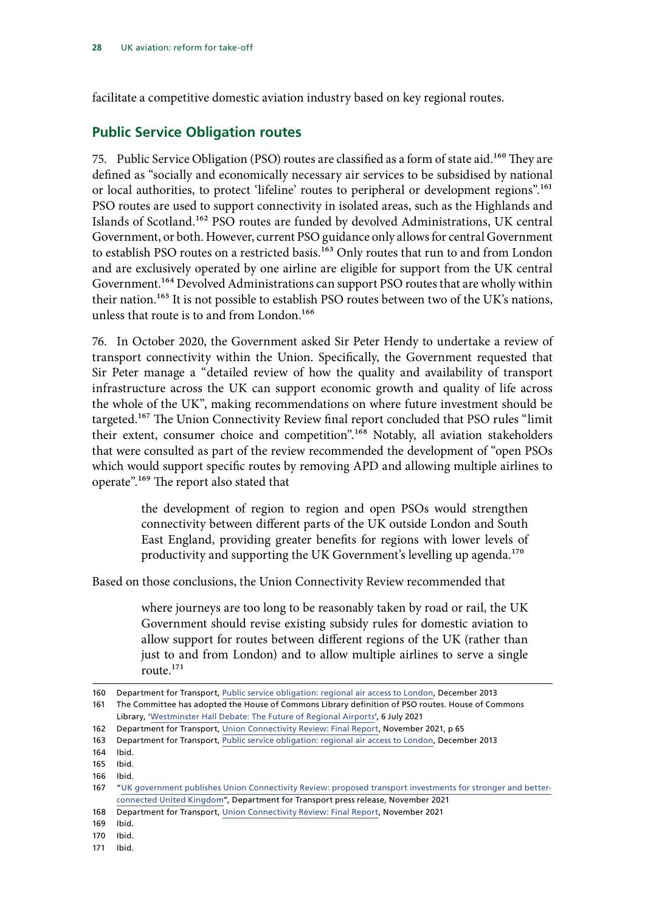facilitate a competitive domestic aviation industry based on key regional routes.

## Public Service Obligation routes

75. Public Service Obligation (PSO) routes are classified as a form of state aid.[160] They are defined as "socially and economically necessary air services to be subsidised by national or local authorities, to protect 'lifeline' routes to peripheral or development regions".[161] PSO routes are used to support connectivity in isolated areas, such as the Highlands and Islands of Scotland.[162] PSO routes are funded by devolved Administrations, UK central Government, or both. However, current PSO guidance only allows for central Government to establish PSO routes on a restricted basis.[163] Only routes that run to and from London and are exclusively operated by one airline are eligible for support from the UK central Government.[164] Devolved Administrations can support PSO routes that are wholly within their nation.[165] It is not possible to establish PSO routes between two of the UK's nations, unless that route is to and from London.[166]

76. In October 2020, the Government asked Sir Peter Hendy to undertake a review of transport connectivity within the Union. Specifically, the Government requested that Sir Peter manage a "detailed review of how the quality and availability of transport infrastructure across the UK can support economic growth and quality of life across the whole of the UK", making recommendations on where future investment should be targeted.[167] The Union Connectivity Review final report concluded that PSO rules "limit their extent, consumer choice and competition".[168] Notably, all aviation stakeholders that were consulted as part of the review recommended the development of "open PSOs which would support specific routes by removing APD and allowing multiple airlines to operate".[169] The report also stated that

> the development of region to region and open PSOs would strengthen connectivity between different parts of the UK outside London and South East England, providing greater benefits for regions with lower levels of productivity and supporting the UK Government's levelling up agenda.[170]

Based on those conclusions, the Union Connectivity Review recommended that

> where journeys are too long to be reasonably taken by road or rail, the UK Government should revise existing subsidy rules for domestic aviation to allow support for routes between different regions of the UK (rather than just to and from London) and to allow multiple airlines to serve a single route.[171]

---

160 Department for Transport, Public service obligation: regional air access to London, December 2013

161 The Committee has adopted the House of Commons Library definition of PSO routes. House of Commons Library, 'Westminster Hall Debate: The Future of Regional Airports', 6 July 2021

162 Department for Transport, Union Connectivity Review: Final Report, November 2021, p 65

163 Department for Transport, Public service obligation: regional air access to London, December 2013

164 Ibid.

165 Ibid.

166 Ibid.

167 "UK government publishes Union Connectivity Review: proposed transport investments for stronger and better-connected United Kingdom", Department for Transport press release, November 2021

168 Department for Transport, Union Connectivity Review: Final Report, November 2021

169 Ibid.

170 Ibid.

171 Ibid.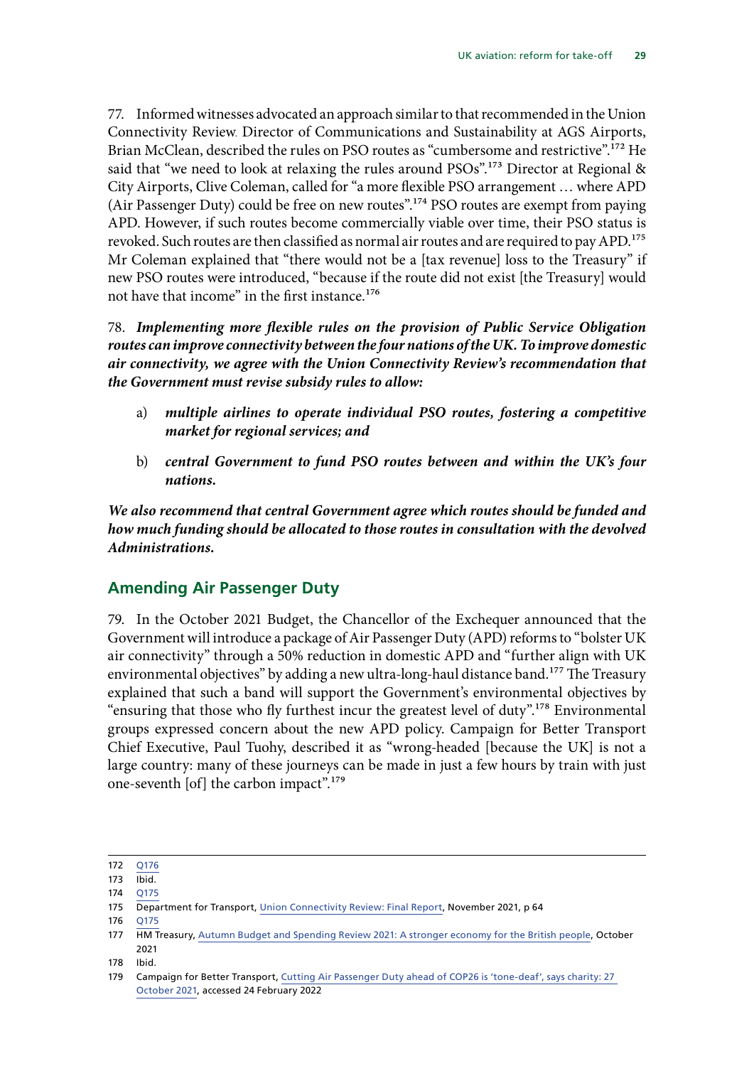77. Informed witnesses advocated an approach similar to that recommended in the Union Connectivity Review. Director of Communications and Sustainability at AGS Airports, Brian McClean, described the rules on PSO routes as "cumbersome and restrictive".[172] He said that "we need to look at relaxing the rules around PSOs".[173] Director at Regional & City Airports, Clive Coleman, called for "a more flexible PSO arrangement … where APD (Air Passenger Duty) could be free on new routes".[174] PSO routes are exempt from paying APD. However, if such routes become commercially viable over time, their PSO status is revoked. Such routes are then classified as normal air routes and are required to pay APD.[175] Mr Coleman explained that "there would not be a [tax revenue] loss to the Treasury" if new PSO routes were introduced, "because if the route did not exist [the Treasury] would not have that income" in the first instance.[176]

78. ***Implementing more flexible rules on the provision of Public Service Obligation routes can improve connectivity between the four nations of the UK. To improve domestic air connectivity, we agree with the Union Connectivity Review's recommendation that the Government must revise subsidy rules to allow:***

a) ***multiple airlines to operate individual PSO routes, fostering a competitive market for regional services; and***

b) ***central Government to fund PSO routes between and within the UK's four nations.***

***We also recommend that central Government agree which routes should be funded and how much funding should be allocated to those routes in consultation with the devolved Administrations.***

## Amending Air Passenger Duty

79. In the October 2021 Budget, the Chancellor of the Exchequer announced that the Government will introduce a package of Air Passenger Duty (APD) reforms to "bolster UK air connectivity" through a 50% reduction in domestic APD and "further align with UK environmental objectives" by adding a new ultra-long-haul distance band.[177] The Treasury explained that such a band will support the Government's environmental objectives by "ensuring that those who fly furthest incur the greatest level of duty".[178] Environmental groups expressed concern about the new APD policy. Campaign for Better Transport Chief Executive, Paul Tuohy, described it as "wrong-headed [because the UK] is not a large country: many of these journeys can be made in just a few hours by train with just one-seventh [of] the carbon impact".[179]

---

172 Q176

173 Ibid.

174 Q175

175 Department for Transport, Union Connectivity Review: Final Report, November 2021, p 64

176 Q175

177 HM Treasury, Autumn Budget and Spending Review 2021: A stronger economy for the British people, October 2021

178 Ibid.

179 Campaign for Better Transport, Cutting Air Passenger Duty ahead of COP26 is 'tone-deaf', says charity: 27 October 2021, accessed 24 February 2022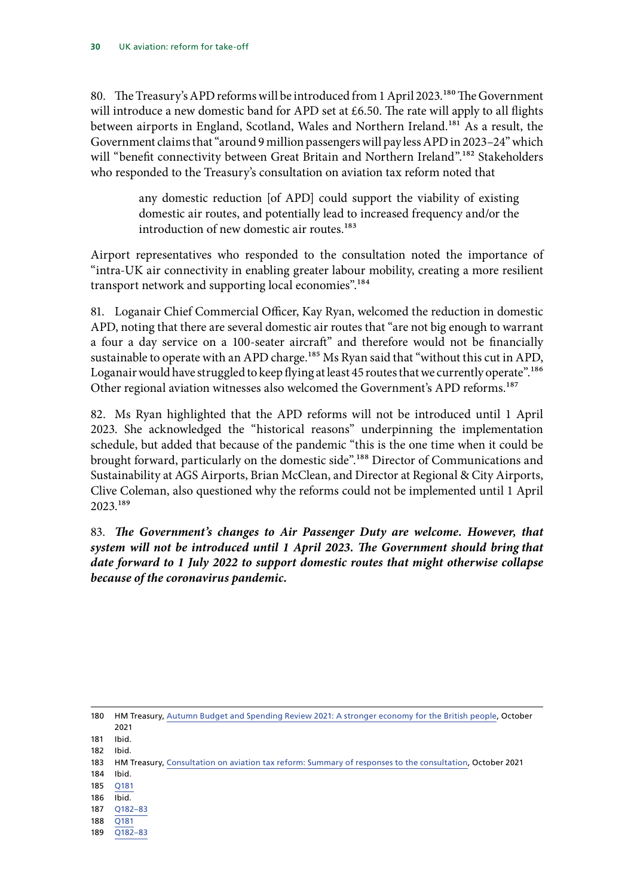80. The Treasury's APD reforms will be introduced from 1 April 2023.[180] The Government will introduce a new domestic band for APD set at £6.50. The rate will apply to all flights between airports in England, Scotland, Wales and Northern Ireland.[181] As a result, the Government claims that "around 9 million passengers will pay less APD in 2023–24" which will "benefit connectivity between Great Britain and Northern Ireland".[182] Stakeholders who responded to the Treasury's consultation on aviation tax reform noted that

> any domestic reduction [of APD] could support the viability of existing domestic air routes, and potentially lead to increased frequency and/or the introduction of new domestic air routes.[183]

Airport representatives who responded to the consultation noted the importance of "intra-UK air connectivity in enabling greater labour mobility, creating a more resilient transport network and supporting local economies".[184]

81. Loganair Chief Commercial Officer, Kay Ryan, welcomed the reduction in domestic APD, noting that there are several domestic air routes that "are not big enough to warrant a four a day service on a 100-seater aircraft" and therefore would not be financially sustainable to operate with an APD charge.[185] Ms Ryan said that "without this cut in APD, Loganair would have struggled to keep flying at least 45 routes that we currently operate".[186] Other regional aviation witnesses also welcomed the Government's APD reforms.[187]

82. Ms Ryan highlighted that the APD reforms will not be introduced until 1 April 2023. She acknowledged the "historical reasons" underpinning the implementation schedule, but added that because of the pandemic "this is the one time when it could be brought forward, particularly on the domestic side".[188] Director of Communications and Sustainability at AGS Airports, Brian McClean, and Director at Regional & City Airports, Clive Coleman, also questioned why the reforms could not be implemented until 1 April 2023.[189]

83. ***The Government's changes to Air Passenger Duty are welcome. However, that system will not be introduced until 1 April 2023. The Government should bring that date forward to 1 July 2022 to support domestic routes that might otherwise collapse because of the coronavirus pandemic.***

---

180 HM Treasury, Autumn Budget and Spending Review 2021: A stronger economy for the British people, October 2021
181 Ibid.
182 Ibid.
183 HM Treasury, Consultation on aviation tax reform: Summary of responses to the consultation, October 2021
184 Ibid.
185 Q181
186 Ibid.
187 Q182–83
188 Q181
189 Q182–83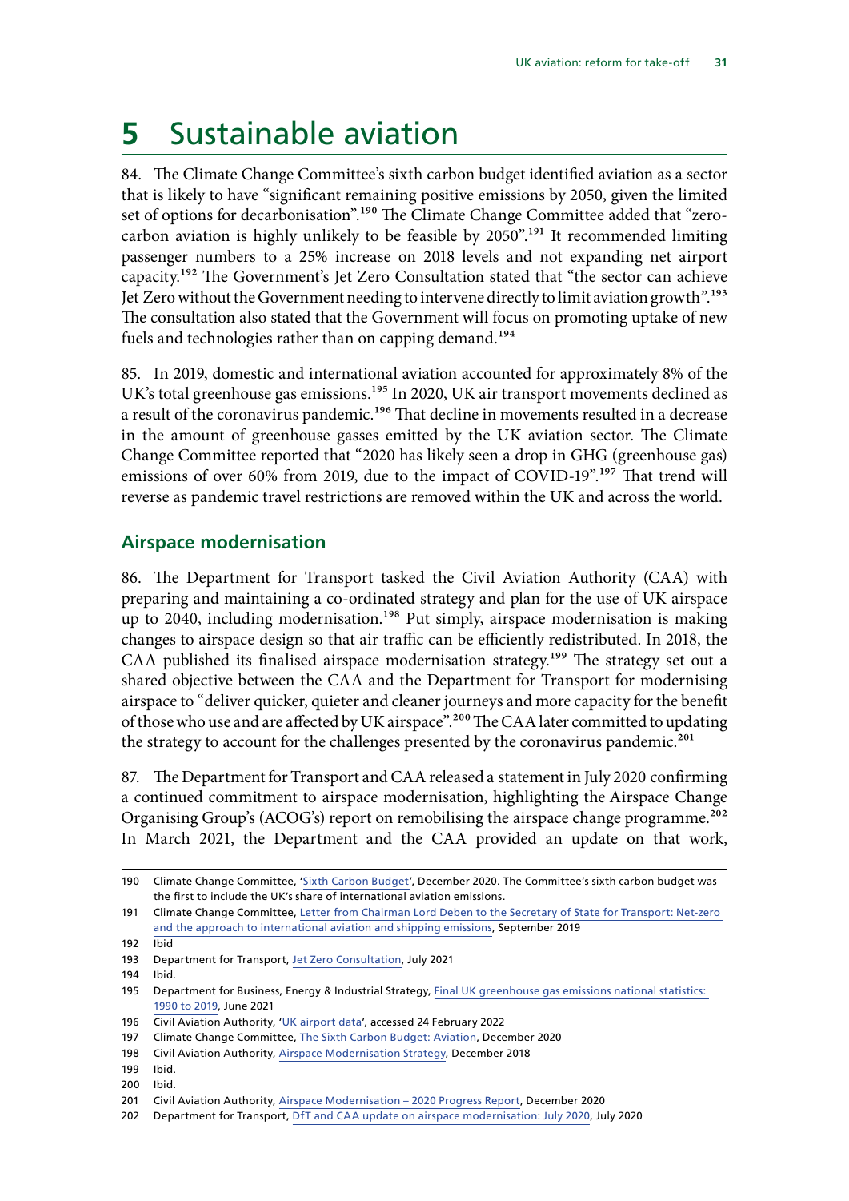# 5 Sustainable aviation

84. The Climate Change Committee's sixth carbon budget identified aviation as a sector that is likely to have "significant remaining positive emissions by 2050, given the limited set of options for decarbonisation".[190] The Climate Change Committee added that "zero-carbon aviation is highly unlikely to be feasible by 2050".[191] It recommended limiting passenger numbers to a 25% increase on 2018 levels and not expanding net airport capacity.[192] The Government's Jet Zero Consultation stated that "the sector can achieve Jet Zero without the Government needing to intervene directly to limit aviation growth".[193] The consultation also stated that the Government will focus on promoting uptake of new fuels and technologies rather than on capping demand.[194]

85. In 2019, domestic and international aviation accounted for approximately 8% of the UK's total greenhouse gas emissions.[195] In 2020, UK air transport movements declined as a result of the coronavirus pandemic.[196] That decline in movements resulted in a decrease in the amount of greenhouse gasses emitted by the UK aviation sector. The Climate Change Committee reported that "2020 has likely seen a drop in GHG (greenhouse gas) emissions of over 60% from 2019, due to the impact of COVID-19".[197] That trend will reverse as pandemic travel restrictions are removed within the UK and across the world.

## Airspace modernisation

86. The Department for Transport tasked the Civil Aviation Authority (CAA) with preparing and maintaining a co-ordinated strategy and plan for the use of UK airspace up to 2040, including modernisation.[198] Put simply, airspace modernisation is making changes to airspace design so that air traffic can be efficiently redistributed. In 2018, the CAA published its finalised airspace modernisation strategy.[199] The strategy set out a shared objective between the CAA and the Department for Transport for modernising airspace to "deliver quicker, quieter and cleaner journeys and more capacity for the benefit of those who use and are affected by UK airspace".[200] The CAA later committed to updating the strategy to account for the challenges presented by the coronavirus pandemic.[201]

87. The Department for Transport and CAA released a statement in July 2020 confirming a continued commitment to airspace modernisation, highlighting the Airspace Change Organising Group's (ACOG's) report on remobilising the airspace change programme.[202] In March 2021, the Department and the CAA provided an update on that work,

---

190 Climate Change Committee, 'Sixth Carbon Budget', December 2020. The Committee's sixth carbon budget was the first to include the UK's share of international aviation emissions.

191 Climate Change Committee, Letter from Chairman Lord Deben to the Secretary of State for Transport: Net-zero and the approach to international aviation and shipping emissions, September 2019

192 Ibid

193 Department for Transport, Jet Zero Consultation, July 2021

194 Ibid.

195 Department for Business, Energy & Industrial Strategy, Final UK greenhouse gas emissions national statistics: 1990 to 2019, June 2021

196 Civil Aviation Authority, 'UK airport data', accessed 24 February 2022

197 Climate Change Committee, The Sixth Carbon Budget: Aviation, December 2020

198 Civil Aviation Authority, Airspace Modernisation Strategy, December 2018

199 Ibid.

200 Ibid.

201 Civil Aviation Authority, Airspace Modernisation – 2020 Progress Report, December 2020

202 Department for Transport, DfT and CAA update on airspace modernisation: July 2020, July 2020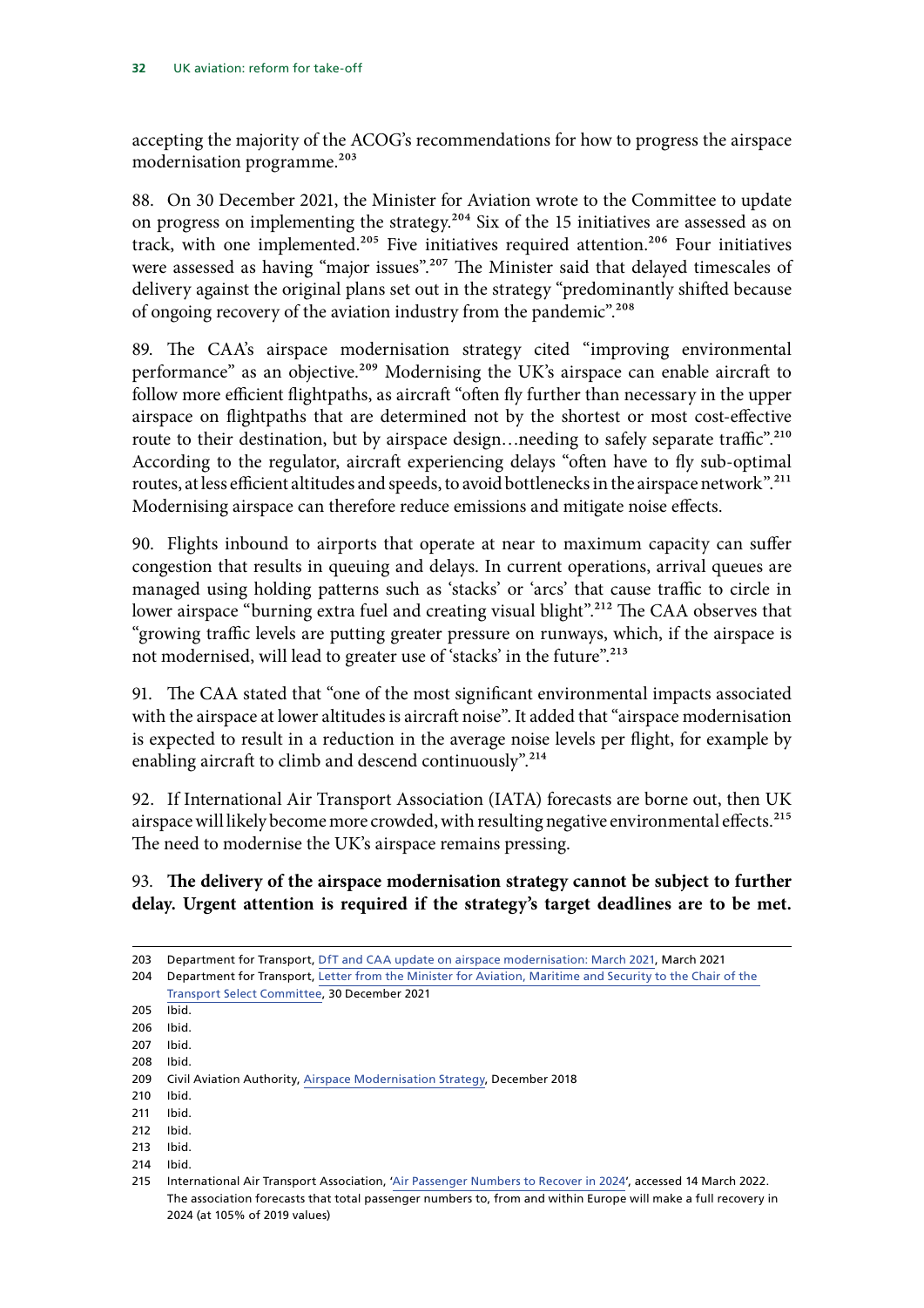accepting the majority of the ACOG's recommendations for how to progress the airspace modernisation programme.[203]

88. On 30 December 2021, the Minister for Aviation wrote to the Committee to update on progress on implementing the strategy.[204] Six of the 15 initiatives are assessed as on track, with one implemented.[205] Five initiatives required attention.[206] Four initiatives were assessed as having "major issues".[207] The Minister said that delayed timescales of delivery against the original plans set out in the strategy "predominantly shifted because of ongoing recovery of the aviation industry from the pandemic".[208]

89. The CAA's airspace modernisation strategy cited "improving environmental performance" as an objective.[209] Modernising the UK's airspace can enable aircraft to follow more efficient flightpaths, as aircraft "often fly further than necessary in the upper airspace on flightpaths that are determined not by the shortest or most cost-effective route to their destination, but by airspace design…needing to safely separate traffic".[210] According to the regulator, aircraft experiencing delays "often have to fly sub-optimal routes, at less efficient altitudes and speeds, to avoid bottlenecks in the airspace network".[211] Modernising airspace can therefore reduce emissions and mitigate noise effects.

90. Flights inbound to airports that operate at near to maximum capacity can suffer congestion that results in queuing and delays. In current operations, arrival queues are managed using holding patterns such as 'stacks' or 'arcs' that cause traffic to circle in lower airspace "burning extra fuel and creating visual blight".[212] The CAA observes that "growing traffic levels are putting greater pressure on runways, which, if the airspace is not modernised, will lead to greater use of 'stacks' in the future".[213]

91. The CAA stated that "one of the most significant environmental impacts associated with the airspace at lower altitudes is aircraft noise". It added that "airspace modernisation is expected to result in a reduction in the average noise levels per flight, for example by enabling aircraft to climb and descend continuously".[214]

92. If International Air Transport Association (IATA) forecasts are borne out, then UK airspace will likely become more crowded, with resulting negative environmental effects.[215] The need to modernise the UK's airspace remains pressing.

93. **The delivery of the airspace modernisation strategy cannot be subject to further delay. Urgent attention is required if the strategy's target deadlines are to be met.**

---

203 Department for Transport, DfT and CAA update on airspace modernisation: March 2021, March 2021

204 Department for Transport, Letter from the Minister for Aviation, Maritime and Security to the Chair of the Transport Select Committee, 30 December 2021

205 Ibid.

206 Ibid.

207 Ibid.

208 Ibid.

209 Civil Aviation Authority, Airspace Modernisation Strategy, December 2018

210 Ibid.

211 Ibid.

212 Ibid.

213 Ibid.

214 Ibid.

215 International Air Transport Association, 'Air Passenger Numbers to Recover in 2024', accessed 14 March 2022. The association forecasts that total passenger numbers to, from and within Europe will make a full recovery in 2024 (at 105% of 2019 values)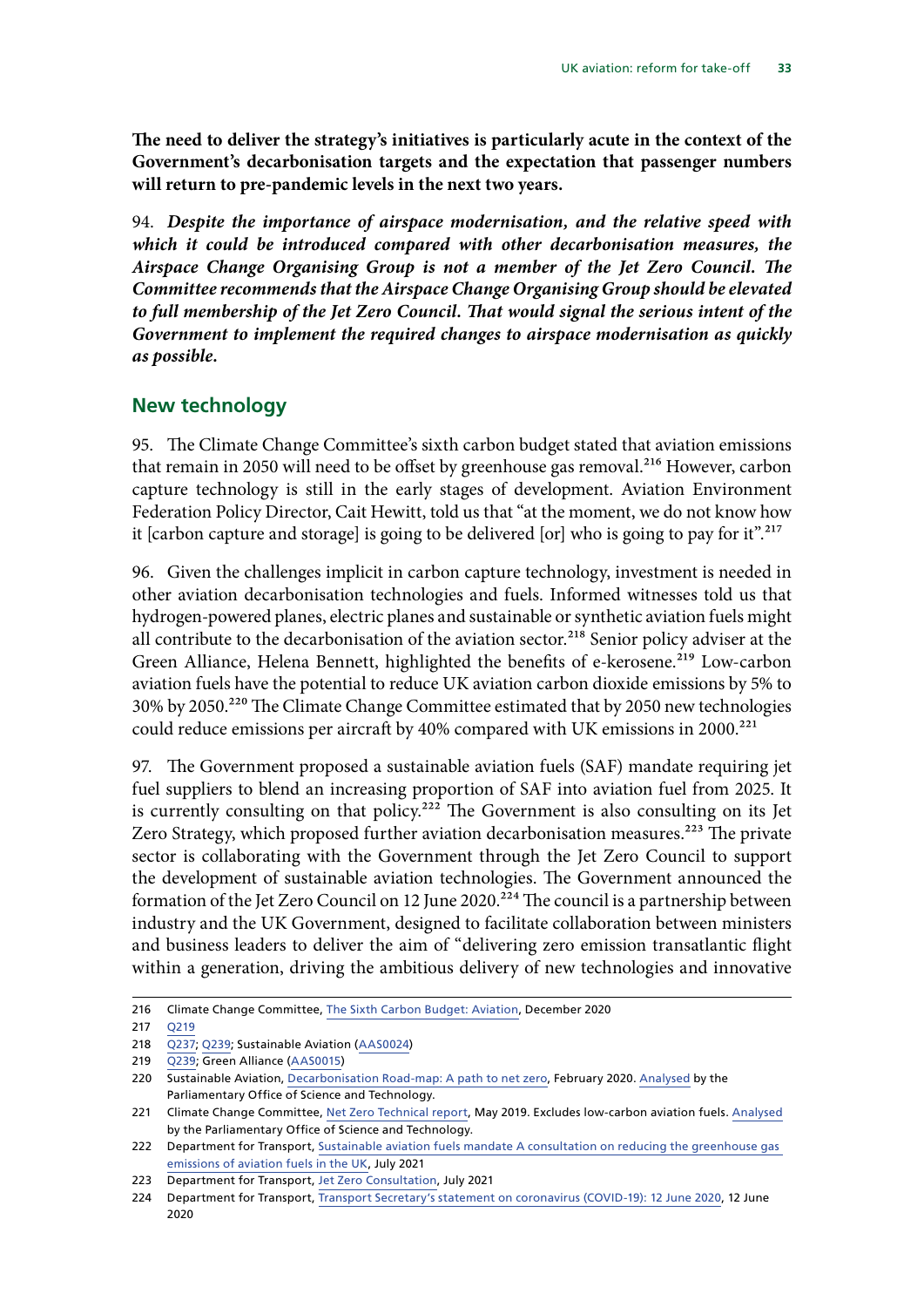**The need to deliver the strategy's initiatives is particularly acute in the context of the Government's decarbonisation targets and the expectation that passenger numbers will return to pre-pandemic levels in the next two years.**

94. ***Despite the importance of airspace modernisation, and the relative speed with which it could be introduced compared with other decarbonisation measures, the Airspace Change Organising Group is not a member of the Jet Zero Council. The Committee recommends that the Airspace Change Organising Group should be elevated to full membership of the Jet Zero Council. That would signal the serious intent of the Government to implement the required changes to airspace modernisation as quickly as possible.***

## New technology

95. The Climate Change Committee's sixth carbon budget stated that aviation emissions that remain in 2050 will need to be offset by greenhouse gas removal.[216] However, carbon capture technology is still in the early stages of development. Aviation Environment Federation Policy Director, Cait Hewitt, told us that "at the moment, we do not know how it [carbon capture and storage] is going to be delivered [or] who is going to pay for it".[217]

96. Given the challenges implicit in carbon capture technology, investment is needed in other aviation decarbonisation technologies and fuels. Informed witnesses told us that hydrogen-powered planes, electric planes and sustainable or synthetic aviation fuels might all contribute to the decarbonisation of the aviation sector.[218] Senior policy adviser at the Green Alliance, Helena Bennett, highlighted the benefits of e-kerosene.[219] Low-carbon aviation fuels have the potential to reduce UK aviation carbon dioxide emissions by 5% to 30% by 2050.[220] The Climate Change Committee estimated that by 2050 new technologies could reduce emissions per aircraft by 40% compared with UK emissions in 2000.[221]

97. The Government proposed a sustainable aviation fuels (SAF) mandate requiring jet fuel suppliers to blend an increasing proportion of SAF into aviation fuel from 2025. It is currently consulting on that policy.[222] The Government is also consulting on its Jet Zero Strategy, which proposed further aviation decarbonisation measures.[223] The private sector is collaborating with the Government through the Jet Zero Council to support the development of sustainable aviation technologies. The Government announced the formation of the Jet Zero Council on 12 June 2020.[224] The council is a partnership between industry and the UK Government, designed to facilitate collaboration between ministers and business leaders to deliver the aim of "delivering zero emission transatlantic flight within a generation, driving the ambitious delivery of new technologies and innovative

---

216 Climate Change Committee, The Sixth Carbon Budget: Aviation, December 2020

217 Q219

218 Q237; Q239; Sustainable Aviation (AAS0024)

219 Q239; Green Alliance (AAS0015)

220 Sustainable Aviation, Decarbonisation Road-map: A path to net zero, February 2020. Analysed by the Parliamentary Office of Science and Technology.

221 Climate Change Committee, Net Zero Technical report, May 2019. Excludes low-carbon aviation fuels. Analysed by the Parliamentary Office of Science and Technology.

222 Department for Transport, Sustainable aviation fuels mandate A consultation on reducing the greenhouse gas emissions of aviation fuels in the UK, July 2021

223 Department for Transport, Jet Zero Consultation, July 2021

224 Department for Transport, Transport Secretary's statement on coronavirus (COVID-19): 12 June 2020, 12 June 2020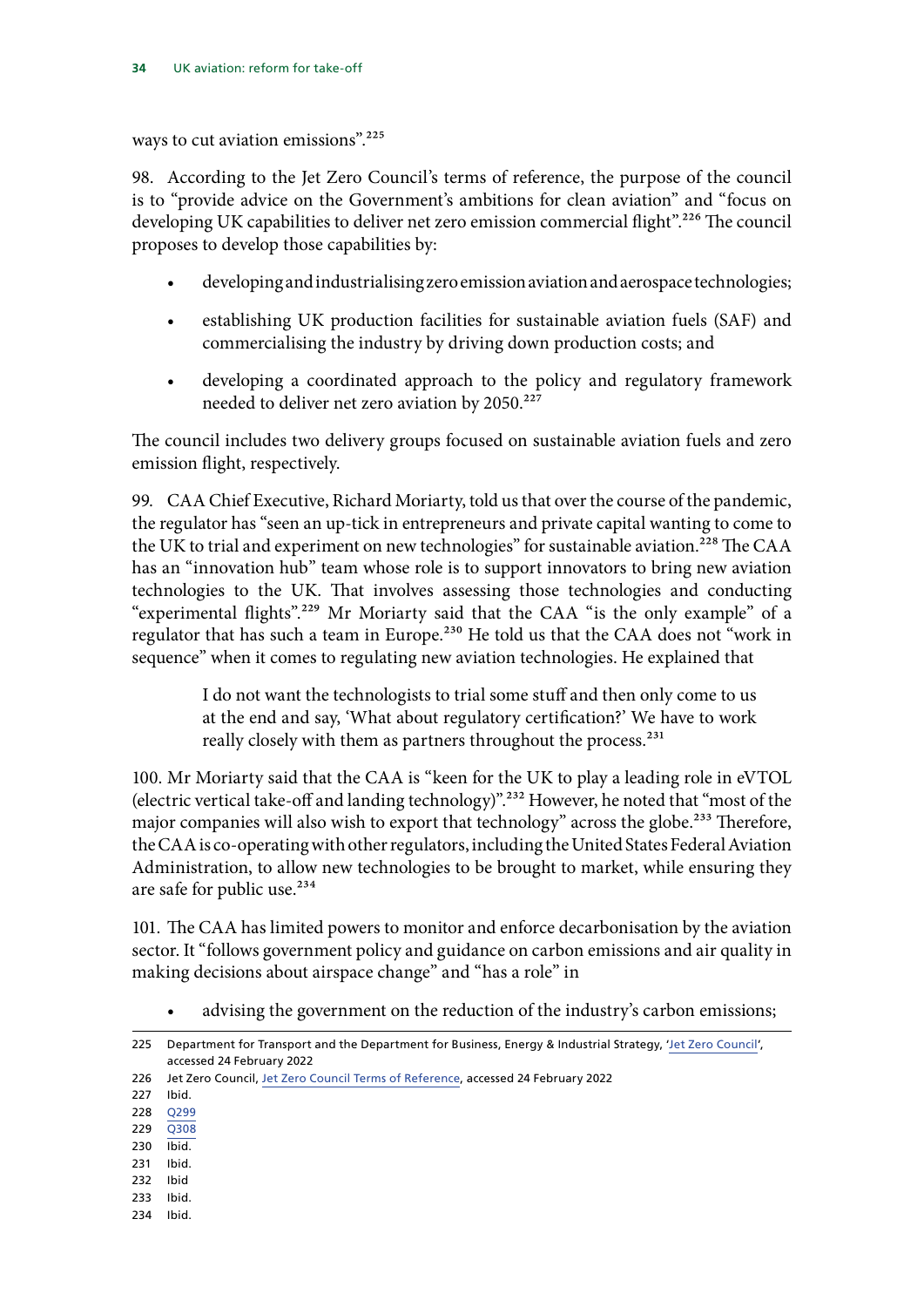ways to cut aviation emissions”.[225]

98. According to the Jet Zero Council’s terms of reference, the purpose of the council is to “provide advice on the Government’s ambitions for clean aviation” and “focus on developing UK capabilities to deliver net zero emission commercial flight”.[226] The council proposes to develop those capabilities by:

- developing and industrialising zero emission aviation and aerospace technologies;
- establishing UK production facilities for sustainable aviation fuels (SAF) and commercialising the industry by driving down production costs; and
- developing a coordinated approach to the policy and regulatory framework needed to deliver net zero aviation by 2050.[227]

The council includes two delivery groups focused on sustainable aviation fuels and zero emission flight, respectively.

99. CAA Chief Executive, Richard Moriarty, told us that over the course of the pandemic, the regulator has “seen an up-tick in entrepreneurs and private capital wanting to come to the UK to trial and experiment on new technologies” for sustainable aviation.[228] The CAA has an “innovation hub” team whose role is to support innovators to bring new aviation technologies to the UK. That involves assessing those technologies and conducting “experimental flights”.[229] Mr Moriarty said that the CAA “is the only example” of a regulator that has such a team in Europe.[230] He told us that the CAA does not “work in sequence” when it comes to regulating new aviation technologies. He explained that

> I do not want the technologists to trial some stuff and then only come to us at the end and say, ‘What about regulatory certification?’ We have to work really closely with them as partners throughout the process.[231]

100. Mr Moriarty said that the CAA is “keen for the UK to play a leading role in eVTOL (electric vertical take-off and landing technology)”.[232] However, he noted that “most of the major companies will also wish to export that technology” across the globe.[233] Therefore, the CAA is co-operating with other regulators, including the United States Federal Aviation Administration, to allow new technologies to be brought to market, while ensuring they are safe for public use.[234]

101. The CAA has limited powers to monitor and enforce decarbonisation by the aviation sector. It “follows government policy and guidance on carbon emissions and air quality in making decisions about airspace change” and “has a role” in

- advising the government on the reduction of the industry’s carbon emissions;

---

225 Department for Transport and the Department for Business, Energy & Industrial Strategy, ‘Jet Zero Council’, accessed 24 February 2022

226 Jet Zero Council, Jet Zero Council Terms of Reference, accessed 24 February 2022

227 Ibid.

228 Q299

229 Q308

230 Ibid.

231 Ibid.

232 Ibid

233 Ibid.

234 Ibid.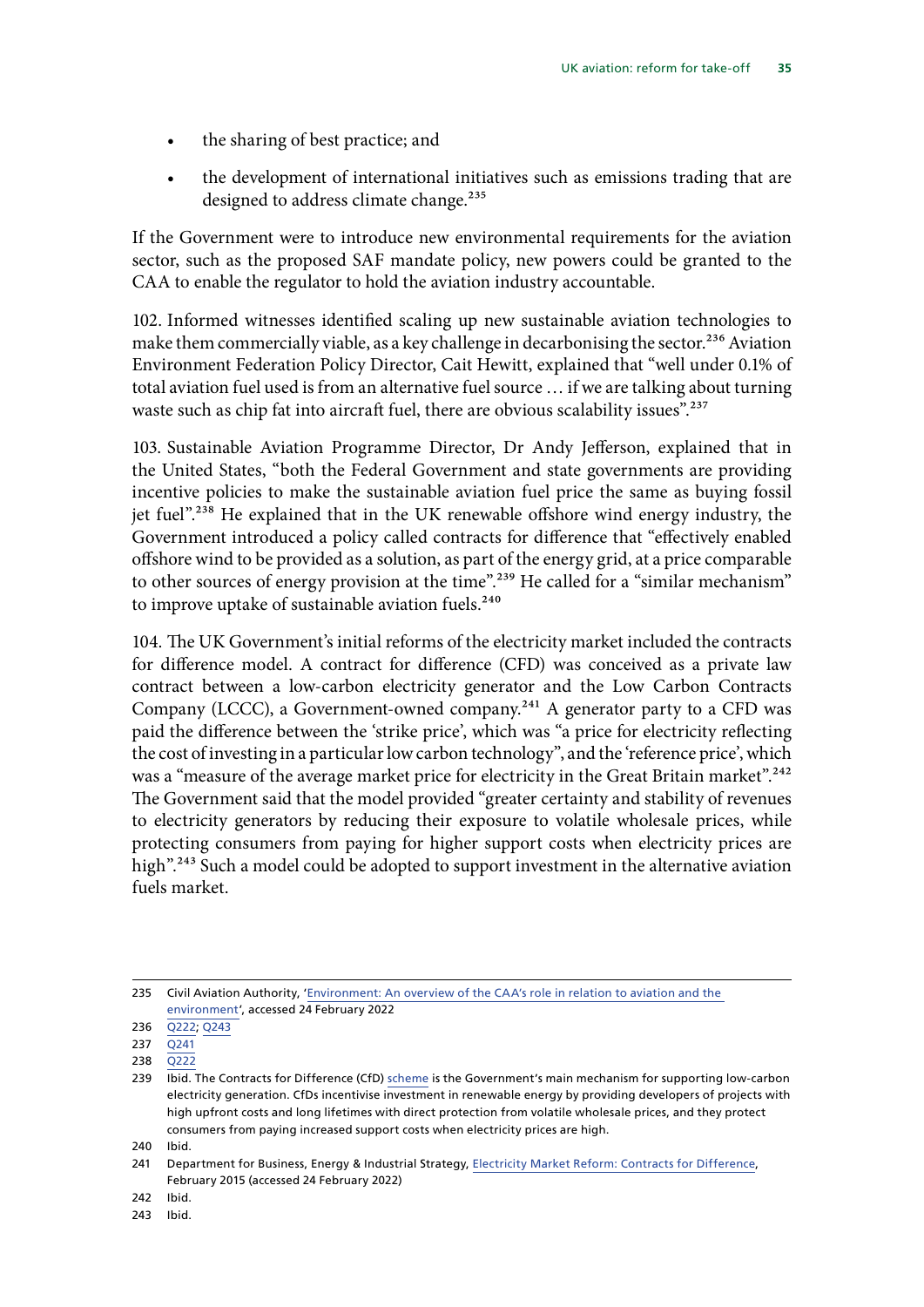- the sharing of best practice; and
- the development of international initiatives such as emissions trading that are designed to address climate change.[235]

If the Government were to introduce new environmental requirements for the aviation sector, such as the proposed SAF mandate policy, new powers could be granted to the CAA to enable the regulator to hold the aviation industry accountable.

102. Informed witnesses identified scaling up new sustainable aviation technologies to make them commercially viable, as a key challenge in decarbonising the sector.[236] Aviation Environment Federation Policy Director, Cait Hewitt, explained that "well under 0.1% of total aviation fuel used is from an alternative fuel source … if we are talking about turning waste such as chip fat into aircraft fuel, there are obvious scalability issues".[237]

103. Sustainable Aviation Programme Director, Dr Andy Jefferson, explained that in the United States, "both the Federal Government and state governments are providing incentive policies to make the sustainable aviation fuel price the same as buying fossil jet fuel".[238] He explained that in the UK renewable offshore wind energy industry, the Government introduced a policy called contracts for difference that "effectively enabled offshore wind to be provided as a solution, as part of the energy grid, at a price comparable to other sources of energy provision at the time".[239] He called for a "similar mechanism" to improve uptake of sustainable aviation fuels.[240]

104. The UK Government's initial reforms of the electricity market included the contracts for difference model. A contract for difference (CFD) was conceived as a private law contract between a low-carbon electricity generator and the Low Carbon Contracts Company (LCCC), a Government-owned company.[241] A generator party to a CFD was paid the difference between the 'strike price', which was "a price for electricity reflecting the cost of investing in a particular low carbon technology", and the 'reference price', which was a "measure of the average market price for electricity in the Great Britain market".[242] The Government said that the model provided "greater certainty and stability of revenues to electricity generators by reducing their exposure to volatile wholesale prices, while protecting consumers from paying for higher support costs when electricity prices are high".[243] Such a model could be adopted to support investment in the alternative aviation fuels market.

---

235 Civil Aviation Authority, 'Environment: An overview of the CAA's role in relation to aviation and the environment', accessed 24 February 2022

236 Q222; Q243

237 Q241

238 Q222

239 Ibid. The Contracts for Difference (CfD) scheme is the Government's main mechanism for supporting low-carbon electricity generation. CfDs incentivise investment in renewable energy by providing developers of projects with high upfront costs and long lifetimes with direct protection from volatile wholesale prices, and they protect consumers from paying increased support costs when electricity prices are high.

240 Ibid.

241 Department for Business, Energy & Industrial Strategy, Electricity Market Reform: Contracts for Difference, February 2015 (accessed 24 February 2022)

242 Ibid.

243 Ibid.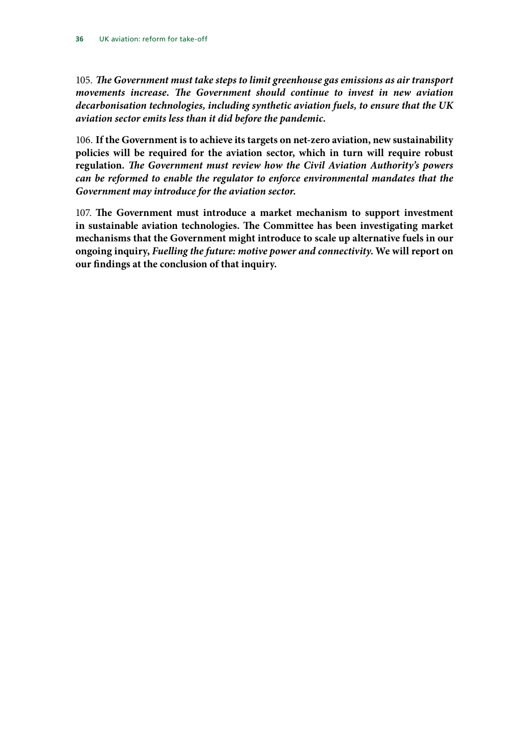105. ***The Government must take steps to limit greenhouse gas emissions as air transport movements increase. The Government should continue to invest in new aviation decarbonisation technologies, including synthetic aviation fuels, to ensure that the UK aviation sector emits less than it did before the pandemic.***

106. **If the Government is to achieve its targets on net-zero aviation, new sustainability policies will be required for the aviation sector, which in turn will require robust regulation.** ***The Government must review how the Civil Aviation Authority's powers can be reformed to enable the regulator to enforce environmental mandates that the Government may introduce for the aviation sector.***

107. **The Government must introduce a market mechanism to support investment in sustainable aviation technologies. The Committee has been investigating market mechanisms that the Government might introduce to scale up alternative fuels in our ongoing inquiry,** ***Fuelling the future: motive power and connectivity.*** **We will report on our findings at the conclusion of that inquiry.**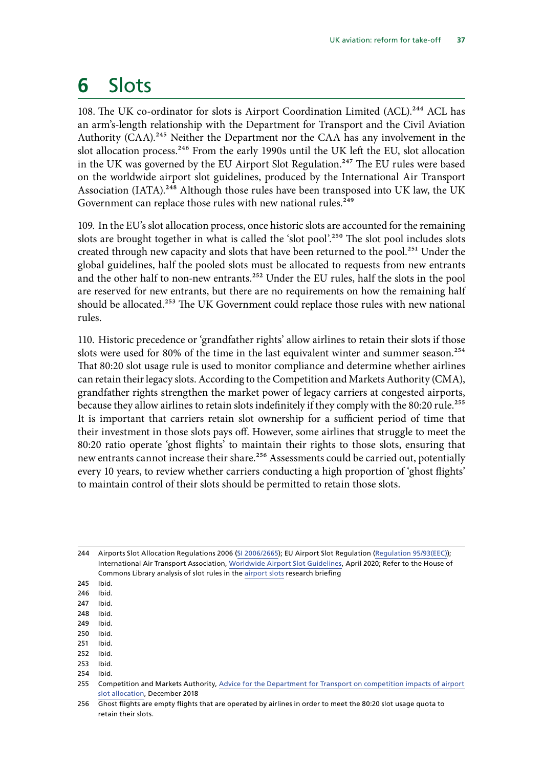# 6 Slots

108. The UK co-ordinator for slots is Airport Coordination Limited (ACL).[244] ACL has an arm's-length relationship with the Department for Transport and the Civil Aviation Authority (CAA).[245] Neither the Department nor the CAA has any involvement in the slot allocation process.[246] From the early 1990s until the UK left the EU, slot allocation in the UK was governed by the EU Airport Slot Regulation.[247] The EU rules were based on the worldwide airport slot guidelines, produced by the International Air Transport Association (IATA).[248] Although those rules have been transposed into UK law, the UK Government can replace those rules with new national rules.[249]

109. In the EU's slot allocation process, once historic slots are accounted for the remaining slots are brought together in what is called the 'slot pool'.[250] The slot pool includes slots created through new capacity and slots that have been returned to the pool.[251] Under the global guidelines, half the pooled slots must be allocated to requests from new entrants and the other half to non-new entrants.[252] Under the EU rules, half the slots in the pool are reserved for new entrants, but there are no requirements on how the remaining half should be allocated.[253] The UK Government could replace those rules with new national rules.

110. Historic precedence or 'grandfather rights' allow airlines to retain their slots if those slots were used for 80% of the time in the last equivalent winter and summer season.[254] That 80:20 slot usage rule is used to monitor compliance and determine whether airlines can retain their legacy slots. According to the Competition and Markets Authority (CMA), grandfather rights strengthen the market power of legacy carriers at congested airports, because they allow airlines to retain slots indefinitely if they comply with the 80:20 rule.[255] It is important that carriers retain slot ownership for a sufficient period of time that their investment in those slots pays off. However, some airlines that struggle to meet the 80:20 ratio operate 'ghost flights' to maintain their rights to those slots, ensuring that new entrants cannot increase their share.[256] Assessments could be carried out, potentially every 10 years, to review whether carriers conducting a high proportion of 'ghost flights' to maintain control of their slots should be permitted to retain those slots.

---

244 Airports Slot Allocation Regulations 2006 (SI 2006/2665); EU Airport Slot Regulation (Regulation 95/93(EEC)); International Air Transport Association, Worldwide Airport Slot Guidelines, April 2020; Refer to the House of Commons Library analysis of slot rules in the airport slots research briefing

245 Ibid.

246 Ibid.

247 Ibid.

248 Ibid.

249 Ibid.

250 Ibid.

251 Ibid.

252 Ibid.

253 Ibid.

254 Ibid.

255 Competition and Markets Authority, Advice for the Department for Transport on competition impacts of airport slot allocation, December 2018

256 Ghost flights are empty flights that are operated by airlines in order to meet the 80:20 slot usage quota to retain their slots.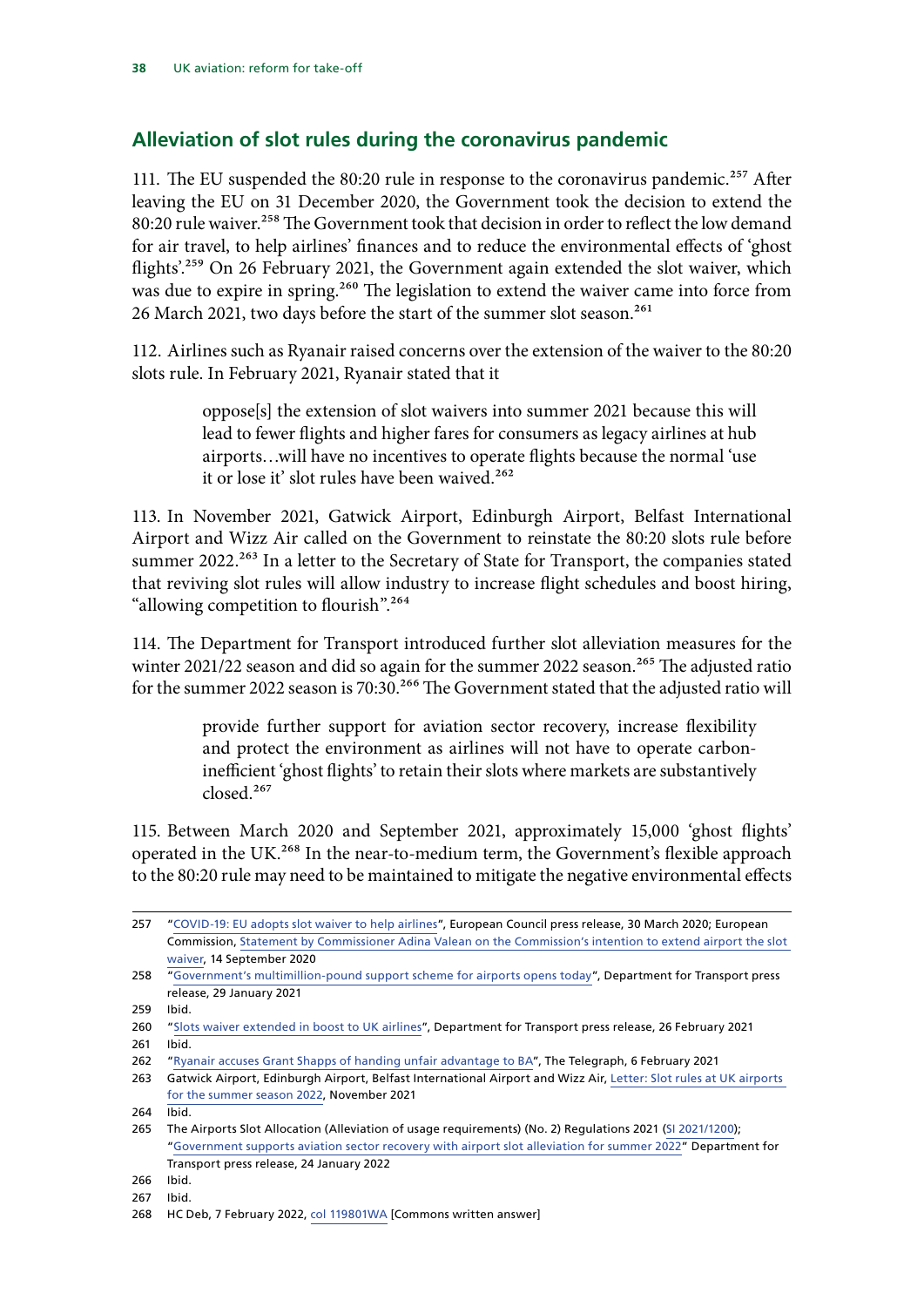## Alleviation of slot rules during the coronavirus pandemic

111. The EU suspended the 80:20 rule in response to the coronavirus pandemic.[257] After leaving the EU on 31 December 2020, the Government took the decision to extend the 80:20 rule waiver.[258] The Government took that decision in order to reflect the low demand for air travel, to help airlines' finances and to reduce the environmental effects of 'ghost flights'.[259] On 26 February 2021, the Government again extended the slot waiver, which was due to expire in spring.[260] The legislation to extend the waiver came into force from 26 March 2021, two days before the start of the summer slot season.[261]

112. Airlines such as Ryanair raised concerns over the extension of the waiver to the 80:20 slots rule. In February 2021, Ryanair stated that it

> oppose[s] the extension of slot waivers into summer 2021 because this will lead to fewer flights and higher fares for consumers as legacy airlines at hub airports…will have no incentives to operate flights because the normal 'use it or lose it' slot rules have been waived.[262]

113. In November 2021, Gatwick Airport, Edinburgh Airport, Belfast International Airport and Wizz Air called on the Government to reinstate the 80:20 slots rule before summer 2022.[263] In a letter to the Secretary of State for Transport, the companies stated that reviving slot rules will allow industry to increase flight schedules and boost hiring, "allowing competition to flourish".[264]

114. The Department for Transport introduced further slot alleviation measures for the winter 2021/22 season and did so again for the summer 2022 season.[265] The adjusted ratio for the summer 2022 season is 70:30.[266] The Government stated that the adjusted ratio will

> provide further support for aviation sector recovery, increase flexibility and protect the environment as airlines will not have to operate carbon-inefficient 'ghost flights' to retain their slots where markets are substantively closed.[267]

115. Between March 2020 and September 2021, approximately 15,000 'ghost flights' operated in the UK.[268] In the near-to-medium term, the Government's flexible approach to the 80:20 rule may need to be maintained to mitigate the negative environmental effects

---

257 "COVID-19: EU adopts slot waiver to help airlines", European Council press release, 30 March 2020; European Commission, Statement by Commissioner Adina Valean on the Commission's intention to extend airport the slot waiver, 14 September 2020

258 "Government's multimillion-pound support scheme for airports opens today", Department for Transport press release, 29 January 2021

259 Ibid.

260 "Slots waiver extended in boost to UK airlines", Department for Transport press release, 26 February 2021

261 Ibid.

262 "Ryanair accuses Grant Shapps of handing unfair advantage to BA", The Telegraph, 6 February 2021

263 Gatwick Airport, Edinburgh Airport, Belfast International Airport and Wizz Air, Letter: Slot rules at UK airports for the summer season 2022, November 2021

264 Ibid.

265 The Airports Slot Allocation (Alleviation of usage requirements) (No. 2) Regulations 2021 (SI 2021/1200); "Government supports aviation sector recovery with airport slot alleviation for summer 2022" Department for Transport press release, 24 January 2022

266 Ibid.

267 Ibid.

268 HC Deb, 7 February 2022, col 119801WA [Commons written answer]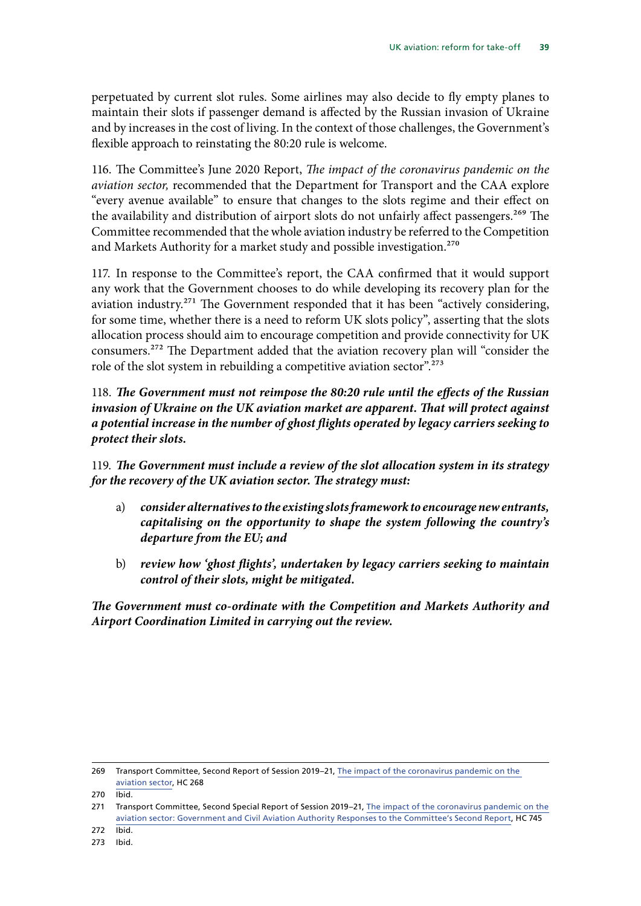perpetuated by current slot rules. Some airlines may also decide to fly empty planes to maintain their slots if passenger demand is affected by the Russian invasion of Ukraine and by increases in the cost of living. In the context of those challenges, the Government's flexible approach to reinstating the 80:20 rule is welcome.

116. The Committee's June 2020 Report, *The impact of the coronavirus pandemic on the aviation sector,* recommended that the Department for Transport and the CAA explore "every avenue available" to ensure that changes to the slots regime and their effect on the availability and distribution of airport slots do not unfairly affect passengers.[269] The Committee recommended that the whole aviation industry be referred to the Competition and Markets Authority for a market study and possible investigation.[270]

117. In response to the Committee's report, the CAA confirmed that it would support any work that the Government chooses to do while developing its recovery plan for the aviation industry.[271] The Government responded that it has been "actively considering, for some time, whether there is a need to reform UK slots policy", asserting that the slots allocation process should aim to encourage competition and provide connectivity for UK consumers.[272] The Department added that the aviation recovery plan will "consider the role of the slot system in rebuilding a competitive aviation sector".[273]

118. ***The Government must not reimpose the 80:20 rule until the effects of the Russian invasion of Ukraine on the UK aviation market are apparent. That will protect against a potential increase in the number of ghost flights operated by legacy carriers seeking to protect their slots.***

119. ***The Government must include a review of the slot allocation system in its strategy for the recovery of the UK aviation sector. The strategy must:***

a) ***consider alternatives to the existing slots framework to encourage new entrants, capitalising on the opportunity to shape the system following the country's departure from the EU; and***

b) ***review how 'ghost flights', undertaken by legacy carriers seeking to maintain control of their slots, might be mitigated.***

***The Government must co-ordinate with the Competition and Markets Authority and Airport Coordination Limited in carrying out the review.***

---

269 Transport Committee, Second Report of Session 2019–21, The impact of the coronavirus pandemic on the aviation sector, HC 268

270 Ibid.

271 Transport Committee, Second Special Report of Session 2019–21, The impact of the coronavirus pandemic on the aviation sector: Government and Civil Aviation Authority Responses to the Committee's Second Report, HC 745

272 Ibid.

273 Ibid.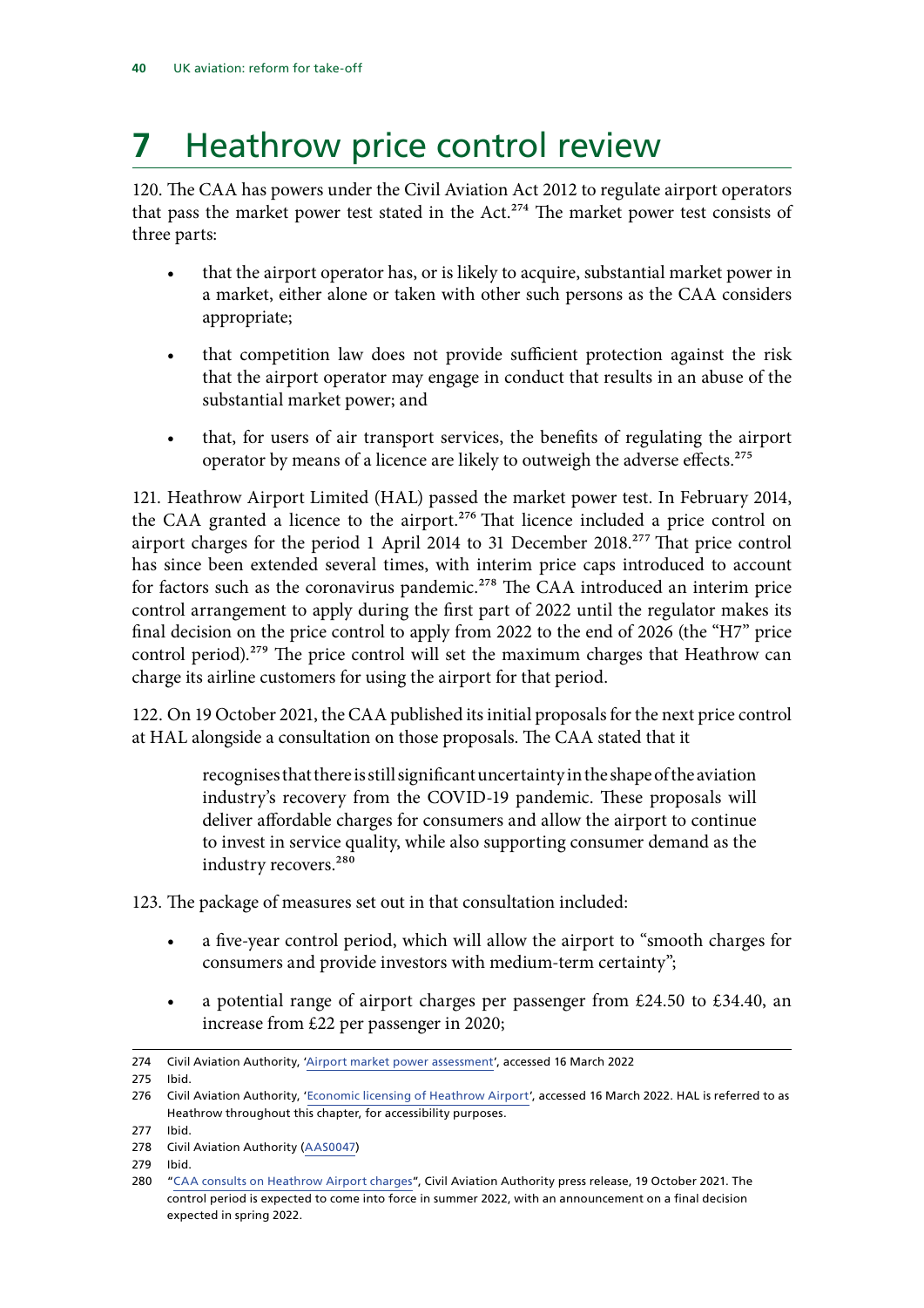# 7 Heathrow price control review

120. The CAA has powers under the Civil Aviation Act 2012 to regulate airport operators that pass the market power test stated in the Act.[274] The market power test consists of three parts:

- that the airport operator has, or is likely to acquire, substantial market power in a market, either alone or taken with other such persons as the CAA considers appropriate;
- that competition law does not provide sufficient protection against the risk that the airport operator may engage in conduct that results in an abuse of the substantial market power; and
- that, for users of air transport services, the benefits of regulating the airport operator by means of a licence are likely to outweigh the adverse effects.[275]

121. Heathrow Airport Limited (HAL) passed the market power test. In February 2014, the CAA granted a licence to the airport.[276] That licence included a price control on airport charges for the period 1 April 2014 to 31 December 2018.[277] That price control has since been extended several times, with interim price caps introduced to account for factors such as the coronavirus pandemic.[278] The CAA introduced an interim price control arrangement to apply during the first part of 2022 until the regulator makes its final decision on the price control to apply from 2022 to the end of 2026 (the "H7" price control period).[279] The price control will set the maximum charges that Heathrow can charge its airline customers for using the airport for that period.

122. On 19 October 2021, the CAA published its initial proposals for the next price control at HAL alongside a consultation on those proposals. The CAA stated that it

> recognises that there is still significant uncertainty in the shape of the aviation industry's recovery from the COVID-19 pandemic. These proposals will deliver affordable charges for consumers and allow the airport to continue to invest in service quality, while also supporting consumer demand as the industry recovers.[280]

123. The package of measures set out in that consultation included:

- a five-year control period, which will allow the airport to "smooth charges for consumers and provide investors with medium-term certainty";
- a potential range of airport charges per passenger from £24.50 to £34.40, an increase from £22 per passenger in 2020;

---

274 Civil Aviation Authority, 'Airport market power assessment', accessed 16 March 2022

275 Ibid.

276 Civil Aviation Authority, 'Economic licensing of Heathrow Airport', accessed 16 March 2022. HAL is referred to as Heathrow throughout this chapter, for accessibility purposes.

277 Ibid.

278 Civil Aviation Authority (AAS0047)

279 Ibid.

280 "CAA consults on Heathrow Airport charges", Civil Aviation Authority press release, 19 October 2021. The control period is expected to come into force in summer 2022, with an announcement on a final decision expected in spring 2022.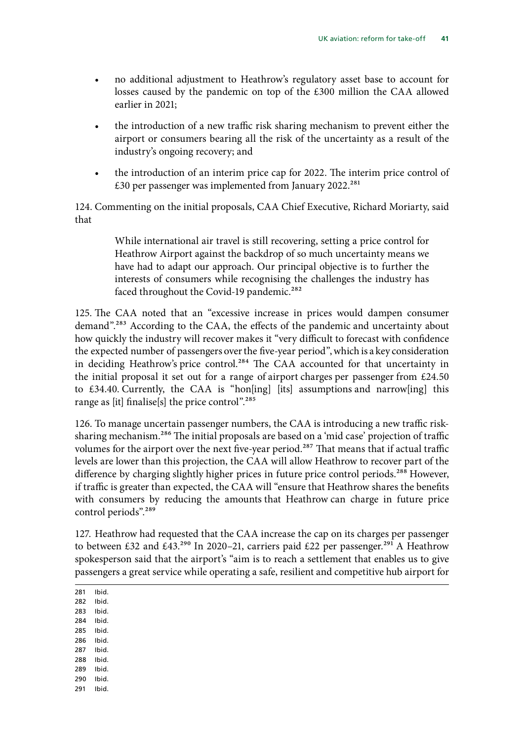- no additional adjustment to Heathrow's regulatory asset base to account for losses caused by the pandemic on top of the £300 million the CAA allowed earlier in 2021;
- the introduction of a new traffic risk sharing mechanism to prevent either the airport or consumers bearing all the risk of the uncertainty as a result of the industry's ongoing recovery; and
- the introduction of an interim price cap for 2022. The interim price control of £30 per passenger was implemented from January 2022.[281]

124. Commenting on the initial proposals, CAA Chief Executive, Richard Moriarty, said that

> While international air travel is still recovering, setting a price control for Heathrow Airport against the backdrop of so much uncertainty means we have had to adapt our approach. Our principal objective is to further the interests of consumers while recognising the challenges the industry has faced throughout the Covid-19 pandemic.[282]

125. The CAA noted that an "excessive increase in prices would dampen consumer demand".[283] According to the CAA, the effects of the pandemic and uncertainty about how quickly the industry will recover makes it "very difficult to forecast with confidence the expected number of passengers over the five-year period", which is a key consideration in deciding Heathrow's price control.[284] The CAA accounted for that uncertainty in the initial proposal it set out for a range of airport charges per passenger from £24.50 to £34.40. Currently, the CAA is "hon[ing] [its] assumptions and narrow[ing] this range as [it] finalise[s] the price control".[285]

126. To manage uncertain passenger numbers, the CAA is introducing a new traffic risk-sharing mechanism.[286] The initial proposals are based on a 'mid case' projection of traffic volumes for the airport over the next five-year period.[287] That means that if actual traffic levels are lower than this projection, the CAA will allow Heathrow to recover part of the difference by charging slightly higher prices in future price control periods.[288] However, if traffic is greater than expected, the CAA will "ensure that Heathrow shares the benefits with consumers by reducing the amounts that Heathrow can charge in future price control periods".[289]

127. Heathrow had requested that the CAA increase the cap on its charges per passenger to between £32 and £43.[290] In 2020–21, carriers paid £22 per passenger.[291] A Heathrow spokesperson said that the airport's "aim is to reach a settlement that enables us to give passengers a great service while operating a safe, resilient and competitive hub airport for

281 Ibid.
282 Ibid.
283 Ibid.
284 Ibid.
285 Ibid.
286 Ibid.
287 Ibid.
288 Ibid.
289 Ibid.
290 Ibid.
291 Ibid.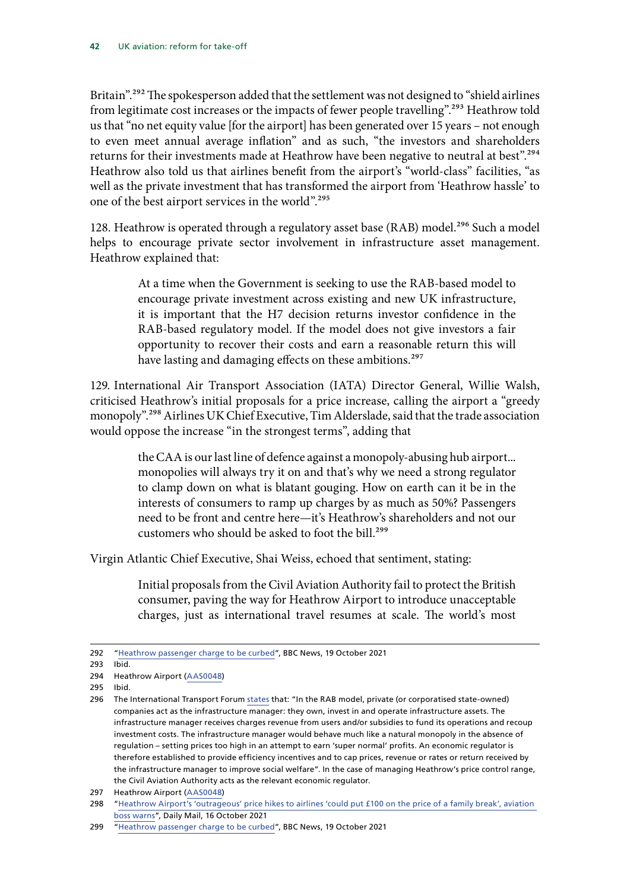Britain".[292] The spokesperson added that the settlement was not designed to "shield airlines from legitimate cost increases or the impacts of fewer people travelling".[293] Heathrow told us that "no net equity value [for the airport] has been generated over 15 years – not enough to even meet annual average inflation" and as such, "the investors and shareholders returns for their investments made at Heathrow have been negative to neutral at best".[294] Heathrow also told us that airlines benefit from the airport's "world-class" facilities, "as well as the private investment that has transformed the airport from 'Heathrow hassle' to one of the best airport services in the world".[295]

128. Heathrow is operated through a regulatory asset base (RAB) model.[296] Such a model helps to encourage private sector involvement in infrastructure asset management. Heathrow explained that:

> At a time when the Government is seeking to use the RAB-based model to encourage private investment across existing and new UK infrastructure, it is important that the H7 decision returns investor confidence in the RAB-based regulatory model. If the model does not give investors a fair opportunity to recover their costs and earn a reasonable return this will have lasting and damaging effects on these ambitions.[297]

129. International Air Transport Association (IATA) Director General, Willie Walsh, criticised Heathrow's initial proposals for a price increase, calling the airport a "greedy monopoly".[298] Airlines UK Chief Executive, Tim Alderslade, said that the trade association would oppose the increase "in the strongest terms", adding that

> the CAA is our last line of defence against a monopoly-abusing hub airport… monopolies will always try it on and that's why we need a strong regulator to clamp down on what is blatant gouging. How on earth can it be in the interests of consumers to ramp up charges by as much as 50%? Passengers need to be front and centre here—it's Heathrow's shareholders and not our customers who should be asked to foot the bill.[299]

Virgin Atlantic Chief Executive, Shai Weiss, echoed that sentiment, stating:

> Initial proposals from the Civil Aviation Authority fail to protect the British consumer, paving the way for Heathrow Airport to introduce unacceptable charges, just as international travel resumes at scale. The world's most

---

292 "Heathrow passenger charge to be curbed", BBC News, 19 October 2021

293 Ibid.

294 Heathrow Airport (AAS0048)

295 Ibid.

296 The International Transport Forum states that: "In the RAB model, private (or corporatised state-owned) companies act as the infrastructure manager: they own, invest in and operate infrastructure assets. The infrastructure manager receives charges revenue from users and/or subsidies to fund its operations and recoup investment costs. The infrastructure manager would behave much like a natural monopoly in the absence of regulation – setting prices too high in an attempt to earn 'super normal' profits. An economic regulator is therefore established to provide efficiency incentives and to cap prices, revenue or rates or return received by the infrastructure manager to improve social welfare". In the case of managing Heathrow's price control range, the Civil Aviation Authority acts as the relevant economic regulator.

297 Heathrow Airport (AAS0048)

298 "Heathrow Airport's 'outrageous' price hikes to airlines 'could put £100 on the price of a family break', aviation boss warns", Daily Mail, 16 October 2021

299 "Heathrow passenger charge to be curbed", BBC News, 19 October 2021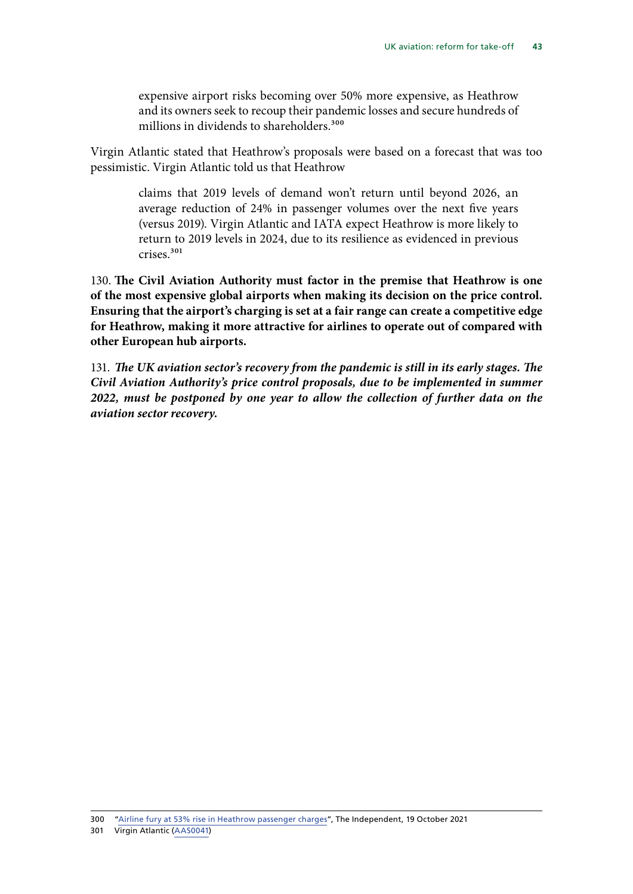> expensive airport risks becoming over 50% more expensive, as Heathrow and its owners seek to recoup their pandemic losses and secure hundreds of millions in dividends to shareholders.[300]

Virgin Atlantic stated that Heathrow's proposals were based on a forecast that was too pessimistic. Virgin Atlantic told us that Heathrow

> claims that 2019 levels of demand won't return until beyond 2026, an average reduction of 24% in passenger volumes over the next five years (versus 2019). Virgin Atlantic and IATA expect Heathrow is more likely to return to 2019 levels in 2024, due to its resilience as evidenced in previous crises.[301]

130. **The Civil Aviation Authority must factor in the premise that Heathrow is one of the most expensive global airports when making its decision on the price control. Ensuring that the airport's charging is set at a fair range can create a competitive edge for Heathrow, making it more attractive for airlines to operate out of compared with other European hub airports.**

131. ***The UK aviation sector's recovery from the pandemic is still in its early stages. The Civil Aviation Authority's price control proposals, due to be implemented in summer 2022, must be postponed by one year to allow the collection of further data on the aviation sector recovery.***

---

300 "Airline fury at 53% rise in Heathrow passenger charges", The Independent, 19 October 2021

301 Virgin Atlantic (AAS0041)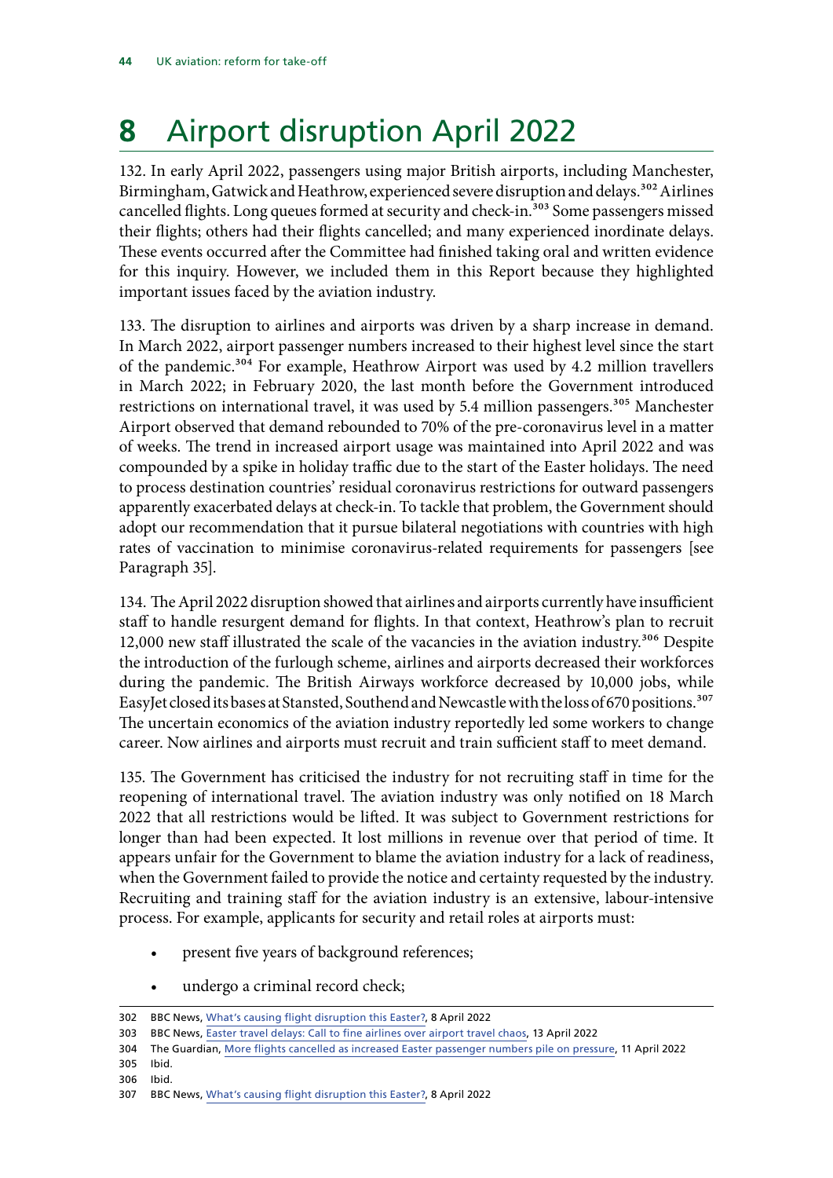# 8 Airport disruption April 2022

132. In early April 2022, passengers using major British airports, including Manchester, Birmingham, Gatwick and Heathrow, experienced severe disruption and delays.[302] Airlines cancelled flights. Long queues formed at security and check-in.[303] Some passengers missed their flights; others had their flights cancelled; and many experienced inordinate delays. These events occurred after the Committee had finished taking oral and written evidence for this inquiry. However, we included them in this Report because they highlighted important issues faced by the aviation industry.

133. The disruption to airlines and airports was driven by a sharp increase in demand. In March 2022, airport passenger numbers increased to their highest level since the start of the pandemic.[304] For example, Heathrow Airport was used by 4.2 million travellers in March 2022; in February 2020, the last month before the Government introduced restrictions on international travel, it was used by 5.4 million passengers.[305] Manchester Airport observed that demand rebounded to 70% of the pre-coronavirus level in a matter of weeks. The trend in increased airport usage was maintained into April 2022 and was compounded by a spike in holiday traffic due to the start of the Easter holidays. The need to process destination countries' residual coronavirus restrictions for outward passengers apparently exacerbated delays at check-in. To tackle that problem, the Government should adopt our recommendation that it pursue bilateral negotiations with countries with high rates of vaccination to minimise coronavirus-related requirements for passengers [see Paragraph 35].

134. The April 2022 disruption showed that airlines and airports currently have insufficient staff to handle resurgent demand for flights. In that context, Heathrow's plan to recruit 12,000 new staff illustrated the scale of the vacancies in the aviation industry.[306] Despite the introduction of the furlough scheme, airlines and airports decreased their workforces during the pandemic. The British Airways workforce decreased by 10,000 jobs, while EasyJet closed its bases at Stansted, Southend and Newcastle with the loss of 670 positions.[307] The uncertain economics of the aviation industry reportedly led some workers to change career. Now airlines and airports must recruit and train sufficient staff to meet demand.

135. The Government has criticised the industry for not recruiting staff in time for the reopening of international travel. The aviation industry was only notified on 18 March 2022 that all restrictions would be lifted. It was subject to Government restrictions for longer than had been expected. It lost millions in revenue over that period of time. It appears unfair for the Government to blame the aviation industry for a lack of readiness, when the Government failed to provide the notice and certainty requested by the industry. Recruiting and training staff for the aviation industry is an extensive, labour-intensive process. For example, applicants for security and retail roles at airports must:

- present five years of background references;
- undergo a criminal record check;

302 BBC News, What's causing flight disruption this Easter?, 8 April 2022

303 BBC News, Easter travel delays: Call to fine airlines over airport travel chaos, 13 April 2022

304 The Guardian, More flights cancelled as increased Easter passenger numbers pile on pressure, 11 April 2022

305 Ibid.

306 Ibid.

307 BBC News, What's causing flight disruption this Easter?, 8 April 2022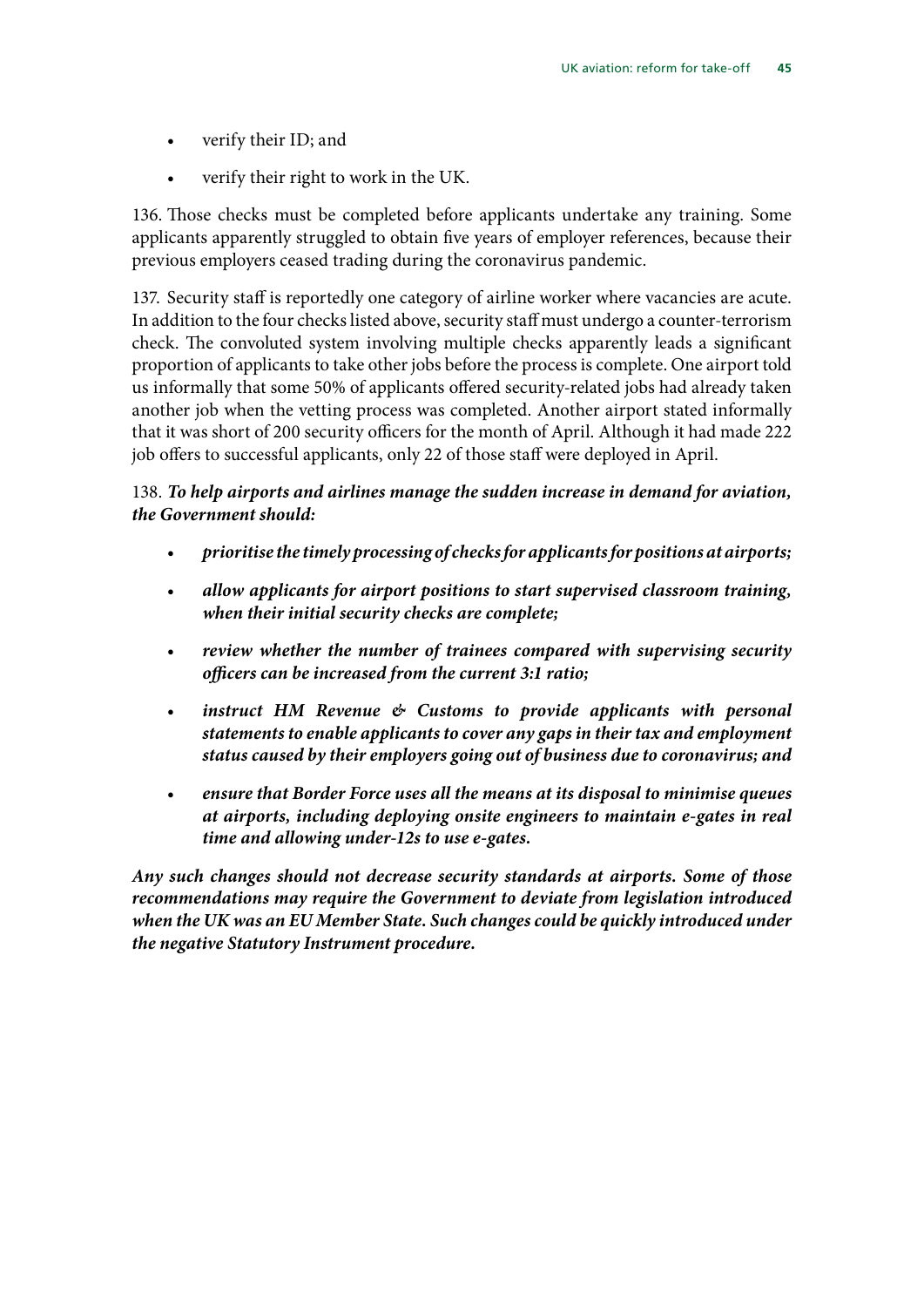- verify their ID; and
- verify their right to work in the UK.

136. Those checks must be completed before applicants undertake any training. Some applicants apparently struggled to obtain five years of employer references, because their previous employers ceased trading during the coronavirus pandemic.

137. Security staff is reportedly one category of airline worker where vacancies are acute. In addition to the four checks listed above, security staff must undergo a counter-terrorism check. The convoluted system involving multiple checks apparently leads a significant proportion of applicants to take other jobs before the process is complete. One airport told us informally that some 50% of applicants offered security-related jobs had already taken another job when the vetting process was completed. Another airport stated informally that it was short of 200 security officers for the month of April. Although it had made 222 job offers to successful applicants, only 22 of those staff were deployed in April.

138. ***To help airports and airlines manage the sudden increase in demand for aviation, the Government should:***

- ***prioritise the timely processing of checks for applicants for positions at airports;***
- ***allow applicants for airport positions to start supervised classroom training, when their initial security checks are complete;***
- ***review whether the number of trainees compared with supervising security officers can be increased from the current 3:1 ratio;***
- ***instruct HM Revenue & Customs to provide applicants with personal statements to enable applicants to cover any gaps in their tax and employment status caused by their employers going out of business due to coronavirus; and***
- ***ensure that Border Force uses all the means at its disposal to minimise queues at airports, including deploying onsite engineers to maintain e-gates in real time and allowing under-12s to use e-gates.***

***Any such changes should not decrease security standards at airports. Some of those recommendations may require the Government to deviate from legislation introduced when the UK was an EU Member State. Such changes could be quickly introduced under the negative Statutory Instrument procedure.***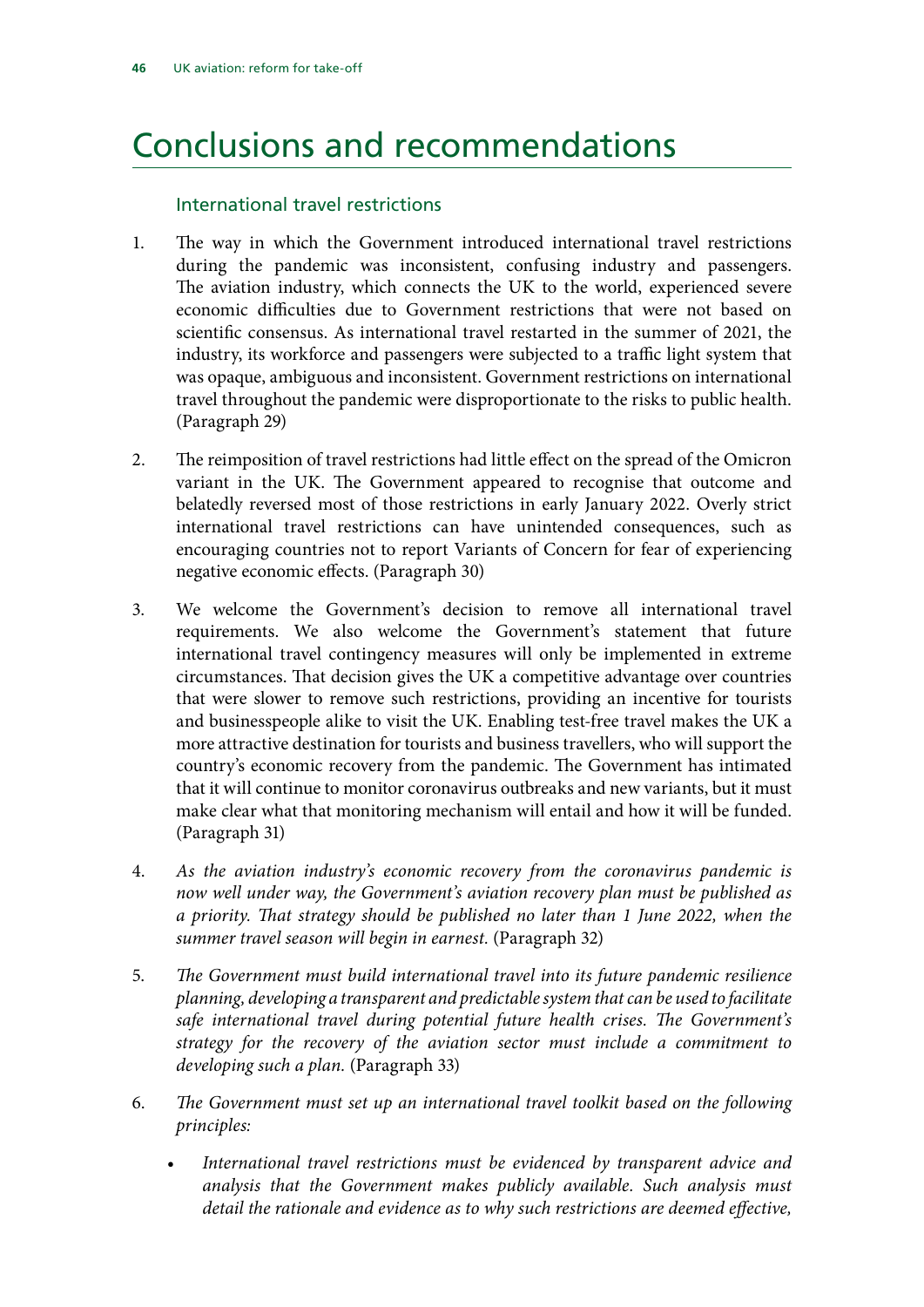# Conclusions and recommendations

## International travel restrictions

1. The way in which the Government introduced international travel restrictions during the pandemic was inconsistent, confusing industry and passengers. The aviation industry, which connects the UK to the world, experienced severe economic difficulties due to Government restrictions that were not based on scientific consensus. As international travel restarted in the summer of 2021, the industry, its workforce and passengers were subjected to a traffic light system that was opaque, ambiguous and inconsistent. Government restrictions on international travel throughout the pandemic were disproportionate to the risks to public health. (Paragraph 29)

2. The reimposition of travel restrictions had little effect on the spread of the Omicron variant in the UK. The Government appeared to recognise that outcome and belatedly reversed most of those restrictions in early January 2022. Overly strict international travel restrictions can have unintended consequences, such as encouraging countries not to report Variants of Concern for fear of experiencing negative economic effects. (Paragraph 30)

3. We welcome the Government's decision to remove all international travel requirements. We also welcome the Government's statement that future international travel contingency measures will only be implemented in extreme circumstances. That decision gives the UK a competitive advantage over countries that were slower to remove such restrictions, providing an incentive for tourists and businesspeople alike to visit the UK. Enabling test-free travel makes the UK a more attractive destination for tourists and business travellers, who will support the country's economic recovery from the pandemic. The Government has intimated that it will continue to monitor coronavirus outbreaks and new variants, but it must make clear what that monitoring mechanism will entail and how it will be funded. (Paragraph 31)

4. *As the aviation industry's economic recovery from the coronavirus pandemic is now well under way, the Government's aviation recovery plan must be published as a priority. That strategy should be published no later than 1 June 2022, when the summer travel season will begin in earnest.* (Paragraph 32)

5. *The Government must build international travel into its future pandemic resilience planning, developing a transparent and predictable system that can be used to facilitate safe international travel during potential future health crises. The Government's strategy for the recovery of the aviation sector must include a commitment to developing such a plan.* (Paragraph 33)

6. *The Government must set up an international travel toolkit based on the following principles:*

   - *International travel restrictions must be evidenced by transparent advice and analysis that the Government makes publicly available. Such analysis must detail the rationale and evidence as to why such restrictions are deemed effective,*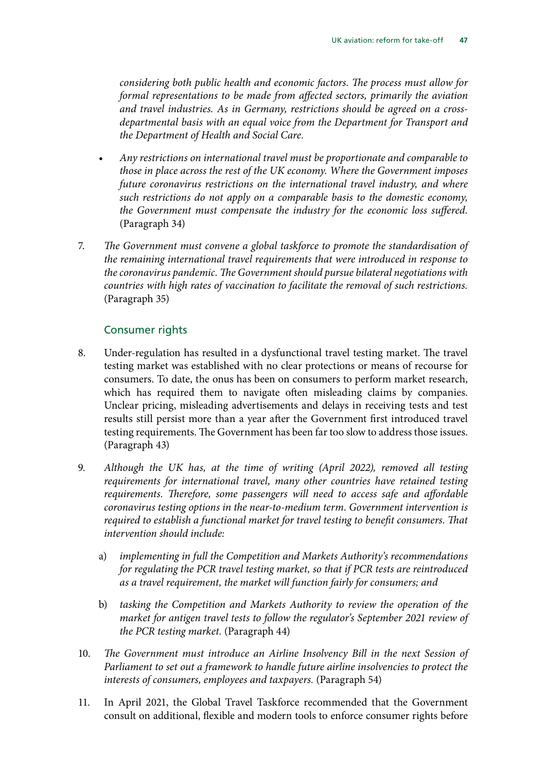*considering both public health and economic factors. The process must allow for formal representations to be made from affected sectors, primarily the aviation and travel industries. As in Germany, restrictions should be agreed on a cross-departmental basis with an equal voice from the Department for Transport and the Department of Health and Social Care.*

- *Any restrictions on international travel must be proportionate and comparable to those in place across the rest of the UK economy. Where the Government imposes future coronavirus restrictions on the international travel industry, and where such restrictions do not apply on a comparable basis to the domestic economy, the Government must compensate the industry for the economic loss suffered.* (Paragraph 34)

7. *The Government must convene a global taskforce to promote the standardisation of the remaining international travel requirements that were introduced in response to the coronavirus pandemic. The Government should pursue bilateral negotiations with countries with high rates of vaccination to facilitate the removal of such restrictions.* (Paragraph 35)

## Consumer rights

8. Under-regulation has resulted in a dysfunctional travel testing market. The travel testing market was established with no clear protections or means of recourse for consumers. To date, the onus has been on consumers to perform market research, which has required them to navigate often misleading claims by companies. Unclear pricing, misleading advertisements and delays in receiving tests and test results still persist more than a year after the Government first introduced travel testing requirements. The Government has been far too slow to address those issues. (Paragraph 43)

9. *Although the UK has, at the time of writing (April 2022), removed all testing requirements for international travel, many other countries have retained testing requirements. Therefore, some passengers will need to access safe and affordable coronavirus testing options in the near-to-medium term. Government intervention is required to establish a functional market for travel testing to benefit consumers. That intervention should include:*

   a) *implementing in full the Competition and Markets Authority's recommendations for regulating the PCR travel testing market, so that if PCR tests are reintroduced as a travel requirement, the market will function fairly for consumers; and*

   b) *tasking the Competition and Markets Authority to review the operation of the market for antigen travel tests to follow the regulator's September 2021 review of the PCR testing market.* (Paragraph 44)

10. *The Government must introduce an Airline Insolvency Bill in the next Session of Parliament to set out a framework to handle future airline insolvencies to protect the interests of consumers, employees and taxpayers.* (Paragraph 54)

11. In April 2021, the Global Travel Taskforce recommended that the Government consult on additional, flexible and modern tools to enforce consumer rights before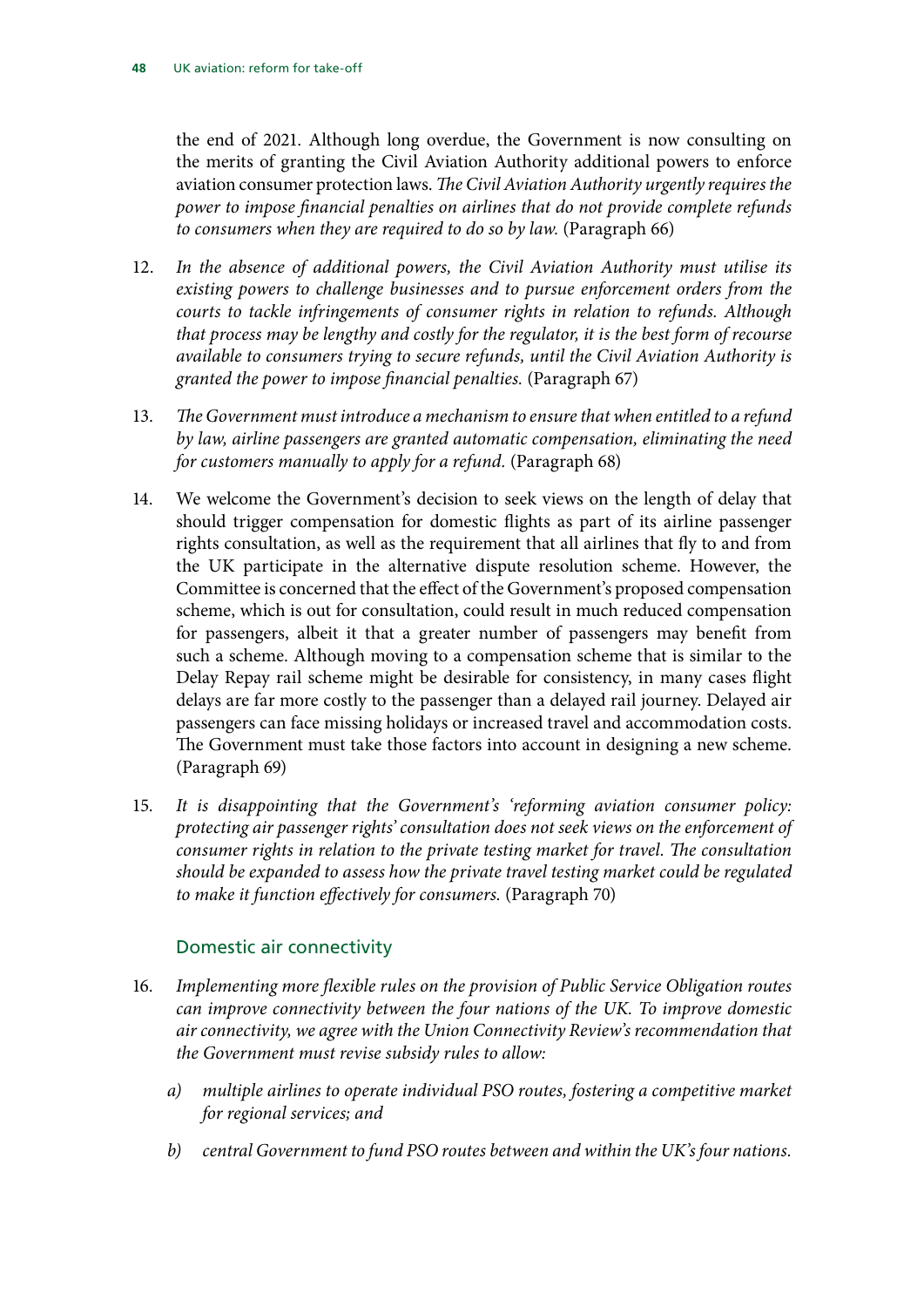the end of 2021. Although long overdue, the Government is now consulting on the merits of granting the Civil Aviation Authority additional powers to enforce aviation consumer protection laws. *The Civil Aviation Authority urgently requires the power to impose financial penalties on airlines that do not provide complete refunds to consumers when they are required to do so by law.* (Paragraph 66)

12. *In the absence of additional powers, the Civil Aviation Authority must utilise its existing powers to challenge businesses and to pursue enforcement orders from the courts to tackle infringements of consumer rights in relation to refunds. Although that process may be lengthy and costly for the regulator, it is the best form of recourse available to consumers trying to secure refunds, until the Civil Aviation Authority is granted the power to impose financial penalties.* (Paragraph 67)

13. *The Government must introduce a mechanism to ensure that when entitled to a refund by law, airline passengers are granted automatic compensation, eliminating the need for customers manually to apply for a refund.* (Paragraph 68)

14. We welcome the Government's decision to seek views on the length of delay that should trigger compensation for domestic flights as part of its airline passenger rights consultation, as well as the requirement that all airlines that fly to and from the UK participate in the alternative dispute resolution scheme. However, the Committee is concerned that the effect of the Government's proposed compensation scheme, which is out for consultation, could result in much reduced compensation for passengers, albeit it that a greater number of passengers may benefit from such a scheme. Although moving to a compensation scheme that is similar to the Delay Repay rail scheme might be desirable for consistency, in many cases flight delays are far more costly to the passenger than a delayed rail journey. Delayed air passengers can face missing holidays or increased travel and accommodation costs. The Government must take those factors into account in designing a new scheme. (Paragraph 69)

15. *It is disappointing that the Government's 'reforming aviation consumer policy: protecting air passenger rights' consultation does not seek views on the enforcement of consumer rights in relation to the private testing market for travel. The consultation should be expanded to assess how the private travel testing market could be regulated to make it function effectively for consumers.* (Paragraph 70)

### Domestic air connectivity

16. *Implementing more flexible rules on the provision of Public Service Obligation routes can improve connectivity between the four nations of the UK. To improve domestic air connectivity, we agree with the Union Connectivity Review's recommendation that the Government must revise subsidy rules to allow:*

    *a) multiple airlines to operate individual PSO routes, fostering a competitive market for regional services; and*

    *b) central Government to fund PSO routes between and within the UK's four nations.*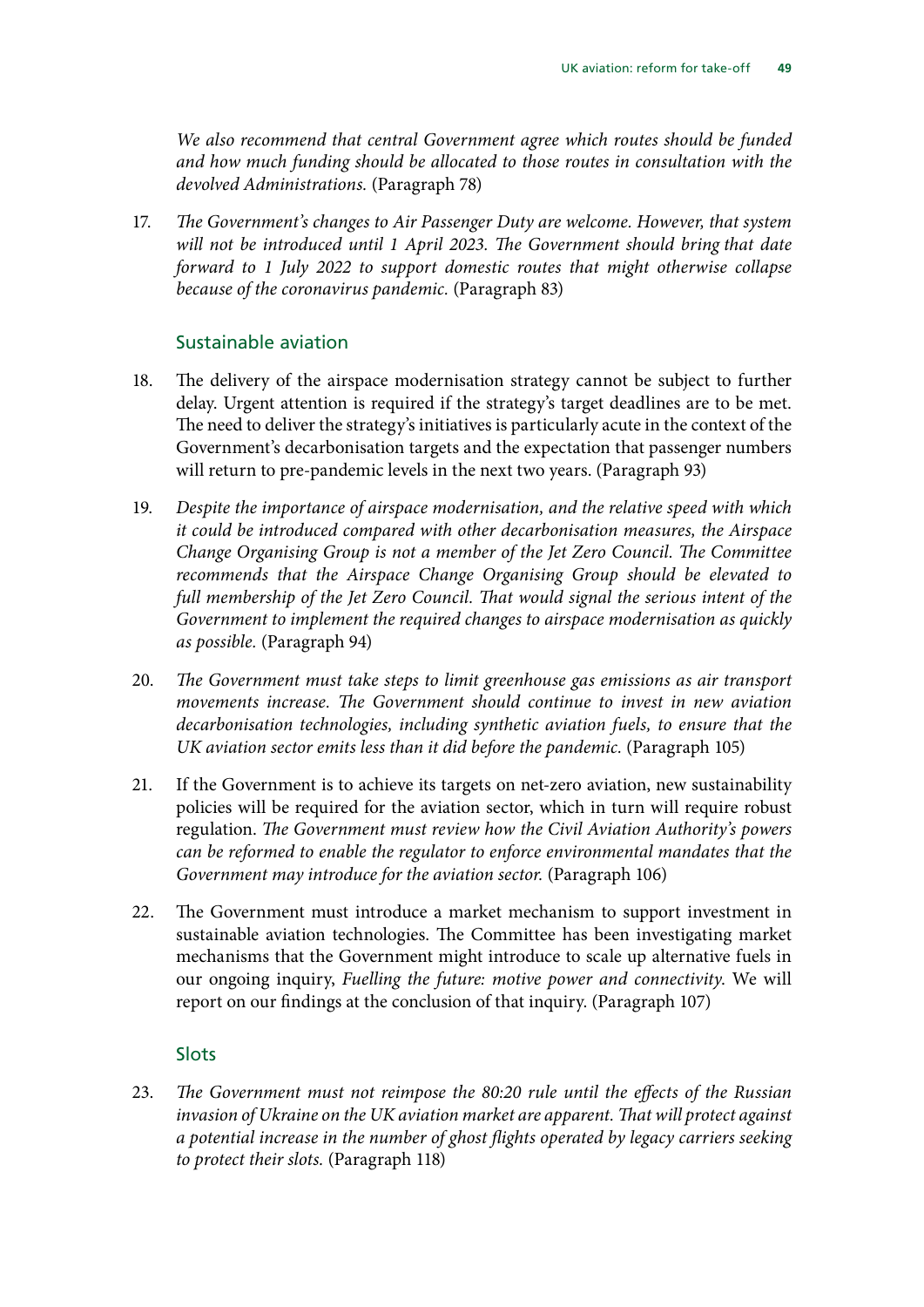*We also recommend that central Government agree which routes should be funded and how much funding should be allocated to those routes in consultation with the devolved Administrations.* (Paragraph 78)

17. *The Government's changes to Air Passenger Duty are welcome. However, that system will not be introduced until 1 April 2023. The Government should bring that date forward to 1 July 2022 to support domestic routes that might otherwise collapse because of the coronavirus pandemic.* (Paragraph 83)

### Sustainable aviation

18. The delivery of the airspace modernisation strategy cannot be subject to further delay. Urgent attention is required if the strategy's target deadlines are to be met. The need to deliver the strategy's initiatives is particularly acute in the context of the Government's decarbonisation targets and the expectation that passenger numbers will return to pre-pandemic levels in the next two years. (Paragraph 93)

19. *Despite the importance of airspace modernisation, and the relative speed with which it could be introduced compared with other decarbonisation measures, the Airspace Change Organising Group is not a member of the Jet Zero Council. The Committee recommends that the Airspace Change Organising Group should be elevated to full membership of the Jet Zero Council. That would signal the serious intent of the Government to implement the required changes to airspace modernisation as quickly as possible.* (Paragraph 94)

20. *The Government must take steps to limit greenhouse gas emissions as air transport movements increase. The Government should continue to invest in new aviation decarbonisation technologies, including synthetic aviation fuels, to ensure that the UK aviation sector emits less than it did before the pandemic.* (Paragraph 105)

21. If the Government is to achieve its targets on net-zero aviation, new sustainability policies will be required for the aviation sector, which in turn will require robust regulation. *The Government must review how the Civil Aviation Authority's powers can be reformed to enable the regulator to enforce environmental mandates that the Government may introduce for the aviation sector.* (Paragraph 106)

22. The Government must introduce a market mechanism to support investment in sustainable aviation technologies. The Committee has been investigating market mechanisms that the Government might introduce to scale up alternative fuels in our ongoing inquiry, *Fuelling the future: motive power and connectivity*. We will report on our findings at the conclusion of that inquiry. (Paragraph 107)

### Slots

23. *The Government must not reimpose the 80:20 rule until the effects of the Russian invasion of Ukraine on the UK aviation market are apparent. That will protect against a potential increase in the number of ghost flights operated by legacy carriers seeking to protect their slots.* (Paragraph 118)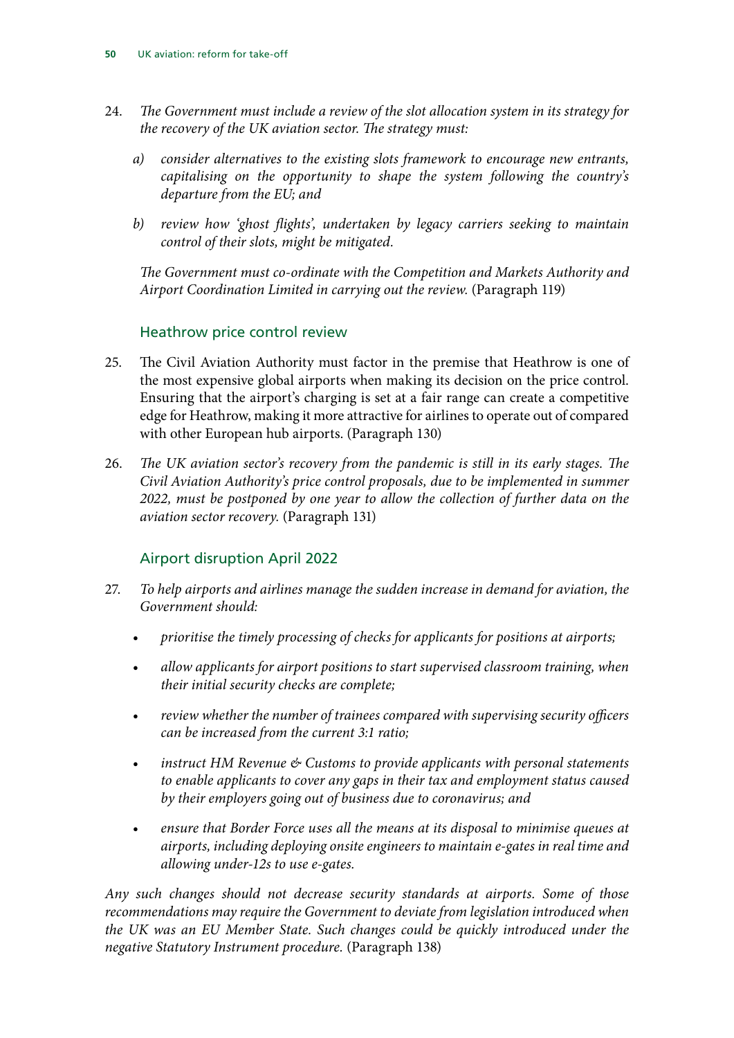24. *The Government must include a review of the slot allocation system in its strategy for the recovery of the UK aviation sector. The strategy must:*

    a) *consider alternatives to the existing slots framework to encourage new entrants, capitalising on the opportunity to shape the system following the country's departure from the EU; and*

    b) *review how 'ghost flights', undertaken by legacy carriers seeking to maintain control of their slots, might be mitigated.*

    *The Government must co-ordinate with the Competition and Markets Authority and Airport Coordination Limited in carrying out the review.* (Paragraph 119)

### Heathrow price control review

25. The Civil Aviation Authority must factor in the premise that Heathrow is one of the most expensive global airports when making its decision on the price control. Ensuring that the airport's charging is set at a fair range can create a competitive edge for Heathrow, making it more attractive for airlines to operate out of compared with other European hub airports. (Paragraph 130)

26. *The UK aviation sector's recovery from the pandemic is still in its early stages. The Civil Aviation Authority's price control proposals, due to be implemented in summer 2022, must be postponed by one year to allow the collection of further data on the aviation sector recovery.* (Paragraph 131)

### Airport disruption April 2022

27. *To help airports and airlines manage the sudden increase in demand for aviation, the Government should:*

    - *prioritise the timely processing of checks for applicants for positions at airports;*
    - *allow applicants for airport positions to start supervised classroom training, when their initial security checks are complete;*
    - *review whether the number of trainees compared with supervising security officers can be increased from the current 3:1 ratio;*
    - *instruct HM Revenue & Customs to provide applicants with personal statements to enable applicants to cover any gaps in their tax and employment status caused by their employers going out of business due to coronavirus; and*
    - *ensure that Border Force uses all the means at its disposal to minimise queues at airports, including deploying onsite engineers to maintain e-gates in real time and allowing under-12s to use e-gates.*

*Any such changes should not decrease security standards at airports. Some of those recommendations may require the Government to deviate from legislation introduced when the UK was an EU Member State. Such changes could be quickly introduced under the negative Statutory Instrument procedure.* (Paragraph 138)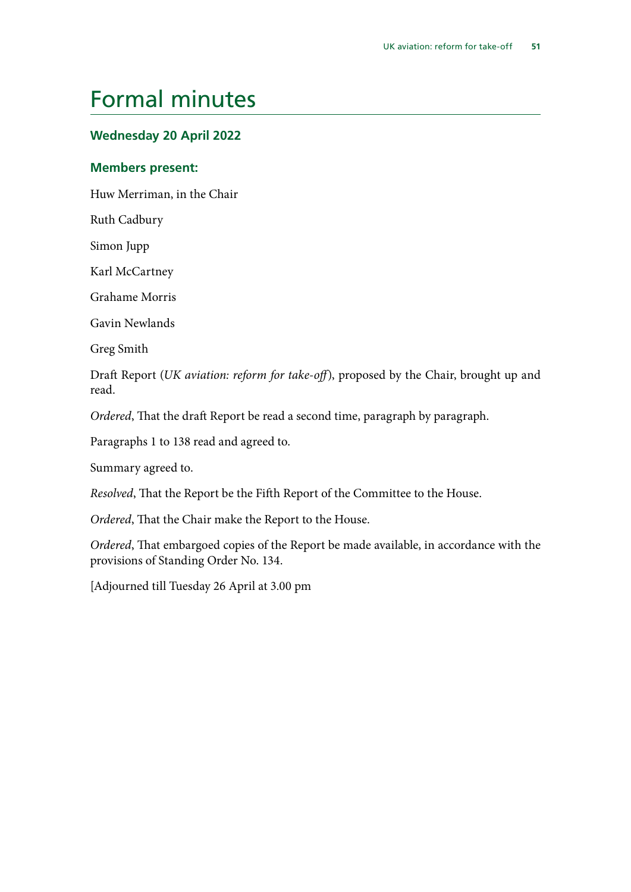# Formal minutes

### Wednesday 20 April 2022

### Members present:

Huw Merriman, in the Chair

Ruth Cadbury

Simon Jupp

Karl McCartney

Grahame Morris

Gavin Newlands

Greg Smith

Draft Report (*UK aviation: reform for take-off*), proposed by the Chair, brought up and read.

*Ordered*, That the draft Report be read a second time, paragraph by paragraph.

Paragraphs 1 to 138 read and agreed to.

Summary agreed to.

*Resolved*, That the Report be the Fifth Report of the Committee to the House.

*Ordered*, That the Chair make the Report to the House.

*Ordered*, That embargoed copies of the Report be made available, in accordance with the provisions of Standing Order No. 134.

[Adjourned till Tuesday 26 April at 3.00 pm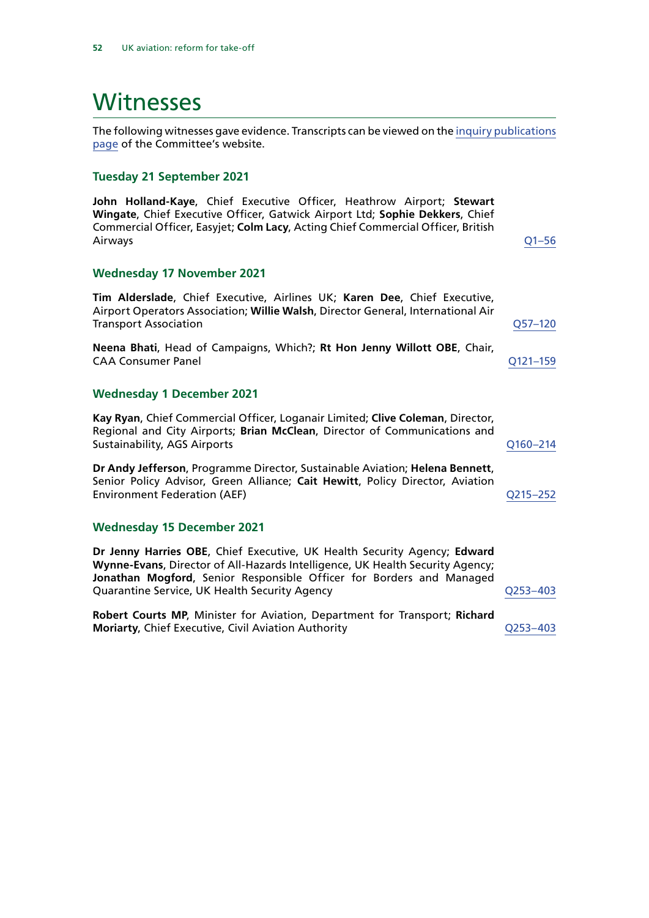# Witnesses

The following witnesses gave evidence. Transcripts can be viewed on the inquiry publications page of the Committee's website.

## Tuesday 21 September 2021

**John Holland-Kaye**, Chief Executive Officer, Heathrow Airport; **Stewart Wingate**, Chief Executive Officer, Gatwick Airport Ltd; **Sophie Dekkers**, Chief Commercial Officer, Easyjet; **Colm Lacy**, Acting Chief Commercial Officer, British Airways — Q1–56

## Wednesday 17 November 2021

**Tim Alderslade**, Chief Executive, Airlines UK; **Karen Dee**, Chief Executive, Airport Operators Association; **Willie Walsh**, Director General, International Air Transport Association — Q57–120

**Neena Bhati**, Head of Campaigns, Which?; **Rt Hon Jenny Willott OBE**, Chair, CAA Consumer Panel — Q121–159

## Wednesday 1 December 2021

**Kay Ryan**, Chief Commercial Officer, Loganair Limited; **Clive Coleman**, Director, Regional and City Airports; **Brian McClean**, Director of Communications and Sustainability, AGS Airports — Q160–214

**Dr Andy Jefferson**, Programme Director, Sustainable Aviation; **Helena Bennett**, Senior Policy Advisor, Green Alliance; **Cait Hewitt**, Policy Director, Aviation Environment Federation (AEF) — Q215–252

## Wednesday 15 December 2021

**Dr Jenny Harries OBE**, Chief Executive, UK Health Security Agency; **Edward Wynne-Evans**, Director of All-Hazards Intelligence, UK Health Security Agency; **Jonathan Mogford**, Senior Responsible Officer for Borders and Managed Quarantine Service, UK Health Security Agency — Q253–403

**Robert Courts MP**, Minister for Aviation, Department for Transport; **Richard Moriarty**, Chief Executive, Civil Aviation Authority — Q253–403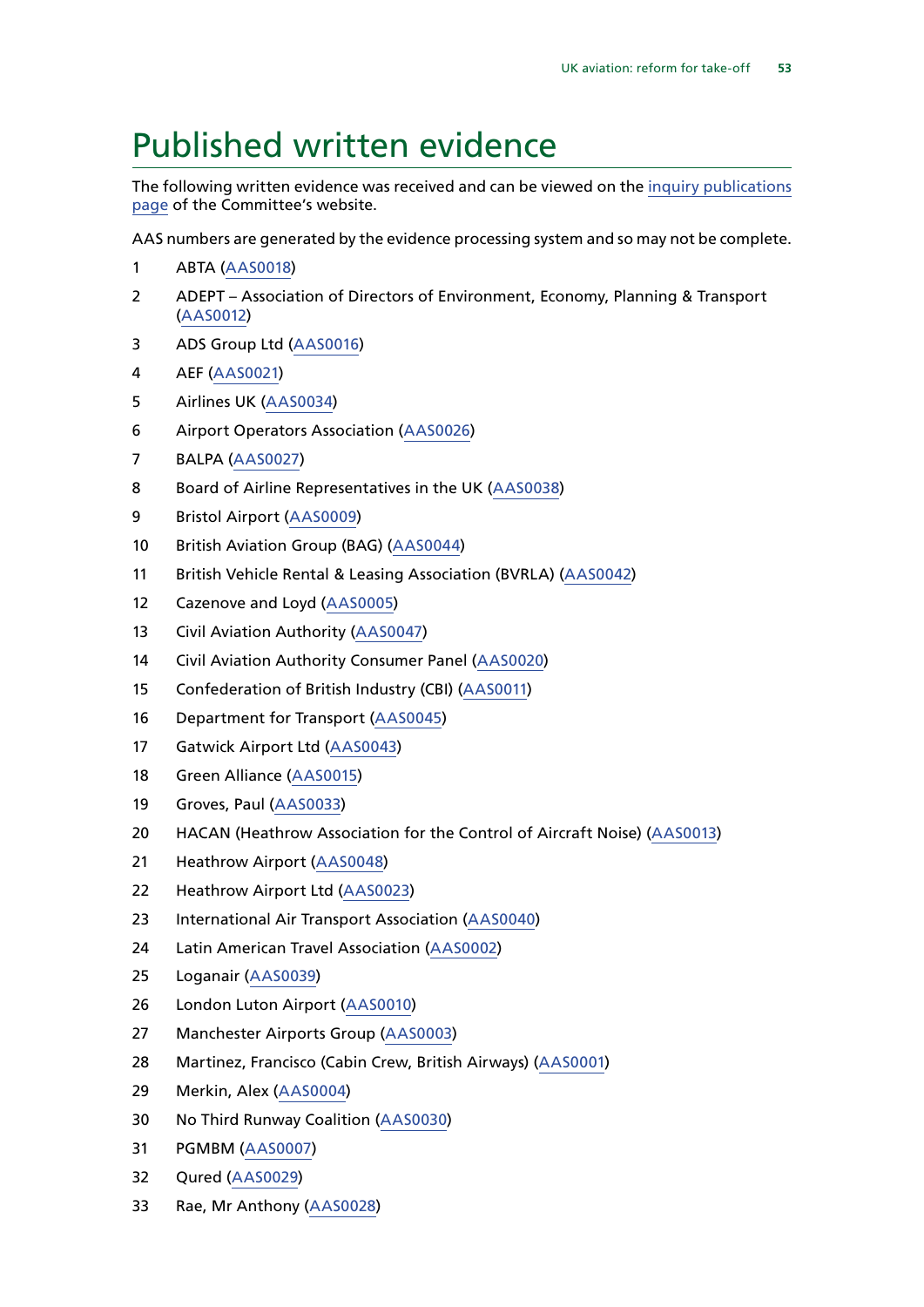# Published written evidence

The following written evidence was received and can be viewed on the inquiry publications page of the Committee's website.

AAS numbers are generated by the evidence processing system and so may not be complete.

1. ABTA (AAS0018)
2. ADEPT – Association of Directors of Environment, Economy, Planning & Transport (AAS0012)
3. ADS Group Ltd (AAS0016)
4. AEF (AAS0021)
5. Airlines UK (AAS0034)
6. Airport Operators Association (AAS0026)
7. BALPA (AAS0027)
8. Board of Airline Representatives in the UK (AAS0038)
9. Bristol Airport (AAS0009)
10. British Aviation Group (BAG) (AAS0044)
11. British Vehicle Rental & Leasing Association (BVRLA) (AAS0042)
12. Cazenove and Loyd (AAS0005)
13. Civil Aviation Authority (AAS0047)
14. Civil Aviation Authority Consumer Panel (AAS0020)
15. Confederation of British Industry (CBI) (AAS0011)
16. Department for Transport (AAS0045)
17. Gatwick Airport Ltd (AAS0043)
18. Green Alliance (AAS0015)
19. Groves, Paul (AAS0033)
20. HACAN (Heathrow Association for the Control of Aircraft Noise) (AAS0013)
21. Heathrow Airport (AAS0048)
22. Heathrow Airport Ltd (AAS0023)
23. International Air Transport Association (AAS0040)
24. Latin American Travel Association (AAS0002)
25. Loganair (AAS0039)
26. London Luton Airport (AAS0010)
27. Manchester Airports Group (AAS0003)
28. Martinez, Francisco (Cabin Crew, British Airways) (AAS0001)
29. Merkin, Alex (AAS0004)
30. No Third Runway Coalition (AAS0030)
31. PGMBM (AAS0007)
32. Qured (AAS0029)
33. Rae, Mr Anthony (AAS0028)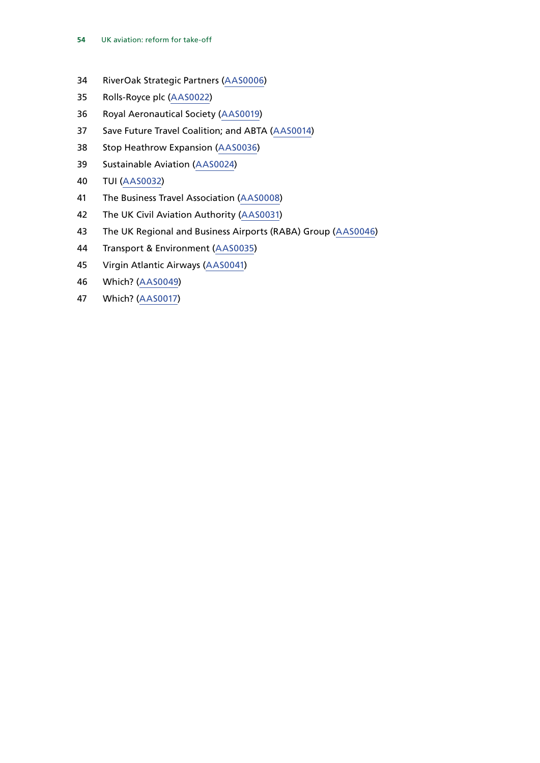34 RiverOak Strategic Partners (AAS0006)

35 Rolls-Royce plc (AAS0022)

36 Royal Aeronautical Society (AAS0019)

37 Save Future Travel Coalition; and ABTA (AAS0014)

38 Stop Heathrow Expansion (AAS0036)

39 Sustainable Aviation (AAS0024)

40 TUI (AAS0032)

41 The Business Travel Association (AAS0008)

42 The UK Civil Aviation Authority (AAS0031)

43 The UK Regional and Business Airports (RABA) Group (AAS0046)

44 Transport & Environment (AAS0035)

45 Virgin Atlantic Airways (AAS0041)

46 Which? (AAS0049)

47 Which? (AAS0017)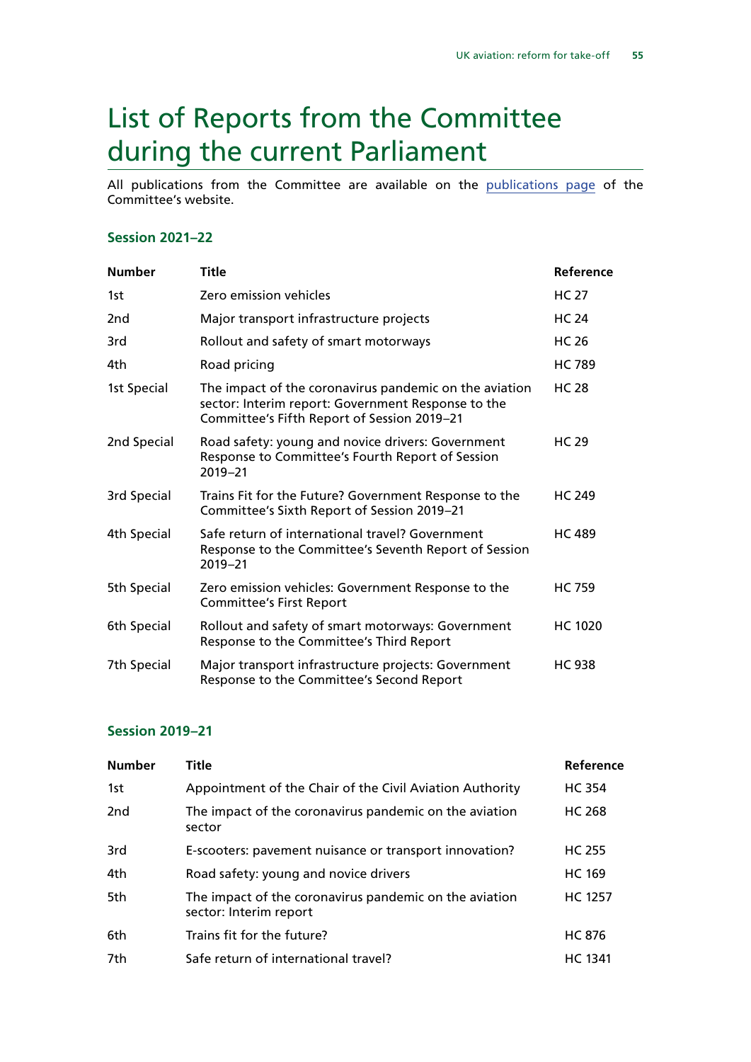# List of Reports from the Committee during the current Parliament

All publications from the Committee are available on the publications page of the Committee's website.

### Session 2021–22

| Number | Title | Reference |
|---|---|---|
| 1st | Zero emission vehicles | HC 27 |
| 2nd | Major transport infrastructure projects | HC 24 |
| 3rd | Rollout and safety of smart motorways | HC 26 |
| 4th | Road pricing | HC 789 |
| 1st Special | The impact of the coronavirus pandemic on the aviation sector: Interim report: Government Response to the Committee's Fifth Report of Session 2019–21 | HC 28 |
| 2nd Special | Road safety: young and novice drivers: Government Response to Committee's Fourth Report of Session 2019–21 | HC 29 |
| 3rd Special | Trains Fit for the Future? Government Response to the Committee's Sixth Report of Session 2019–21 | HC 249 |
| 4th Special | Safe return of international travel? Government Response to the Committee's Seventh Report of Session 2019–21 | HC 489 |
| 5th Special | Zero emission vehicles: Government Response to the Committee's First Report | HC 759 |
| 6th Special | Rollout and safety of smart motorways: Government Response to the Committee's Third Report | HC 1020 |
| 7th Special | Major transport infrastructure projects: Government Response to the Committee's Second Report | HC 938 |

### Session 2019–21

| Number | Title | Reference |
|---|---|---|
| 1st | Appointment of the Chair of the Civil Aviation Authority | HC 354 |
| 2nd | The impact of the coronavirus pandemic on the aviation sector | HC 268 |
| 3rd | E-scooters: pavement nuisance or transport innovation? | HC 255 |
| 4th | Road safety: young and novice drivers | HC 169 |
| 5th | The impact of the coronavirus pandemic on the aviation sector: Interim report | HC 1257 |
| 6th | Trains fit for the future? | HC 876 |
| 7th | Safe return of international travel? | HC 1341 |